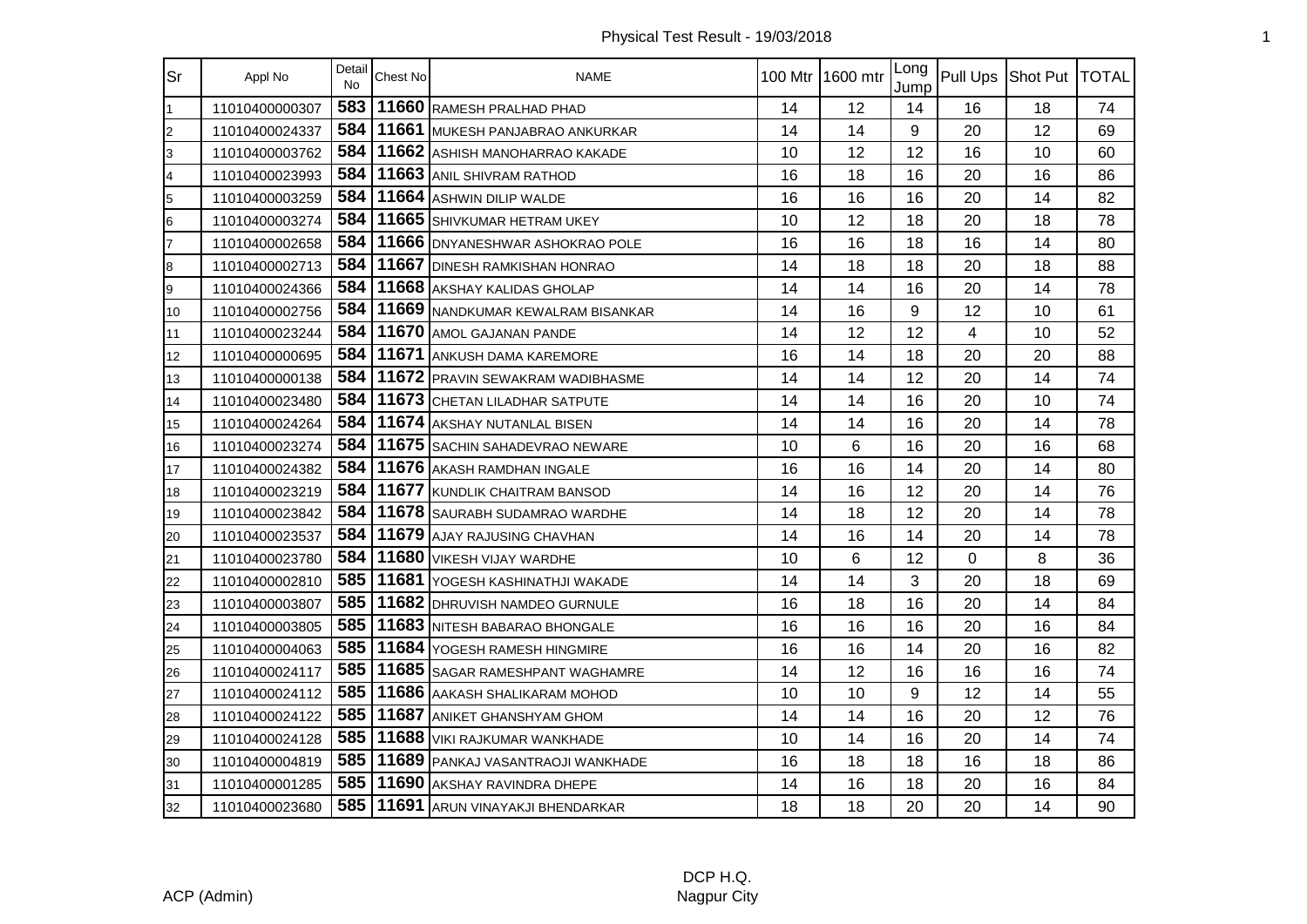# Physical Test Result - 19/03/2018

| Sr | Appl No | Detail No | Chest No | NAME | 100 Mtr | 1600 mtr | Long Jump | Pull Ups | Shot Put | TOTAL |
|---|---|---|---|---|---|---|---|---|---|---|
| 1 | 11010400000307 | 583 | 11660 | RAMESH PRALHAD PHAD | 14 | 12 | 14 | 16 | 18 | 74 |
| 2 | 11010400024337 | 584 | 11661 | MUKESH PANJABRAO ANKURKAR | 14 | 14 | 9 | 20 | 12 | 69 |
| 3 | 11010400003762 | 584 | 11662 | ASHISH MANOHARRAO KAKADE | 10 | 12 | 12 | 16 | 10 | 60 |
| 4 | 11010400023993 | 584 | 11663 | ANIL SHIVRAM RATHOD | 16 | 18 | 16 | 20 | 16 | 86 |
| 5 | 11010400003259 | 584 | 11664 | ASHWIN DILIP WALDE | 16 | 16 | 16 | 20 | 14 | 82 |
| 6 | 11010400003274 | 584 | 11665 | SHIVKUMAR HETRAM UKEY | 10 | 12 | 18 | 20 | 18 | 78 |
| 7 | 11010400002658 | 584 | 11666 | DNYANESHWAR ASHOKRAO POLE | 16 | 16 | 18 | 16 | 14 | 80 |
| 8 | 11010400002713 | 584 | 11667 | DINESH RAMKISHAN HONRAO | 14 | 18 | 18 | 20 | 18 | 88 |
| 9 | 11010400024366 | 584 | 11668 | AKSHAY KALIDAS GHOLAP | 14 | 14 | 16 | 20 | 14 | 78 |
| 10 | 11010400002756 | 584 | 11669 | NANDKUMAR KEWALRAM BISANKAR | 14 | 16 | 9 | 12 | 10 | 61 |
| 11 | 11010400023244 | 584 | 11670 | AMOL GAJANAN PANDE | 14 | 12 | 12 | 4 | 10 | 52 |
| 12 | 11010400000695 | 584 | 11671 | ANKUSH DAMA KAREMORE | 16 | 14 | 18 | 20 | 20 | 88 |
| 13 | 11010400000138 | 584 | 11672 | PRAVIN SEWAKRAM WADIBHASME | 14 | 14 | 12 | 20 | 14 | 74 |
| 14 | 11010400023480 | 584 | 11673 | CHETAN LILADHAR SATPUTE | 14 | 14 | 16 | 20 | 10 | 74 |
| 15 | 11010400024264 | 584 | 11674 | AKSHAY NUTANLAL BISEN | 14 | 14 | 16 | 20 | 14 | 78 |
| 16 | 11010400023274 | 584 | 11675 | SACHIN SAHADEVRAO NEWARE | 10 | 6 | 16 | 20 | 16 | 68 |
| 17 | 11010400024382 | 584 | 11676 | AKASH RAMDHAN INGALE | 16 | 16 | 14 | 20 | 14 | 80 |
| 18 | 11010400023219 | 584 | 11677 | KUNDLIK CHAITRAM BANSOD | 14 | 16 | 12 | 20 | 14 | 76 |
| 19 | 11010400023842 | 584 | 11678 | SAURABH SUDAMRAO WARDHE | 14 | 18 | 12 | 20 | 14 | 78 |
| 20 | 11010400023537 | 584 | 11679 | AJAY RAJUSING CHAVHAN | 14 | 16 | 14 | 20 | 14 | 78 |
| 21 | 11010400023780 | 584 | 11680 | VIKESH VIJAY WARDHE | 10 | 6 | 12 | 0 | 8 | 36 |
| 22 | 11010400002810 | 585 | 11681 | YOGESH KASHINATHJI WAKADE | 14 | 14 | 3 | 20 | 18 | 69 |
| 23 | 11010400003807 | 585 | 11682 | DHRUVISH NAMDEO GURNULE | 16 | 18 | 16 | 20 | 14 | 84 |
| 24 | 11010400003805 | 585 | 11683 | NITESH BABARAO BHONGALE | 16 | 16 | 16 | 20 | 16 | 84 |
| 25 | 11010400004063 | 585 | 11684 | YOGESH RAMESH HINGMIRE | 16 | 16 | 14 | 20 | 16 | 82 |
| 26 | 11010400024117 | 585 | 11685 | SAGAR RAMESHPANT WAGHAMRE | 14 | 12 | 16 | 16 | 16 | 74 |
| 27 | 11010400024112 | 585 | 11686 | AAKASH SHALIKARAM MOHOD | 10 | 10 | 9 | 12 | 14 | 55 |
| 28 | 11010400024122 | 585 | 11687 | ANIKET GHANSHYAM GHOM | 14 | 14 | 16 | 20 | 12 | 76 |
| 29 | 11010400024128 | 585 | 11688 | VIKI RAJKUMAR WANKHADE | 10 | 14 | 16 | 20 | 14 | 74 |
| 30 | 11010400004819 | 585 | 11689 | PANKAJ VASANTRAOJI WANKHADE | 16 | 18 | 18 | 16 | 18 | 86 |
| 31 | 11010400001285 | 585 | 11690 | AKSHAY RAVINDRA DHEPE | 14 | 16 | 18 | 20 | 16 | 84 |
| 32 | 11010400023680 | 585 | 11691 | ARUN VINAYAKJI BHENDARKAR | 18 | 18 | 20 | 20 | 14 | 90 |

ACP (Admin)

DCP H.Q.
Nagpur City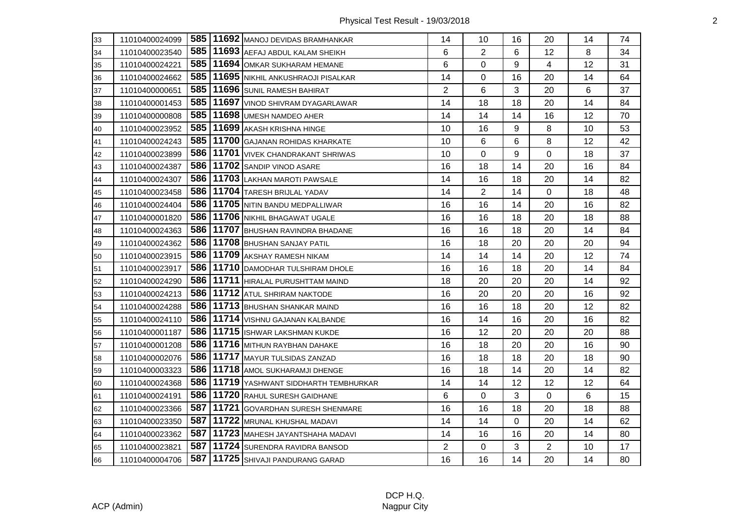Physical Test Result - 19/03/2018

| | | | | | | | | | | |
|---|---|---|---|---|---|---|---|---|---|---|
| 33 | 11010400024099 | 585 | 11692 | MANOJ DEVIDAS BRAMHANKAR | 14 | 10 | 16 | 20 | 14 | 74 |
| 34 | 11010400023540 | 585 | 11693 | AEFAJ ABDUL KALAM SHEIKH | 6 | 2 | 6 | 12 | 8 | 34 |
| 35 | 11010400024221 | 585 | 11694 | OMKAR SUKHARAM HEMANE | 6 | 0 | 9 | 4 | 12 | 31 |
| 36 | 11010400024662 | 585 | 11695 | NIKHIL ANKUSHRAOJI PISALKAR | 14 | 0 | 16 | 20 | 14 | 64 |
| 37 | 11010400000651 | 585 | 11696 | SUNIL RAMESH BAHIRAT | 2 | 6 | 3 | 20 | 6 | 37 |
| 38 | 11010400001453 | 585 | 11697 | VINOD SHIVRAM DYAGARLAWAR | 14 | 18 | 18 | 20 | 14 | 84 |
| 39 | 11010400000808 | 585 | 11698 | UMESH NAMDEO AHER | 14 | 14 | 14 | 16 | 12 | 70 |
| 40 | 11010400023952 | 585 | 11699 | AKASH KRISHNA HINGE | 10 | 16 | 9 | 8 | 10 | 53 |
| 41 | 11010400024243 | 585 | 11700 | GAJANAN ROHIDAS KHARKATE | 10 | 6 | 6 | 8 | 12 | 42 |
| 42 | 11010400023899 | 586 | 11701 | VIVEK CHANDRAKANT SHRIWAS | 10 | 0 | 9 | 0 | 18 | 37 |
| 43 | 11010400024387 | 586 | 11702 | SANDIP VINOD ASARE | 16 | 18 | 14 | 20 | 16 | 84 |
| 44 | 11010400024307 | 586 | 11703 | LAKHAN MAROTI PAWSALE | 14 | 16 | 18 | 20 | 14 | 82 |
| 45 | 11010400023458 | 586 | 11704 | TARESH BRIJLAL YADAV | 14 | 2 | 14 | 0 | 18 | 48 |
| 46 | 11010400024404 | 586 | 11705 | NITIN BANDU MEDPALLIWAR | 16 | 16 | 14 | 20 | 16 | 82 |
| 47 | 11010400001820 | 586 | 11706 | NIKHIL BHAGAWAT UGALE | 16 | 16 | 18 | 20 | 18 | 88 |
| 48 | 11010400024363 | 586 | 11707 | BHUSHAN RAVINDRA BHADANE | 16 | 16 | 18 | 20 | 14 | 84 |
| 49 | 11010400024362 | 586 | 11708 | BHUSHAN SANJAY PATIL | 16 | 18 | 20 | 20 | 20 | 94 |
| 50 | 11010400023915 | 586 | 11709 | AKSHAY RAMESH NIKAM | 14 | 14 | 14 | 20 | 12 | 74 |
| 51 | 11010400023917 | 586 | 11710 | DAMODHAR TULSHIRAM DHOLE | 16 | 16 | 18 | 20 | 14 | 84 |
| 52 | 11010400024290 | 586 | 11711 | HIRALAL PURUSHTTAM MAIND | 18 | 20 | 20 | 20 | 14 | 92 |
| 53 | 11010400024213 | 586 | 11712 | ATUL SHRIRAM NAKTODE | 16 | 20 | 20 | 20 | 16 | 92 |
| 54 | 11010400024288 | 586 | 11713 | BHUSHAN SHANKAR MAIND | 16 | 16 | 18 | 20 | 12 | 82 |
| 55 | 11010400024110 | 586 | 11714 | VISHNU GAJANAN KALBANDE | 16 | 14 | 16 | 20 | 16 | 82 |
| 56 | 11010400001187 | 586 | 11715 | ISHWAR LAKSHMAN KUKDE | 16 | 12 | 20 | 20 | 20 | 88 |
| 57 | 11010400001208 | 586 | 11716 | MITHUN RAYBHAN DAHAKE | 16 | 18 | 20 | 20 | 16 | 90 |
| 58 | 11010400002076 | 586 | 11717 | MAYUR TULSIDAS ZANZAD | 16 | 18 | 18 | 20 | 18 | 90 |
| 59 | 11010400003323 | 586 | 11718 | AMOL SUKHARAMJI DHENGE | 16 | 18 | 14 | 20 | 14 | 82 |
| 60 | 11010400024368 | 586 | 11719 | YASHWANT SIDDHARTH TEMBHURKAR | 14 | 14 | 12 | 12 | 12 | 64 |
| 61 | 11010400024191 | 586 | 11720 | RAHUL SURESH GAIDHANE | 6 | 0 | 3 | 0 | 6 | 15 |
| 62 | 11010400023366 | 587 | 11721 | GOVARDHAN SURESH SHENMARE | 16 | 16 | 18 | 20 | 18 | 88 |
| 63 | 11010400023350 | 587 | 11722 | MRUNAL KHUSHAL MADAVI | 14 | 14 | 0 | 20 | 14 | 62 |
| 64 | 11010400023362 | 587 | 11723 | MAHESH JAYANTSHAHA MADAVI | 14 | 16 | 16 | 20 | 14 | 80 |
| 65 | 11010400023821 | 587 | 11724 | SURENDRA RAVIDRA BANSOD | 2 | 0 | 3 | 2 | 10 | 17 |
| 66 | 11010400004706 | 587 | 11725 | SHIVAJI PANDURANG GARAD | 16 | 16 | 14 | 20 | 14 | 80 |

ACP (Admin)

DCP H.Q.
Nagpur City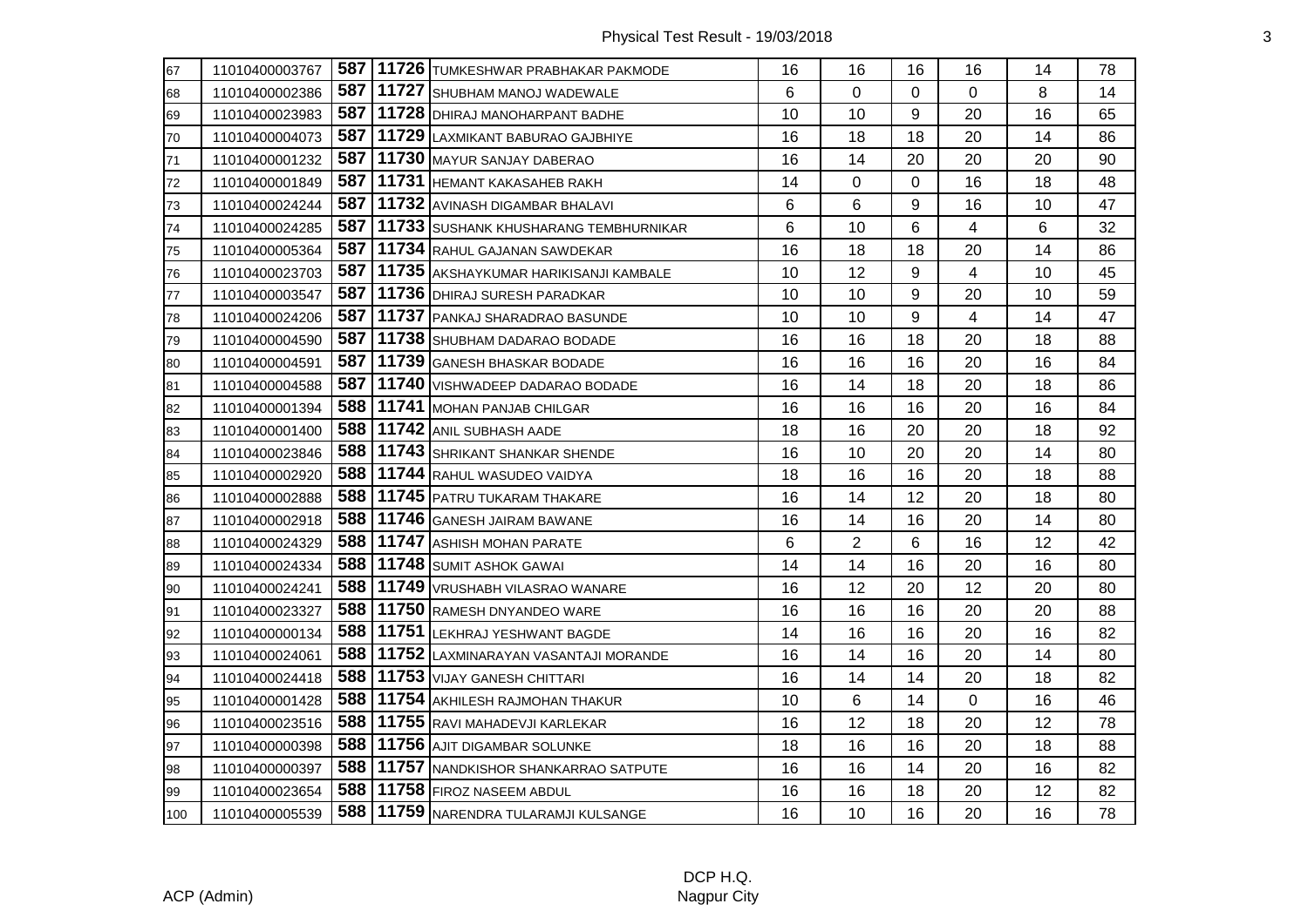| 67 | 11010400003767 | 587 | 11726 | TUMKESHWAR PRABHAKAR PAKMODE | 16 | 16 | 16 | 16 | 14 | 78 |
|---|---|---|---|---|---|---|---|---|---|---|
| 68 | 11010400002386 | 587 | 11727 | SHUBHAM MANOJ WADEWALE | 6 | 0 | 0 | 0 | 8 | 14 |
| 69 | 11010400023983 | 587 | 11728 | DHIRAJ MANOHARPANT BADHE | 10 | 10 | 9 | 20 | 16 | 65 |
| 70 | 11010400004073 | 587 | 11729 | LAXMIKANT BABURAO GAJBHIYE | 16 | 18 | 18 | 20 | 14 | 86 |
| 71 | 11010400001232 | 587 | 11730 | MAYUR SANJAY DABERAO | 16 | 14 | 20 | 20 | 20 | 90 |
| 72 | 11010400001849 | 587 | 11731 | HEMANT KAKASAHEB RAKH | 14 | 0 | 0 | 16 | 18 | 48 |
| 73 | 11010400024244 | 587 | 11732 | AVINASH DIGAMBAR BHALAVI | 6 | 6 | 9 | 16 | 10 | 47 |
| 74 | 11010400024285 | 587 | 11733 | SUSHANK KHUSHARANG TEMBHURNIKAR | 6 | 10 | 6 | 4 | 6 | 32 |
| 75 | 11010400005364 | 587 | 11734 | RAHUL GAJANAN SAWDEKAR | 16 | 18 | 18 | 20 | 14 | 86 |
| 76 | 11010400023703 | 587 | 11735 | AKSHAYKUMAR HARIKISANJI KAMBALE | 10 | 12 | 9 | 4 | 10 | 45 |
| 77 | 11010400003547 | 587 | 11736 | DHIRAJ SURESH PARADKAR | 10 | 10 | 9 | 20 | 10 | 59 |
| 78 | 11010400024206 | 587 | 11737 | PANKAJ SHARADRAO BASUNDE | 10 | 10 | 9 | 4 | 14 | 47 |
| 79 | 11010400004590 | 587 | 11738 | SHUBHAM DADARAO BODADE | 16 | 16 | 18 | 20 | 18 | 88 |
| 80 | 11010400004591 | 587 | 11739 | GANESH BHASKAR BODADE | 16 | 16 | 16 | 20 | 16 | 84 |
| 81 | 11010400004588 | 587 | 11740 | VISHWADEEP DADARAO BODADE | 16 | 14 | 18 | 20 | 18 | 86 |
| 82 | 11010400001394 | 588 | 11741 | MOHAN PANJAB CHILGAR | 16 | 16 | 16 | 20 | 16 | 84 |
| 83 | 11010400001400 | 588 | 11742 | ANIL SUBHASH AADE | 18 | 16 | 20 | 20 | 18 | 92 |
| 84 | 11010400023846 | 588 | 11743 | SHRIKANT SHANKAR SHENDE | 16 | 10 | 20 | 20 | 14 | 80 |
| 85 | 11010400002920 | 588 | 11744 | RAHUL WASUDEO VAIDYA | 18 | 16 | 16 | 20 | 18 | 88 |
| 86 | 11010400002888 | 588 | 11745 | PATRU TUKARAM THAKARE | 16 | 14 | 12 | 20 | 18 | 80 |
| 87 | 11010400002918 | 588 | 11746 | GANESH JAIRAM BAWANE | 16 | 14 | 16 | 20 | 14 | 80 |
| 88 | 11010400024329 | 588 | 11747 | ASHISH MOHAN PARATE | 6 | 2 | 6 | 16 | 12 | 42 |
| 89 | 11010400024334 | 588 | 11748 | SUMIT ASHOK GAWAI | 14 | 14 | 16 | 20 | 16 | 80 |
| 90 | 11010400024241 | 588 | 11749 | VRUSHABH VILASRAO WANARE | 16 | 12 | 20 | 12 | 20 | 80 |
| 91 | 11010400023327 | 588 | 11750 | RAMESH DNYANDEO WARE | 16 | 16 | 16 | 20 | 20 | 88 |
| 92 | 11010400000134 | 588 | 11751 | LEKHRAJ YESHWANT BAGDE | 14 | 16 | 16 | 20 | 16 | 82 |
| 93 | 11010400024061 | 588 | 11752 | LAXMINARAYAN VASANTAJI MORANDE | 16 | 14 | 16 | 20 | 14 | 80 |
| 94 | 11010400024418 | 588 | 11753 | VIJAY GANESH CHITTARI | 16 | 14 | 14 | 20 | 18 | 82 |
| 95 | 11010400001428 | 588 | 11754 | AKHILESH RAJMOHAN THAKUR | 10 | 6 | 14 | 0 | 16 | 46 |
| 96 | 11010400023516 | 588 | 11755 | RAVI MAHADEVJI KARLEKAR | 16 | 12 | 18 | 20 | 12 | 78 |
| 97 | 11010400000398 | 588 | 11756 | AJIT DIGAMBAR SOLUNKE | 18 | 16 | 16 | 20 | 18 | 88 |
| 98 | 11010400000397 | 588 | 11757 | NANDKISHOR SHANKARRAO SATPUTE | 16 | 16 | 14 | 20 | 16 | 82 |
| 99 | 11010400023654 | 588 | 11758 | FIROZ NASEEM ABDUL | 16 | 16 | 18 | 20 | 12 | 82 |
| 100 | 11010400005539 | 588 | 11759 | NARENDRA TULARAMJI KULSANGE | 16 | 10 | 16 | 20 | 16 | 78 |

ACP (Admin)

DCP H.Q.
Nagpur City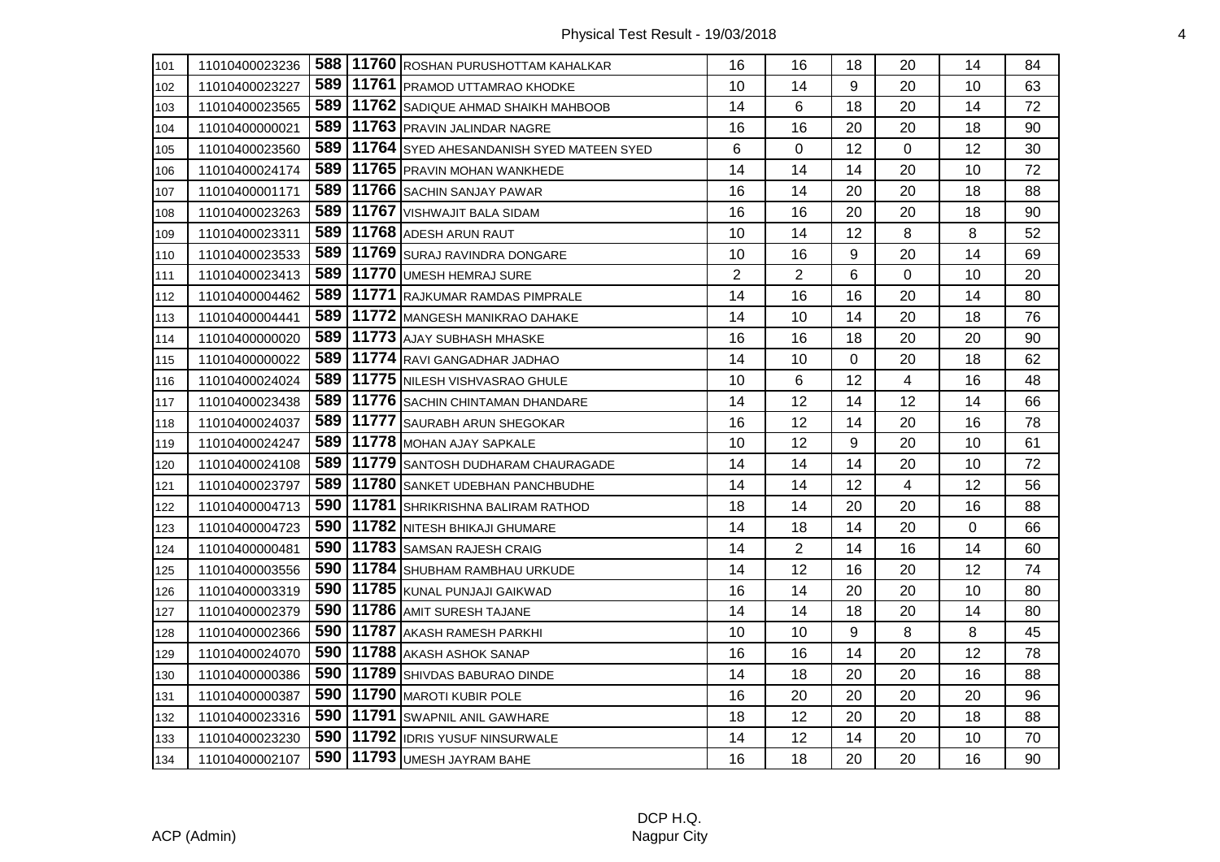| 101 | 11010400023236 | 588 | 11760 | ROSHAN PURUSHOTTAM KAHALKAR | 16 | 16 | 18 | 20 | 14 | 84 |
|---|---|---|---|---|---|---|---|---|---|---|
| 102 | 11010400023227 | 589 | 11761 | PRAMOD UTTAMRAO KHODKE | 10 | 14 | 9 | 20 | 10 | 63 |
| 103 | 11010400023565 | 589 | 11762 | SADIQUE AHMAD SHAIKH MAHBOOB | 14 | 6 | 18 | 20 | 14 | 72 |
| 104 | 11010400000021 | 589 | 11763 | PRAVIN JALINDAR NAGRE | 16 | 16 | 20 | 20 | 18 | 90 |
| 105 | 11010400023560 | 589 | 11764 | SYED AHESANDANISH SYED MATEEN SYED | 6 | 0 | 12 | 0 | 12 | 30 |
| 106 | 11010400024174 | 589 | 11765 | PRAVIN MOHAN WANKHEDE | 14 | 14 | 14 | 20 | 10 | 72 |
| 107 | 11010400001171 | 589 | 11766 | SACHIN SANJAY PAWAR | 16 | 14 | 20 | 20 | 18 | 88 |
| 108 | 11010400023263 | 589 | 11767 | VISHWAJIT BALA SIDAM | 16 | 16 | 20 | 20 | 18 | 90 |
| 109 | 11010400023311 | 589 | 11768 | ADESH ARUN RAUT | 10 | 14 | 12 | 8 | 8 | 52 |
| 110 | 11010400023533 | 589 | 11769 | SURAJ RAVINDRA DONGARE | 10 | 16 | 9 | 20 | 14 | 69 |
| 111 | 11010400023413 | 589 | 11770 | UMESH HEMRAJ SURE | 2 | 2 | 6 | 0 | 10 | 20 |
| 112 | 11010400004462 | 589 | 11771 | RAJKUMAR RAMDAS PIMPRALE | 14 | 16 | 16 | 20 | 14 | 80 |
| 113 | 11010400004441 | 589 | 11772 | MANGESH MANIKRAO DAHAKE | 14 | 10 | 14 | 20 | 18 | 76 |
| 114 | 11010400000020 | 589 | 11773 | AJAY SUBHASH MHASKE | 16 | 16 | 18 | 20 | 20 | 90 |
| 115 | 11010400000022 | 589 | 11774 | RAVI GANGADHAR JADHAO | 14 | 10 | 0 | 20 | 18 | 62 |
| 116 | 11010400024024 | 589 | 11775 | NILESH VISHVASRAO GHULE | 10 | 6 | 12 | 4 | 16 | 48 |
| 117 | 11010400023438 | 589 | 11776 | SACHIN CHINTAMAN DHANDARE | 14 | 12 | 14 | 12 | 14 | 66 |
| 118 | 11010400024037 | 589 | 11777 | SAURABH ARUN SHEGOKAR | 16 | 12 | 14 | 20 | 16 | 78 |
| 119 | 11010400024247 | 589 | 11778 | MOHAN AJAY SAPKALE | 10 | 12 | 9 | 20 | 10 | 61 |
| 120 | 11010400024108 | 589 | 11779 | SANTOSH DUDHARAM CHAURAGADE | 14 | 14 | 14 | 20 | 10 | 72 |
| 121 | 11010400023797 | 589 | 11780 | SANKET UDEBHAN PANCHBUDHE | 14 | 14 | 12 | 4 | 12 | 56 |
| 122 | 11010400004713 | 590 | 11781 | SHRIKRISHNA BALIRAM RATHOD | 18 | 14 | 20 | 20 | 16 | 88 |
| 123 | 11010400004723 | 590 | 11782 | NITESH BHIKAJI GHUMARE | 14 | 18 | 14 | 20 | 0 | 66 |
| 124 | 11010400000481 | 590 | 11783 | SAMSAN RAJESH CRAIG | 14 | 2 | 14 | 16 | 14 | 60 |
| 125 | 11010400003556 | 590 | 11784 | SHUBHAM RAMBHAU URKUDE | 14 | 12 | 16 | 20 | 12 | 74 |
| 126 | 11010400003319 | 590 | 11785 | KUNAL PUNJAJI GAIKWAD | 16 | 14 | 20 | 20 | 10 | 80 |
| 127 | 11010400002379 | 590 | 11786 | AMIT SURESH TAJANE | 14 | 14 | 18 | 20 | 14 | 80 |
| 128 | 11010400002366 | 590 | 11787 | AKASH RAMESH PARKHI | 10 | 10 | 9 | 8 | 8 | 45 |
| 129 | 11010400024070 | 590 | 11788 | AKASH ASHOK SANAP | 16 | 16 | 14 | 20 | 12 | 78 |
| 130 | 11010400000386 | 590 | 11789 | SHIVDAS BABURAO DINDE | 14 | 18 | 20 | 20 | 16 | 88 |
| 131 | 11010400000387 | 590 | 11790 | MAROTI KUBIR POLE | 16 | 20 | 20 | 20 | 20 | 96 |
| 132 | 11010400023316 | 590 | 11791 | SWAPNIL ANIL GAWHARE | 18 | 12 | 20 | 20 | 18 | 88 |
| 133 | 11010400023230 | 590 | 11792 | IDRIS YUSUF NINSURWALE | 14 | 12 | 14 | 20 | 10 | 70 |
| 134 | 11010400002107 | 590 | 11793 | UMESH JAYRAM BAHE | 16 | 18 | 20 | 20 | 16 | 90 |

ACP (Admin)

DCP H.Q.
Nagpur City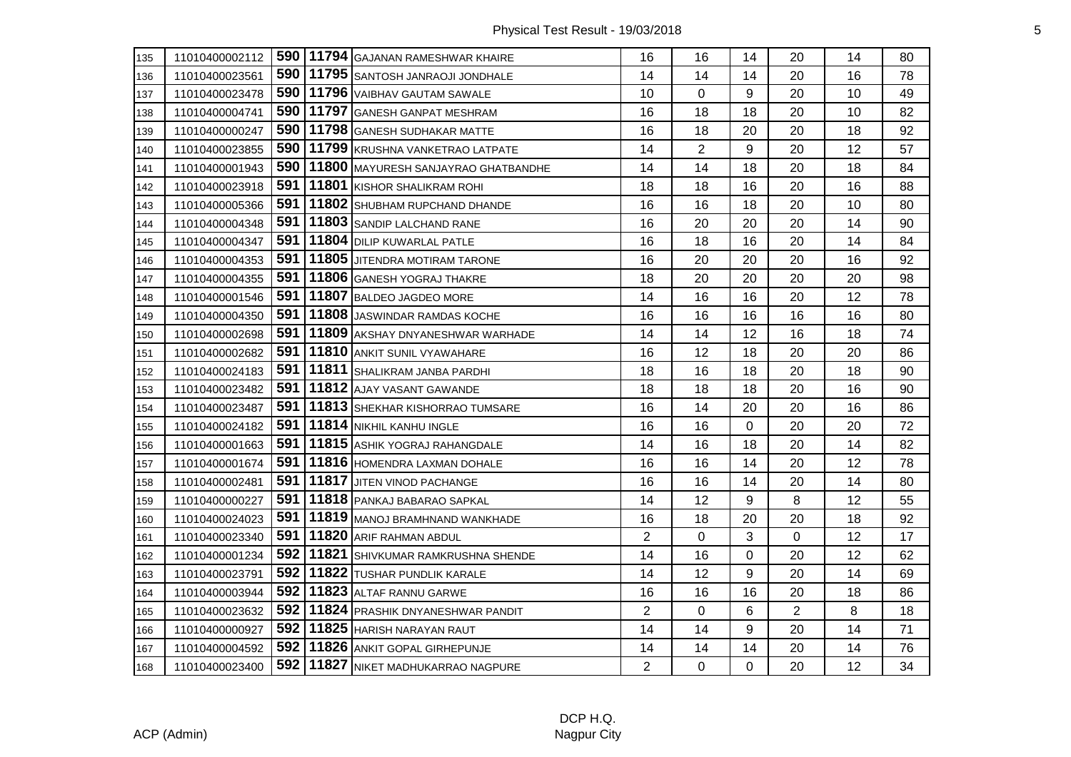| | | | | | | | | | | |
|---|---|---|---|---|---|---|---|---|---|---|
| 135 | 11010400002112 | **590** | **11794** | GAJANAN RAMESHWAR KHAIRE | 16 | 16 | 14 | 20 | 14 | 80 |
| 136 | 11010400023561 | **590** | **11795** | SANTOSH JANRAOJI JONDHALE | 14 | 14 | 14 | 20 | 16 | 78 |
| 137 | 11010400023478 | **590** | **11796** | VAIBHAV GAUTAM SAWALE | 10 | 0 | 9 | 20 | 10 | 49 |
| 138 | 11010400004741 | **590** | **11797** | GANESH GANPAT MESHRAM | 16 | 18 | 18 | 20 | 10 | 82 |
| 139 | 11010400000247 | **590** | **11798** | GANESH SUDHAKAR MATTE | 16 | 18 | 20 | 20 | 18 | 92 |
| 140 | 11010400023855 | **590** | **11799** | KRUSHNA VANKETRAO LATPATE | 14 | 2 | 9 | 20 | 12 | 57 |
| 141 | 11010400001943 | **590** | **11800** | MAYURESH SANJAYRAO GHATBANDHE | 14 | 14 | 18 | 20 | 18 | 84 |
| 142 | 11010400023918 | **591** | **11801** | KISHOR SHALIKRAM ROHI | 18 | 18 | 16 | 20 | 16 | 88 |
| 143 | 11010400005366 | **591** | **11802** | SHUBHAM RUPCHAND DHANDE | 16 | 16 | 18 | 20 | 10 | 80 |
| 144 | 11010400004348 | **591** | **11803** | SANDIP LALCHAND RANE | 16 | 20 | 20 | 20 | 14 | 90 |
| 145 | 11010400004347 | **591** | **11804** | DILIP KUWARLAL PATLE | 16 | 18 | 16 | 20 | 14 | 84 |
| 146 | 11010400004353 | **591** | **11805** | JITENDRA MOTIRAM TARONE | 16 | 20 | 20 | 20 | 16 | 92 |
| 147 | 11010400004355 | **591** | **11806** | GANESH YOGRAJ THAKRE | 18 | 20 | 20 | 20 | 20 | 98 |
| 148 | 11010400001546 | **591** | **11807** | BALDEO JAGDEO MORE | 14 | 16 | 16 | 20 | 12 | 78 |
| 149 | 11010400004350 | **591** | **11808** | JASWINDAR RAMDAS KOCHE | 16 | 16 | 16 | 16 | 16 | 80 |
| 150 | 11010400002698 | **591** | **11809** | AKSHAY DNYANESHWAR WARHADE | 14 | 14 | 12 | 16 | 18 | 74 |
| 151 | 11010400002682 | **591** | **11810** | ANKIT SUNIL VYAWAHARE | 16 | 12 | 18 | 20 | 20 | 86 |
| 152 | 11010400024183 | **591** | **11811** | SHALIKRAM JANBA PARDHI | 18 | 16 | 18 | 20 | 18 | 90 |
| 153 | 11010400023482 | **591** | **11812** | AJAY VASANT GAWANDE | 18 | 18 | 18 | 20 | 16 | 90 |
| 154 | 11010400023487 | **591** | **11813** | SHEKHAR KISHORRAO TUMSARE | 16 | 14 | 20 | 20 | 16 | 86 |
| 155 | 11010400024182 | **591** | **11814** | NIKHIL KANHU INGLE | 16 | 16 | 0 | 20 | 20 | 72 |
| 156 | 11010400001663 | **591** | **11815** | ASHIK YOGRAJ RAHANGDALE | 14 | 16 | 18 | 20 | 14 | 82 |
| 157 | 11010400001674 | **591** | **11816** | HOMENDRA LAXMAN DOHALE | 16 | 16 | 14 | 20 | 12 | 78 |
| 158 | 11010400002481 | **591** | **11817** | JITEN VINOD PACHANGE | 16 | 16 | 14 | 20 | 14 | 80 |
| 159 | 11010400000227 | **591** | **11818** | PANKAJ BABARAO SAPKAL | 14 | 12 | 9 | 8 | 12 | 55 |
| 160 | 11010400024023 | **591** | **11819** | MANOJ BRAMHNAND WANKHADE | 16 | 18 | 20 | 20 | 18 | 92 |
| 161 | 11010400023340 | **591** | **11820** | ARIF RAHMAN ABDUL | 2 | 0 | 3 | 0 | 12 | 17 |
| 162 | 11010400001234 | **592** | **11821** | SHIVKUMAR RAMKRUSHNA SHENDE | 14 | 16 | 0 | 20 | 12 | 62 |
| 163 | 11010400023791 | **592** | **11822** | TUSHAR PUNDLIK KARALE | 14 | 12 | 9 | 20 | 14 | 69 |
| 164 | 11010400003944 | **592** | **11823** | ALTAF RANNU GARWE | 16 | 16 | 16 | 20 | 18 | 86 |
| 165 | 11010400023632 | **592** | **11824** | PRASHIK DNYANESHWAR PANDIT | 2 | 0 | 6 | 2 | 8 | 18 |
| 166 | 11010400000927 | **592** | **11825** | HARISH NARAYAN RAUT | 14 | 14 | 9 | 20 | 14 | 71 |
| 167 | 11010400004592 | **592** | **11826** | ANKIT GOPAL GIRHEPUNJE | 14 | 14 | 14 | 20 | 14 | 76 |
| 168 | 11010400023400 | **592** | **11827** | NIKET MADHUKARRAO NAGPURE | 2 | 0 | 0 | 20 | 12 | 34 |

ACP (Admin)

DCP H.Q.
Nagpur City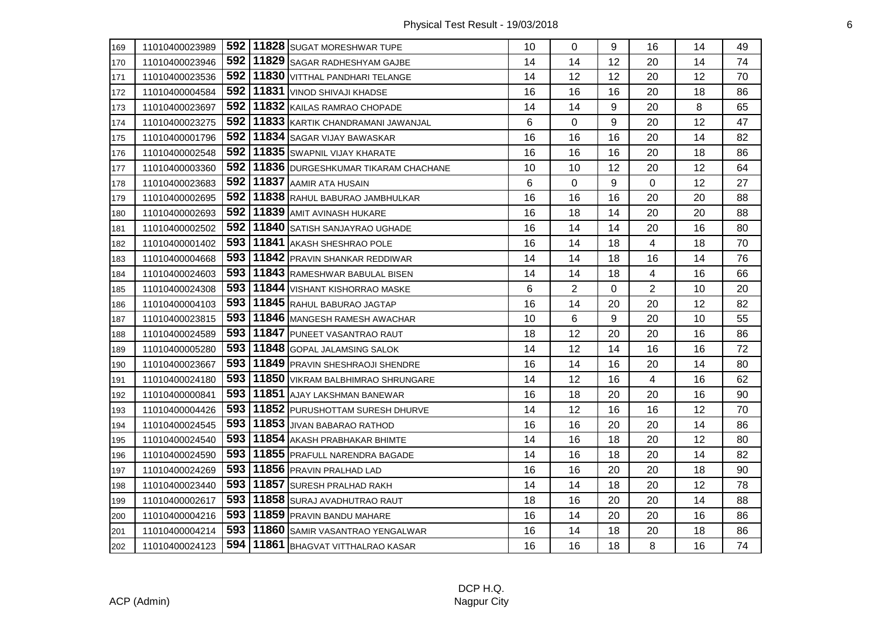| 169 | 11010400023989 | 592 | 11828 | SUGAT MORESHWAR TUPE | 10 | 0 | 9 | 16 | 14 | 49 |
|---|---|---|---|---|---|---|---|---|---|---|
| 170 | 11010400023946 | 592 | 11829 | SAGAR RADHESHYAM GAJBE | 14 | 14 | 12 | 20 | 14 | 74 |
| 171 | 11010400023536 | 592 | 11830 | VITTHAL PANDHARI TELANGE | 14 | 12 | 12 | 20 | 12 | 70 |
| 172 | 11010400004584 | 592 | 11831 | VINOD SHIVAJI KHADSE | 16 | 16 | 16 | 20 | 18 | 86 |
| 173 | 11010400023697 | 592 | 11832 | KAILAS RAMRAO CHOPADE | 14 | 14 | 9 | 20 | 8 | 65 |
| 174 | 11010400023275 | 592 | 11833 | KARTIK CHANDRAMANI JAWANJAL | 6 | 0 | 9 | 20 | 12 | 47 |
| 175 | 11010400001796 | 592 | 11834 | SAGAR VIJAY BAWASKAR | 16 | 16 | 16 | 20 | 14 | 82 |
| 176 | 11010400002548 | 592 | 11835 | SWAPNIL VIJAY KHARATE | 16 | 16 | 16 | 20 | 18 | 86 |
| 177 | 11010400003360 | 592 | 11836 | DURGESHKUMAR TIKARAM CHACHANE | 10 | 10 | 12 | 20 | 12 | 64 |
| 178 | 11010400023683 | 592 | 11837 | AAMIR ATA HUSAIN | 6 | 0 | 9 | 0 | 12 | 27 |
| 179 | 11010400002695 | 592 | 11838 | RAHUL BABURAO JAMBHULKAR | 16 | 16 | 16 | 20 | 20 | 88 |
| 180 | 11010400002693 | 592 | 11839 | AMIT AVINASH HUKARE | 16 | 18 | 14 | 20 | 20 | 88 |
| 181 | 11010400002502 | 592 | 11840 | SATISH SANJAYRAO UGHADE | 16 | 14 | 14 | 20 | 16 | 80 |
| 182 | 11010400001402 | 593 | 11841 | AKASH SHESHRAO POLE | 16 | 14 | 18 | 4 | 18 | 70 |
| 183 | 11010400004668 | 593 | 11842 | PRAVIN SHANKAR REDDIWAR | 14 | 14 | 18 | 16 | 14 | 76 |
| 184 | 11010400024603 | 593 | 11843 | RAMESHWAR BABULAL BISEN | 14 | 14 | 18 | 4 | 16 | 66 |
| 185 | 11010400024308 | 593 | 11844 | VISHANT KISHORRAO MASKE | 6 | 2 | 0 | 2 | 10 | 20 |
| 186 | 11010400004103 | 593 | 11845 | RAHUL BABURAO JAGTAP | 16 | 14 | 20 | 20 | 12 | 82 |
| 187 | 11010400023815 | 593 | 11846 | MANGESH RAMESH AWACHAR | 10 | 6 | 9 | 20 | 10 | 55 |
| 188 | 11010400024589 | 593 | 11847 | PUNEET VASANTRAO RAUT | 18 | 12 | 20 | 20 | 16 | 86 |
| 189 | 11010400005280 | 593 | 11848 | GOPAL JALAMSING SALOK | 14 | 12 | 14 | 16 | 16 | 72 |
| 190 | 11010400023667 | 593 | 11849 | PRAVIN SHESHRAOJI SHENDRE | 16 | 14 | 16 | 20 | 14 | 80 |
| 191 | 11010400024180 | 593 | 11850 | VIKRAM BALBHIMRAO SHRUNGARE | 14 | 12 | 16 | 4 | 16 | 62 |
| 192 | 11010400000841 | 593 | 11851 | AJAY LAKSHMAN BANEWAR | 16 | 18 | 20 | 20 | 16 | 90 |
| 193 | 11010400004426 | 593 | 11852 | PURUSHOTTAM SURESH DHURVE | 14 | 12 | 16 | 16 | 12 | 70 |
| 194 | 11010400024545 | 593 | 11853 | JIVAN BABARAO RATHOD | 16 | 16 | 20 | 20 | 14 | 86 |
| 195 | 11010400024540 | 593 | 11854 | AKASH PRABHAKAR BHIMTE | 14 | 16 | 18 | 20 | 12 | 80 |
| 196 | 11010400024590 | 593 | 11855 | PRAFULL NARENDRA BAGADE | 14 | 16 | 18 | 20 | 14 | 82 |
| 197 | 11010400024269 | 593 | 11856 | PRAVIN PRALHAD LAD | 16 | 16 | 20 | 20 | 18 | 90 |
| 198 | 11010400023440 | 593 | 11857 | SURESH PRALHAD RAKH | 14 | 14 | 18 | 20 | 12 | 78 |
| 199 | 11010400002617 | 593 | 11858 | SURAJ AVADHUTRAO RAUT | 18 | 16 | 20 | 20 | 14 | 88 |
| 200 | 11010400004216 | 593 | 11859 | PRAVIN BANDU MAHARE | 16 | 14 | 20 | 20 | 16 | 86 |
| 201 | 11010400004214 | 593 | 11860 | SAMIR VASANTRAO YENGALWAR | 16 | 14 | 18 | 20 | 18 | 86 |
| 202 | 11010400024123 | 594 | 11861 | BHAGVAT VITTHALRAO KASAR | 16 | 16 | 18 | 8 | 16 | 74 |

ACP (Admin)

DCP H.Q.
Nagpur City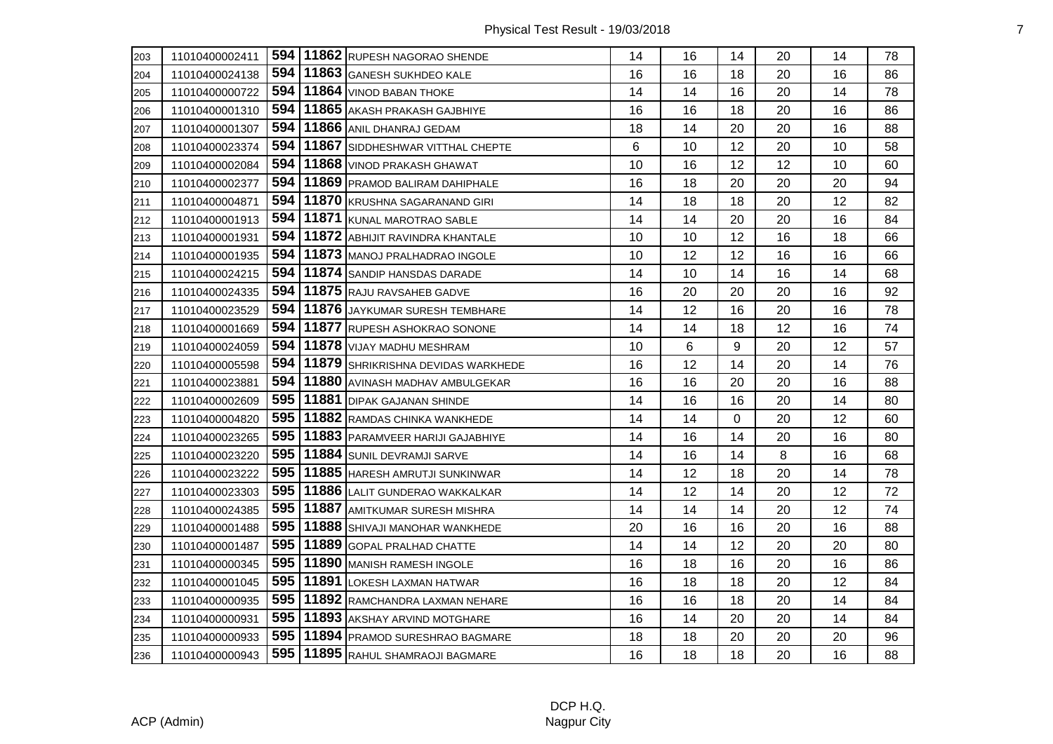| 203 | 11010400002411 | 594 | 11862 | RUPESH NAGORAO SHENDE | 14 | 16 | 14 | 20 | 14 | 78 |
|---|---|---|---|---|---|---|---|---|---|---|
| 204 | 11010400024138 | 594 | 11863 | GANESH SUKHDEO KALE | 16 | 16 | 18 | 20 | 16 | 86 |
| 205 | 11010400000722 | 594 | 11864 | VINOD BABAN THOKE | 14 | 14 | 16 | 20 | 14 | 78 |
| 206 | 11010400001310 | 594 | 11865 | AKASH PRAKASH GAJBHIYE | 16 | 16 | 18 | 20 | 16 | 86 |
| 207 | 11010400001307 | 594 | 11866 | ANIL DHANRAJ GEDAM | 18 | 14 | 20 | 20 | 16 | 88 |
| 208 | 11010400023374 | 594 | 11867 | SIDDHESHWAR VITTHAL CHEPTE | 6 | 10 | 12 | 20 | 10 | 58 |
| 209 | 11010400002084 | 594 | 11868 | VINOD PRAKASH GHAWAT | 10 | 16 | 12 | 12 | 10 | 60 |
| 210 | 11010400002377 | 594 | 11869 | PRAMOD BALIRAM DAHIPHALE | 16 | 18 | 20 | 20 | 20 | 94 |
| 211 | 11010400004871 | 594 | 11870 | KRUSHNA SAGARANAND GIRI | 14 | 18 | 18 | 20 | 12 | 82 |
| 212 | 11010400001913 | 594 | 11871 | KUNAL MAROTRAO SABLE | 14 | 14 | 20 | 20 | 16 | 84 |
| 213 | 11010400001931 | 594 | 11872 | ABHIJIT RAVINDRA KHANTALE | 10 | 10 | 12 | 16 | 18 | 66 |
| 214 | 11010400001935 | 594 | 11873 | MANOJ PRALHADRAO INGOLE | 10 | 12 | 12 | 16 | 16 | 66 |
| 215 | 11010400024215 | 594 | 11874 | SANDIP HANSDAS DARADE | 14 | 10 | 14 | 16 | 14 | 68 |
| 216 | 11010400024335 | 594 | 11875 | RAJU RAVSAHEB GADVE | 16 | 20 | 20 | 20 | 16 | 92 |
| 217 | 11010400023529 | 594 | 11876 | JAYKUMAR SURESH TEMBHARE | 14 | 12 | 16 | 20 | 16 | 78 |
| 218 | 11010400001669 | 594 | 11877 | RUPESH ASHOKRAO SONONE | 14 | 14 | 18 | 12 | 16 | 74 |
| 219 | 11010400024059 | 594 | 11878 | VIJAY MADHU MESHRAM | 10 | 6 | 9 | 20 | 12 | 57 |
| 220 | 11010400005598 | 594 | 11879 | SHRIKRISHNA DEVIDAS WARKHEDE | 16 | 12 | 14 | 20 | 14 | 76 |
| 221 | 11010400023881 | 594 | 11880 | AVINASH MADHAV AMBULGEKAR | 16 | 16 | 20 | 20 | 16 | 88 |
| 222 | 11010400002609 | 595 | 11881 | DIPAK GAJANAN SHINDE | 14 | 16 | 16 | 20 | 14 | 80 |
| 223 | 11010400004820 | 595 | 11882 | RAMDAS CHINKA WANKHEDE | 14 | 14 | 0 | 20 | 12 | 60 |
| 224 | 11010400023265 | 595 | 11883 | PARAMVEER HARIJI GAJABHIYE | 14 | 16 | 14 | 20 | 16 | 80 |
| 225 | 11010400023220 | 595 | 11884 | SUNIL DEVRAMJI SARVE | 14 | 16 | 14 | 8 | 16 | 68 |
| 226 | 11010400023222 | 595 | 11885 | HARESH AMRUTJI SUNKINWAR | 14 | 12 | 18 | 20 | 14 | 78 |
| 227 | 11010400023303 | 595 | 11886 | LALIT GUNDERAO WAKKALKAR | 14 | 12 | 14 | 20 | 12 | 72 |
| 228 | 11010400024385 | 595 | 11887 | AMITKUMAR SURESH MISHRA | 14 | 14 | 14 | 20 | 12 | 74 |
| 229 | 11010400001488 | 595 | 11888 | SHIVAJI MANOHAR WANKHEDE | 20 | 16 | 16 | 20 | 16 | 88 |
| 230 | 11010400001487 | 595 | 11889 | GOPAL PRALHAD CHATTE | 14 | 14 | 12 | 20 | 20 | 80 |
| 231 | 11010400000345 | 595 | 11890 | MANISH RAMESH INGOLE | 16 | 18 | 16 | 20 | 16 | 86 |
| 232 | 11010400001045 | 595 | 11891 | LOKESH LAXMAN HATWAR | 16 | 18 | 18 | 20 | 12 | 84 |
| 233 | 11010400000935 | 595 | 11892 | RAMCHANDRA LAXMAN NEHARE | 16 | 16 | 18 | 20 | 14 | 84 |
| 234 | 11010400000931 | 595 | 11893 | AKSHAY ARVIND MOTGHARE | 16 | 14 | 20 | 20 | 14 | 84 |
| 235 | 11010400000933 | 595 | 11894 | PRAMOD SURESHRAO BAGMARE | 18 | 18 | 20 | 20 | 20 | 96 |
| 236 | 11010400000943 | 595 | 11895 | RAHUL SHAMRAOJI BAGMARE | 16 | 18 | 18 | 20 | 16 | 88 |

ACP (Admin)

DCP H.Q.
Nagpur City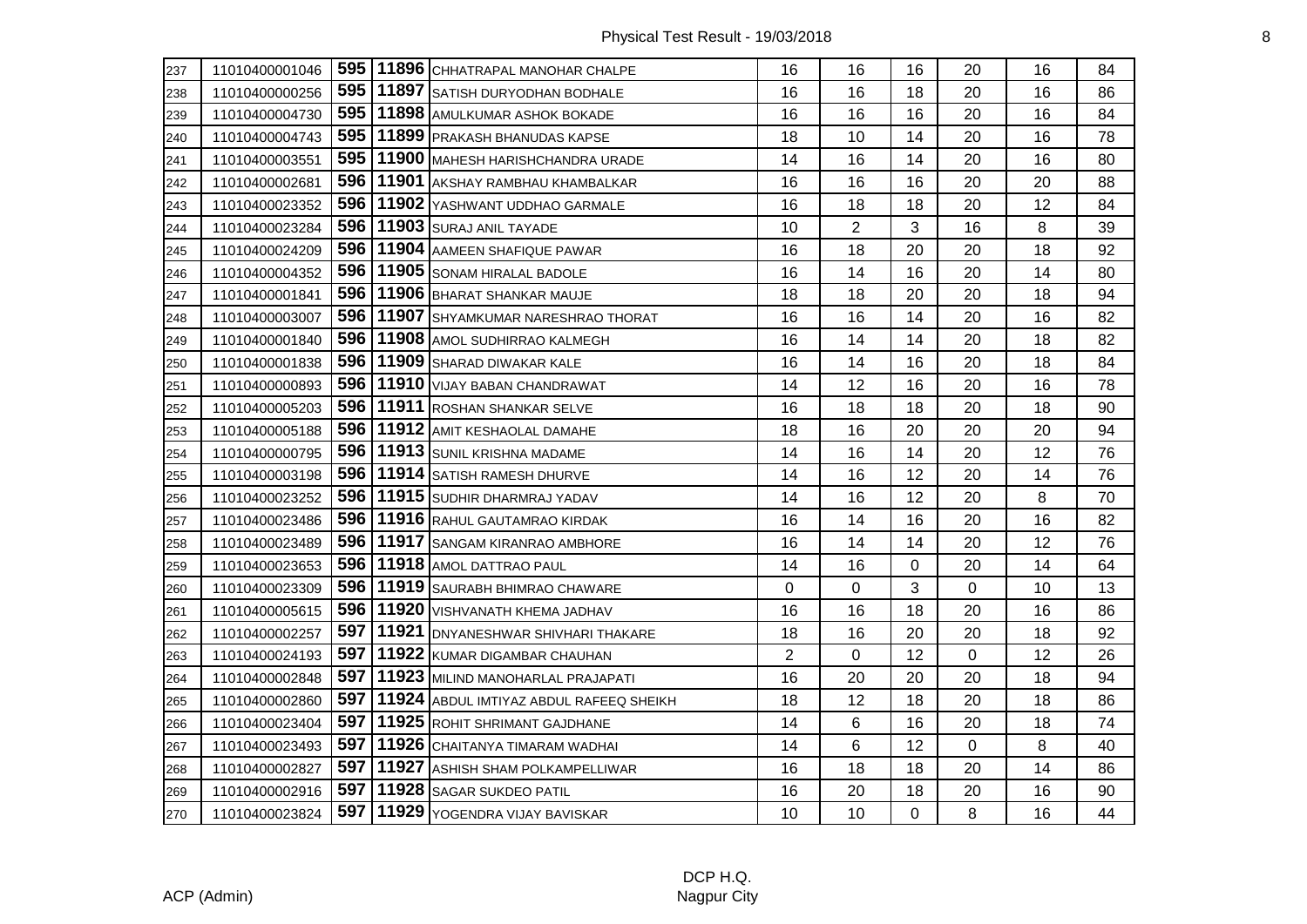| | | | | | | | | | | |
|---|---|---|---|---|---|---|---|---|---|---|
| 237 | 11010400001046 | **595** | **11896** | CHHATRAPAL MANOHAR CHALPE | 16 | 16 | 16 | 20 | 16 | 84 |
| 238 | 11010400000256 | **595** | **11897** | SATISH DURYODHAN BODHALE | 16 | 16 | 18 | 20 | 16 | 86 |
| 239 | 11010400004730 | **595** | **11898** | AMULKUMAR ASHOK BOKADE | 16 | 16 | 16 | 20 | 16 | 84 |
| 240 | 11010400004743 | **595** | **11899** | PRAKASH BHANUDAS KAPSE | 18 | 10 | 14 | 20 | 16 | 78 |
| 241 | 11010400003551 | **595** | **11900** | MAHESH HARISHCHANDRA URADE | 14 | 16 | 14 | 20 | 16 | 80 |
| 242 | 11010400002681 | **596** | **11901** | AKSHAY RAMBHAU KHAMBALKAR | 16 | 16 | 16 | 20 | 20 | 88 |
| 243 | 11010400023352 | **596** | **11902** | YASHWANT UDDHAO GARMALE | 16 | 18 | 18 | 20 | 12 | 84 |
| 244 | 11010400023284 | **596** | **11903** | SURAJ ANIL TAYADE | 10 | 2 | 3 | 16 | 8 | 39 |
| 245 | 11010400024209 | **596** | **11904** | AAMEEN SHAFIQUE PAWAR | 16 | 18 | 20 | 20 | 18 | 92 |
| 246 | 11010400004352 | **596** | **11905** | SONAM HIRALAL BADOLE | 16 | 14 | 16 | 20 | 14 | 80 |
| 247 | 11010400001841 | **596** | **11906** | BHARAT SHANKAR MAUJE | 18 | 18 | 20 | 20 | 18 | 94 |
| 248 | 11010400003007 | **596** | **11907** | SHYAMKUMAR NARESHRAO THORAT | 16 | 16 | 14 | 20 | 16 | 82 |
| 249 | 11010400001840 | **596** | **11908** | AMOL SUDHIRRAO KALMEGH | 16 | 14 | 14 | 20 | 18 | 82 |
| 250 | 11010400001838 | **596** | **11909** | SHARAD DIWAKAR KALE | 16 | 14 | 16 | 20 | 18 | 84 |
| 251 | 11010400000893 | **596** | **11910** | VIJAY BABAN CHANDRAWAT | 14 | 12 | 16 | 20 | 16 | 78 |
| 252 | 11010400005203 | **596** | **11911** | ROSHAN SHANKAR SELVE | 16 | 18 | 18 | 20 | 18 | 90 |
| 253 | 11010400005188 | **596** | **11912** | AMIT KESHAOLAL DAMAHE | 18 | 16 | 20 | 20 | 20 | 94 |
| 254 | 11010400000795 | **596** | **11913** | SUNIL KRISHNA MADAME | 14 | 16 | 14 | 20 | 12 | 76 |
| 255 | 11010400003198 | **596** | **11914** | SATISH RAMESH DHURVE | 14 | 16 | 12 | 20 | 14 | 76 |
| 256 | 11010400023252 | **596** | **11915** | SUDHIR DHARMRAJ YADAV | 14 | 16 | 12 | 20 | 8 | 70 |
| 257 | 11010400023486 | **596** | **11916** | RAHUL GAUTAMRAO KIRDAK | 16 | 14 | 16 | 20 | 16 | 82 |
| 258 | 11010400023489 | **596** | **11917** | SANGAM KIRANRAO AMBHORE | 16 | 14 | 14 | 20 | 12 | 76 |
| 259 | 11010400023653 | **596** | **11918** | AMOL DATTRAO PAUL | 14 | 16 | 0 | 20 | 14 | 64 |
| 260 | 11010400023309 | **596** | **11919** | SAURABH BHIMRAO CHAWARE | 0 | 0 | 3 | 0 | 10 | 13 |
| 261 | 11010400005615 | **596** | **11920** | VISHVANATH KHEMA JADHAV | 16 | 16 | 18 | 20 | 16 | 86 |
| 262 | 11010400002257 | **597** | **11921** | DNYANESHWAR SHIVHARI THAKARE | 18 | 16 | 20 | 20 | 18 | 92 |
| 263 | 11010400024193 | **597** | **11922** | KUMAR DIGAMBAR CHAUHAN | 2 | 0 | 12 | 0 | 12 | 26 |
| 264 | 11010400002848 | **597** | **11923** | MILIND MANOHARLAL PRAJAPATI | 16 | 20 | 20 | 20 | 18 | 94 |
| 265 | 11010400002860 | **597** | **11924** | ABDUL IMTIYAZ ABDUL RAFEEQ SHEIKH | 18 | 12 | 18 | 20 | 18 | 86 |
| 266 | 11010400023404 | **597** | **11925** | ROHIT SHRIMANT GAJDHANE | 14 | 6 | 16 | 20 | 18 | 74 |
| 267 | 11010400023493 | **597** | **11926** | CHAITANYA TIMARAM WADHAI | 14 | 6 | 12 | 0 | 8 | 40 |
| 268 | 11010400002827 | **597** | **11927** | ASHISH SHAM POLKAMPELLIWAR | 16 | 18 | 18 | 20 | 14 | 86 |
| 269 | 11010400002916 | **597** | **11928** | SAGAR SUKDEO PATIL | 16 | 20 | 18 | 20 | 16 | 90 |
| 270 | 11010400023824 | **597** | **11929** | YOGENDRA VIJAY BAVISKAR | 10 | 10 | 0 | 8 | 16 | 44 |

ACP (Admin)

DCP H.Q.
Nagpur City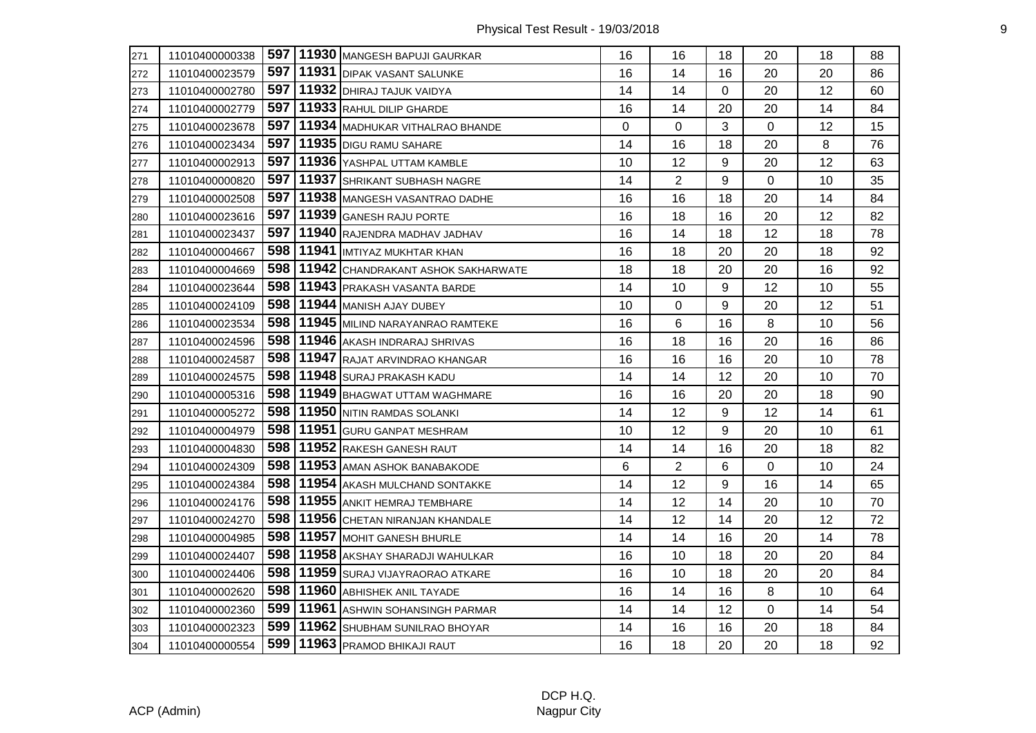| 271 | 11010400000338 | 597 | 11930 | MANGESH BAPUJI GAURKAR | 16 | 16 | 18 | 20 | 18 | 88 |
|---|---|---|---|---|---|---|---|---|---|---|
| 272 | 11010400023579 | 597 | 11931 | DIPAK VASANT SALUNKE | 16 | 14 | 16 | 20 | 20 | 86 |
| 273 | 11010400002780 | 597 | 11932 | DHIRAJ TAJUK VAIDYA | 14 | 14 | 0 | 20 | 12 | 60 |
| 274 | 11010400002779 | 597 | 11933 | RAHUL DILIP GHARDE | 16 | 14 | 20 | 20 | 14 | 84 |
| 275 | 11010400023678 | 597 | 11934 | MADHUKAR VITHALRAO BHANDE | 0 | 0 | 3 | 0 | 12 | 15 |
| 276 | 11010400023434 | 597 | 11935 | DIGU RAMU SAHARE | 14 | 16 | 18 | 20 | 8 | 76 |
| 277 | 11010400002913 | 597 | 11936 | YASHPAL UTTAM KAMBLE | 10 | 12 | 9 | 20 | 12 | 63 |
| 278 | 11010400000820 | 597 | 11937 | SHRIKANT SUBHASH NAGRE | 14 | 2 | 9 | 0 | 10 | 35 |
| 279 | 11010400002508 | 597 | 11938 | MANGESH VASANTRAO DADHE | 16 | 16 | 18 | 20 | 14 | 84 |
| 280 | 11010400023616 | 597 | 11939 | GANESH RAJU PORTE | 16 | 18 | 16 | 20 | 12 | 82 |
| 281 | 11010400023437 | 597 | 11940 | RAJENDRA MADHAV JADHAV | 16 | 14 | 18 | 12 | 18 | 78 |
| 282 | 11010400004667 | 598 | 11941 | IMTIYAZ MUKHTAR KHAN | 16 | 18 | 20 | 20 | 18 | 92 |
| 283 | 11010400004669 | 598 | 11942 | CHANDRAKANT ASHOK SAKHARWATE | 18 | 18 | 20 | 20 | 16 | 92 |
| 284 | 11010400023644 | 598 | 11943 | PRAKASH VASANTA BARDE | 14 | 10 | 9 | 12 | 10 | 55 |
| 285 | 11010400024109 | 598 | 11944 | MANISH AJAY DUBEY | 10 | 0 | 9 | 20 | 12 | 51 |
| 286 | 11010400023534 | 598 | 11945 | MILIND NARAYANRAO RAMTEKE | 16 | 6 | 16 | 8 | 10 | 56 |
| 287 | 11010400024596 | 598 | 11946 | AKASH INDRARAJ SHRIVAS | 16 | 18 | 16 | 20 | 16 | 86 |
| 288 | 11010400024587 | 598 | 11947 | RAJAT ARVINDRAO KHANGAR | 16 | 16 | 16 | 20 | 10 | 78 |
| 289 | 11010400024575 | 598 | 11948 | SURAJ PRAKASH KADU | 14 | 14 | 12 | 20 | 10 | 70 |
| 290 | 11010400005316 | 598 | 11949 | BHAGWAT UTTAM WAGHMARE | 16 | 16 | 20 | 20 | 18 | 90 |
| 291 | 11010400005272 | 598 | 11950 | NITIN RAMDAS SOLANKI | 14 | 12 | 9 | 12 | 14 | 61 |
| 292 | 11010400004979 | 598 | 11951 | GURU GANPAT MESHRAM | 10 | 12 | 9 | 20 | 10 | 61 |
| 293 | 11010400004830 | 598 | 11952 | RAKESH GANESH RAUT | 14 | 14 | 16 | 20 | 18 | 82 |
| 294 | 11010400024309 | 598 | 11953 | AMAN ASHOK BANABAKODE | 6 | 2 | 6 | 0 | 10 | 24 |
| 295 | 11010400024384 | 598 | 11954 | AKASH MULCHAND SONTAKKE | 14 | 12 | 9 | 16 | 14 | 65 |
| 296 | 11010400024176 | 598 | 11955 | ANKIT HEMRAJ TEMBHARE | 14 | 12 | 14 | 20 | 10 | 70 |
| 297 | 11010400024270 | 598 | 11956 | CHETAN NIRANJAN KHANDALE | 14 | 12 | 14 | 20 | 12 | 72 |
| 298 | 11010400004985 | 598 | 11957 | MOHIT GANESH BHURLE | 14 | 14 | 16 | 20 | 14 | 78 |
| 299 | 11010400024407 | 598 | 11958 | AKSHAY SHARADJI WAHULKAR | 16 | 10 | 18 | 20 | 20 | 84 |
| 300 | 11010400024406 | 598 | 11959 | SURAJ VIJAYRAORAO ATKARE | 16 | 10 | 18 | 20 | 20 | 84 |
| 301 | 11010400002620 | 598 | 11960 | ABHISHEK ANIL TAYADE | 16 | 14 | 16 | 8 | 10 | 64 |
| 302 | 11010400002360 | 599 | 11961 | ASHWIN SOHANSINGH PARMAR | 14 | 14 | 12 | 0 | 14 | 54 |
| 303 | 11010400002323 | 599 | 11962 | SHUBHAM SUNILRAO BHOYAR | 14 | 16 | 16 | 20 | 18 | 84 |
| 304 | 11010400000554 | 599 | 11963 | PRAMOD BHIKAJI RAUT | 16 | 18 | 20 | 20 | 18 | 92 |

ACP (Admin)

DCP H.Q.
Nagpur City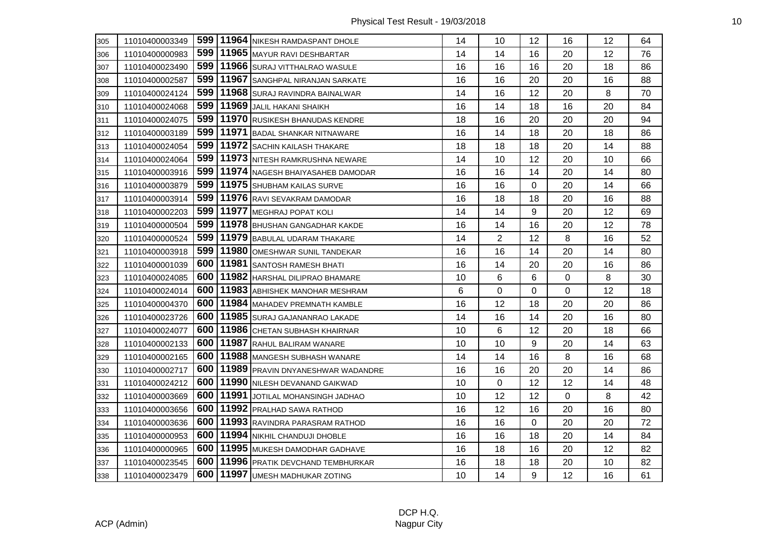| | | | | | | | | | | |
|---|---|---|---|---|---|---|---|---|---|---|
| 305 | 11010400003349 | 599 | 11964 | NIKESH RAMDASPANT DHOLE | 14 | 10 | 12 | 16 | 12 | 64 |
| 306 | 11010400000983 | 599 | 11965 | MAYUR RAVI DESHBARTAR | 14 | 14 | 16 | 20 | 12 | 76 |
| 307 | 11010400023490 | 599 | 11966 | SURAJ VITTHALRAO WASULE | 16 | 16 | 16 | 20 | 18 | 86 |
| 308 | 11010400002587 | 599 | 11967 | SANGHPAL NIRANJAN SARKATE | 16 | 16 | 20 | 20 | 16 | 88 |
| 309 | 11010400024124 | 599 | 11968 | SURAJ RAVINDRA BAINALWAR | 14 | 16 | 12 | 20 | 8 | 70 |
| 310 | 11010400024068 | 599 | 11969 | JALIL HAKANI SHAIKH | 16 | 14 | 18 | 16 | 20 | 84 |
| 311 | 11010400024075 | 599 | 11970 | RUSIKESH BHANUDAS KENDRE | 18 | 16 | 20 | 20 | 20 | 94 |
| 312 | 11010400003189 | 599 | 11971 | BADAL SHANKAR NITNAWARE | 16 | 14 | 18 | 20 | 18 | 86 |
| 313 | 11010400024054 | 599 | 11972 | SACHIN KAILASH THAKARE | 18 | 18 | 18 | 20 | 14 | 88 |
| 314 | 11010400024064 | 599 | 11973 | NITESH RAMKRUSHNA NEWARE | 14 | 10 | 12 | 20 | 10 | 66 |
| 315 | 11010400003916 | 599 | 11974 | NAGESH BHAIYASAHEB DAMODAR | 16 | 16 | 14 | 20 | 14 | 80 |
| 316 | 11010400003879 | 599 | 11975 | SHUBHAM KAILAS SURVE | 16 | 16 | 0 | 20 | 14 | 66 |
| 317 | 11010400003914 | 599 | 11976 | RAVI SEVAKRAM DAMODAR | 16 | 18 | 18 | 20 | 16 | 88 |
| 318 | 11010400002203 | 599 | 11977 | MEGHRAJ POPAT KOLI | 14 | 14 | 9 | 20 | 12 | 69 |
| 319 | 11010400000504 | 599 | 11978 | BHUSHAN GANGADHAR KAKDE | 16 | 14 | 16 | 20 | 12 | 78 |
| 320 | 11010400000524 | 599 | 11979 | BABULAL UDARAM THAKARE | 14 | 2 | 12 | 8 | 16 | 52 |
| 321 | 11010400003918 | 599 | 11980 | OMESHWAR SUNIL TANDEKAR | 16 | 16 | 14 | 20 | 14 | 80 |
| 322 | 11010400001039 | 600 | 11981 | SANTOSH RAMESH BHATI | 16 | 14 | 20 | 20 | 16 | 86 |
| 323 | 11010400024085 | 600 | 11982 | HARSHAL DILIPRAO BHAMARE | 10 | 6 | 6 | 0 | 8 | 30 |
| 324 | 11010400024014 | 600 | 11983 | ABHISHEK MANOHAR MESHRAM | 6 | 0 | 0 | 0 | 12 | 18 |
| 325 | 11010400004370 | 600 | 11984 | MAHADEV PREMNATH KAMBLE | 16 | 12 | 18 | 20 | 20 | 86 |
| 326 | 11010400023726 | 600 | 11985 | SURAJ GAJANANRAO LAKADE | 14 | 16 | 14 | 20 | 16 | 80 |
| 327 | 11010400024077 | 600 | 11986 | CHETAN SUBHASH KHAIRNAR | 10 | 6 | 12 | 20 | 18 | 66 |
| 328 | 11010400002133 | 600 | 11987 | RAHUL BALIRAM WANARE | 10 | 10 | 9 | 20 | 14 | 63 |
| 329 | 11010400002165 | 600 | 11988 | MANGESH SUBHASH WANARE | 14 | 14 | 16 | 8 | 16 | 68 |
| 330 | 11010400002717 | 600 | 11989 | PRAVIN DNYANESHWAR WADANDRE | 16 | 16 | 20 | 20 | 14 | 86 |
| 331 | 11010400024212 | 600 | 11990 | NILESH DEVANAND GAIKWAD | 10 | 0 | 12 | 12 | 14 | 48 |
| 332 | 11010400003669 | 600 | 11991 | JOTILAL MOHANSINGH JADHAO | 10 | 12 | 12 | 0 | 8 | 42 |
| 333 | 11010400003656 | 600 | 11992 | PRALHAD SAWA RATHOD | 16 | 12 | 16 | 20 | 16 | 80 |
| 334 | 11010400003636 | 600 | 11993 | RAVINDRA PARASRAM RATHOD | 16 | 16 | 0 | 20 | 20 | 72 |
| 335 | 11010400000953 | 600 | 11994 | NIKHIL CHANDUJI DHOBLE | 16 | 16 | 18 | 20 | 14 | 84 |
| 336 | 11010400000965 | 600 | 11995 | MUKESH DAMODHAR GADHAVE | 16 | 18 | 16 | 20 | 12 | 82 |
| 337 | 11010400023545 | 600 | 11996 | PRATIK DEVCHAND TEMBHURKAR | 16 | 18 | 18 | 20 | 10 | 82 |
| 338 | 11010400023479 | 600 | 11997 | UMESH MADHUKAR ZOTING | 10 | 14 | 9 | 12 | 16 | 61 |

ACP (Admin)

DCP H.Q.
Nagpur City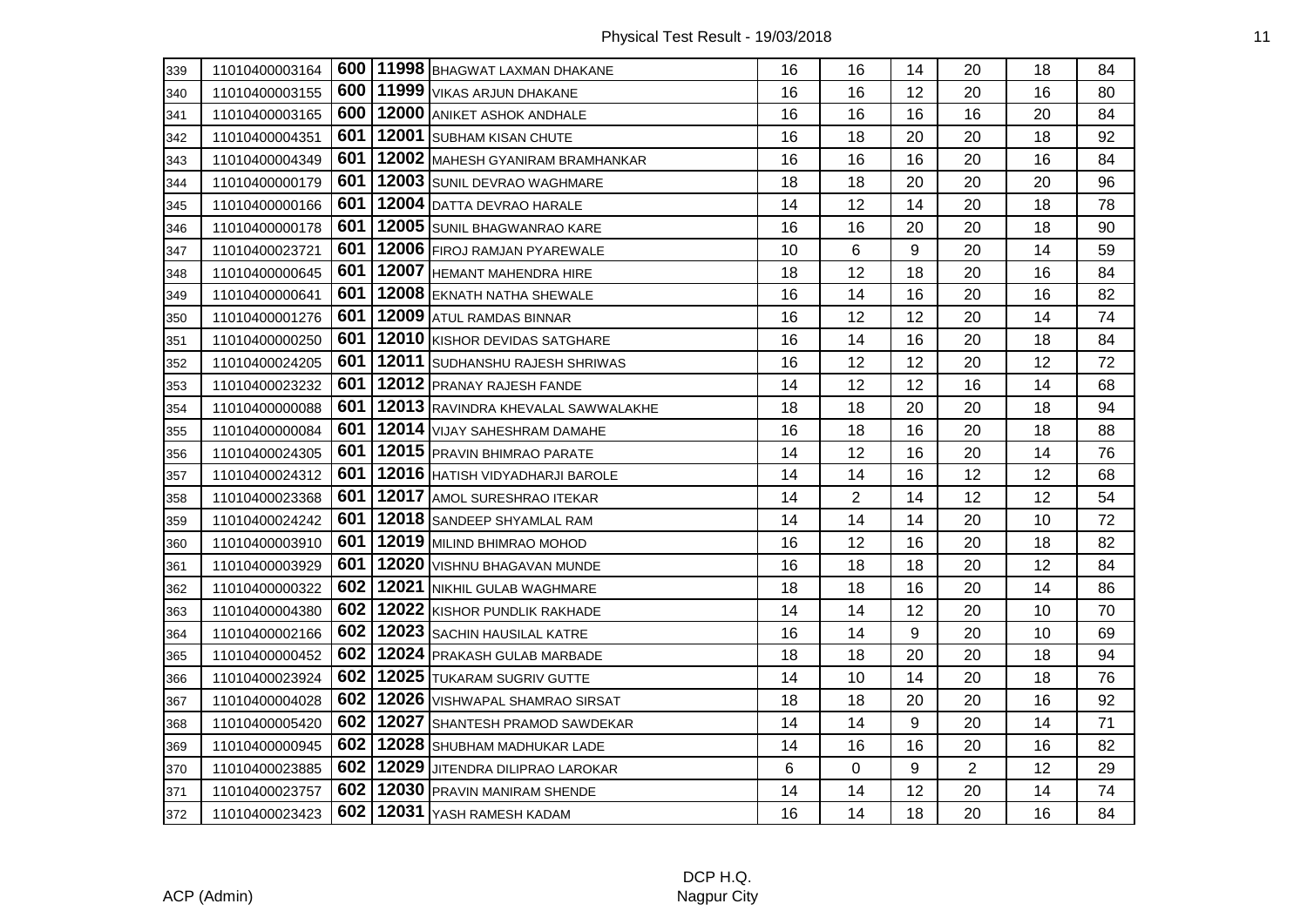| | | | | | | | | | | |
|---|---|---|---|---|---|---|---|---|---|---|
| 339 | 11010400003164 | 600 | 11998 | BHAGWAT LAXMAN DHAKANE | 16 | 16 | 14 | 20 | 18 | 84 |
| 340 | 11010400003155 | 600 | 11999 | VIKAS ARJUN DHAKANE | 16 | 16 | 12 | 20 | 16 | 80 |
| 341 | 11010400003165 | 600 | 12000 | ANIKET ASHOK ANDHALE | 16 | 16 | 16 | 16 | 20 | 84 |
| 342 | 11010400004351 | 601 | 12001 | SUBHAM KISAN CHUTE | 16 | 18 | 20 | 20 | 18 | 92 |
| 343 | 11010400004349 | 601 | 12002 | MAHESH GYANIRAM BRAMHANKAR | 16 | 16 | 16 | 20 | 16 | 84 |
| 344 | 11010400000179 | 601 | 12003 | SUNIL DEVRAO WAGHMARE | 18 | 18 | 20 | 20 | 20 | 96 |
| 345 | 11010400000166 | 601 | 12004 | DATTA DEVRAO HARALE | 14 | 12 | 14 | 20 | 18 | 78 |
| 346 | 11010400000178 | 601 | 12005 | SUNIL BHAGWANRAO KARE | 16 | 16 | 20 | 20 | 18 | 90 |
| 347 | 11010400023721 | 601 | 12006 | FIROJ RAMJAN PYAREWALE | 10 | 6 | 9 | 20 | 14 | 59 |
| 348 | 11010400000645 | 601 | 12007 | HEMANT MAHENDRA HIRE | 18 | 12 | 18 | 20 | 16 | 84 |
| 349 | 11010400000641 | 601 | 12008 | EKNATH NATHA SHEWALE | 16 | 14 | 16 | 20 | 16 | 82 |
| 350 | 11010400001276 | 601 | 12009 | ATUL RAMDAS BINNAR | 16 | 12 | 12 | 20 | 14 | 74 |
| 351 | 11010400000250 | 601 | 12010 | KISHOR DEVIDAS SATGHARE | 16 | 14 | 16 | 20 | 18 | 84 |
| 352 | 11010400024205 | 601 | 12011 | SUDHANSHU RAJESH SHRIWAS | 16 | 12 | 12 | 20 | 12 | 72 |
| 353 | 11010400023232 | 601 | 12012 | PRANAY RAJESH FANDE | 14 | 12 | 12 | 16 | 14 | 68 |
| 354 | 11010400000088 | 601 | 12013 | RAVINDRA KHEVALAL SAWWALAKHE | 18 | 18 | 20 | 20 | 18 | 94 |
| 355 | 11010400000084 | 601 | 12014 | VIJAY SAHESHRAM DAMAHE | 16 | 18 | 16 | 20 | 18 | 88 |
| 356 | 11010400024305 | 601 | 12015 | PRAVIN BHIMRAO PARATE | 14 | 12 | 16 | 20 | 14 | 76 |
| 357 | 11010400024312 | 601 | 12016 | HATISH VIDYADHARJI BAROLE | 14 | 14 | 16 | 12 | 12 | 68 |
| 358 | 11010400023368 | 601 | 12017 | AMOL SURESHRAO ITEKAR | 14 | 2 | 14 | 12 | 12 | 54 |
| 359 | 11010400024242 | 601 | 12018 | SANDEEP SHYAMLAL RAM | 14 | 14 | 14 | 20 | 10 | 72 |
| 360 | 11010400003910 | 601 | 12019 | MILIND BHIMRAO MOHOD | 16 | 12 | 16 | 20 | 18 | 82 |
| 361 | 11010400003929 | 601 | 12020 | VISHNU BHAGAVAN MUNDE | 16 | 18 | 18 | 20 | 12 | 84 |
| 362 | 11010400000322 | 602 | 12021 | NIKHIL GULAB WAGHMARE | 18 | 18 | 16 | 20 | 14 | 86 |
| 363 | 11010400004380 | 602 | 12022 | KISHOR PUNDLIK RAKHADE | 14 | 14 | 12 | 20 | 10 | 70 |
| 364 | 11010400002166 | 602 | 12023 | SACHIN HAUSILAL KATRE | 16 | 14 | 9 | 20 | 10 | 69 |
| 365 | 11010400000452 | 602 | 12024 | PRAKASH GULAB MARBADE | 18 | 18 | 20 | 20 | 18 | 94 |
| 366 | 11010400023924 | 602 | 12025 | TUKARAM SUGRIV GUTTE | 14 | 10 | 14 | 20 | 18 | 76 |
| 367 | 11010400004028 | 602 | 12026 | VISHWAPAL SHAMRAO SIRSAT | 18 | 18 | 20 | 20 | 16 | 92 |
| 368 | 11010400005420 | 602 | 12027 | SHANTESH PRAMOD SAWDEKAR | 14 | 14 | 9 | 20 | 14 | 71 |
| 369 | 11010400000945 | 602 | 12028 | SHUBHAM MADHUKAR LADE | 14 | 16 | 16 | 20 | 16 | 82 |
| 370 | 11010400023885 | 602 | 12029 | JITENDRA DILIPRAO LAROKAR | 6 | 0 | 9 | 2 | 12 | 29 |
| 371 | 11010400023757 | 602 | 12030 | PRAVIN MANIRAM SHENDE | 14 | 14 | 12 | 20 | 14 | 74 |
| 372 | 11010400023423 | 602 | 12031 | YASH RAMESH KADAM | 16 | 14 | 18 | 20 | 16 | 84 |

ACP (Admin)

DCP H.Q.
Nagpur City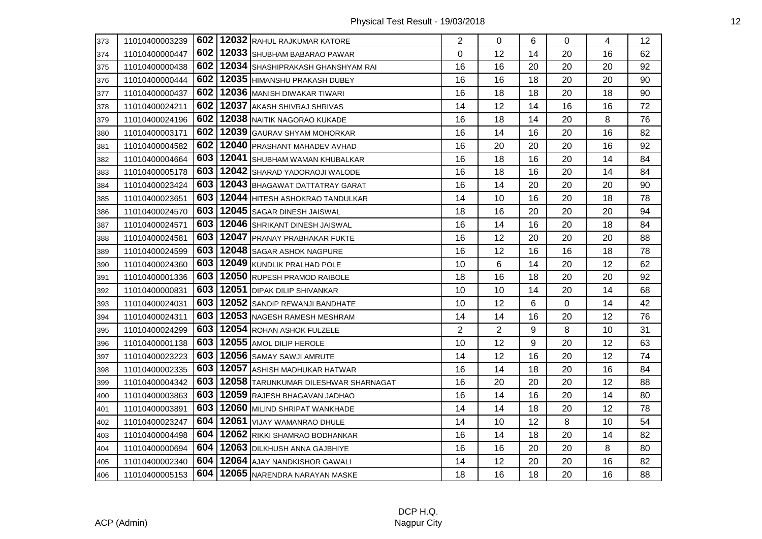| | | | | | | | | | | |
|---|---|---|---|---|---|---|---|---|---|---|
| 373 | 11010400003239 | 602 | 12032 | RAHUL RAJKUMAR KATORE | 2 | 0 | 6 | 0 | 4 | 12 |
| 374 | 11010400000447 | 602 | 12033 | SHUBHAM BABARAO PAWAR | 0 | 12 | 14 | 20 | 16 | 62 |
| 375 | 11010400000438 | 602 | 12034 | SHASHIPRAKASH GHANSHYAM RAI | 16 | 16 | 20 | 20 | 20 | 92 |
| 376 | 11010400000444 | 602 | 12035 | HIMANSHU PRAKASH DUBEY | 16 | 16 | 18 | 20 | 20 | 90 |
| 377 | 11010400000437 | 602 | 12036 | MANISH DIWAKAR TIWARI | 16 | 18 | 18 | 20 | 18 | 90 |
| 378 | 11010400024211 | 602 | 12037 | AKASH SHIVRAJ SHRIVAS | 14 | 12 | 14 | 16 | 16 | 72 |
| 379 | 11010400024196 | 602 | 12038 | NAITIK NAGORAO KUKADE | 16 | 18 | 14 | 20 | 8 | 76 |
| 380 | 11010400003171 | 602 | 12039 | GAURAV SHYAM MOHORKAR | 16 | 14 | 16 | 20 | 16 | 82 |
| 381 | 11010400004582 | 602 | 12040 | PRASHANT MAHADEV AVHAD | 16 | 20 | 20 | 20 | 16 | 92 |
| 382 | 11010400004664 | 603 | 12041 | SHUBHAM WAMAN KHUBALKAR | 16 | 18 | 16 | 20 | 14 | 84 |
| 383 | 11010400005178 | 603 | 12042 | SHARAD YADORAOJI WALODE | 16 | 18 | 16 | 20 | 14 | 84 |
| 384 | 11010400023424 | 603 | 12043 | BHAGAWAT DATTATRAY GARAT | 16 | 14 | 20 | 20 | 20 | 90 |
| 385 | 11010400023651 | 603 | 12044 | HITESH ASHOKRAO TANDULKAR | 14 | 10 | 16 | 20 | 18 | 78 |
| 386 | 11010400024570 | 603 | 12045 | SAGAR DINESH JAISWAL | 18 | 16 | 20 | 20 | 20 | 94 |
| 387 | 11010400024571 | 603 | 12046 | SHRIKANT DINESH JAISWAL | 16 | 14 | 16 | 20 | 18 | 84 |
| 388 | 11010400024581 | 603 | 12047 | PRANAY PRABHAKAR FUKTE | 16 | 12 | 20 | 20 | 20 | 88 |
| 389 | 11010400024599 | 603 | 12048 | SAGAR ASHOK NAGPURE | 16 | 12 | 16 | 16 | 18 | 78 |
| 390 | 11010400024360 | 603 | 12049 | KUNDLIK PRALHAD POLE | 10 | 6 | 14 | 20 | 12 | 62 |
| 391 | 11010400001336 | 603 | 12050 | RUPESH PRAMOD RAIBOLE | 18 | 16 | 18 | 20 | 20 | 92 |
| 392 | 11010400000831 | 603 | 12051 | DIPAK DILIP SHIVANKAR | 10 | 10 | 14 | 20 | 14 | 68 |
| 393 | 11010400024031 | 603 | 12052 | SANDIP REWANJI BANDHATE | 10 | 12 | 6 | 0 | 14 | 42 |
| 394 | 11010400024311 | 603 | 12053 | NAGESH RAMESH MESHRAM | 14 | 14 | 16 | 20 | 12 | 76 |
| 395 | 11010400024299 | 603 | 12054 | ROHAN ASHOK FULZELE | 2 | 2 | 9 | 8 | 10 | 31 |
| 396 | 11010400001138 | 603 | 12055 | AMOL DILIP HEROLE | 10 | 12 | 9 | 20 | 12 | 63 |
| 397 | 11010400023223 | 603 | 12056 | SAMAY SAWJI AMRUTE | 14 | 12 | 16 | 20 | 12 | 74 |
| 398 | 11010400002335 | 603 | 12057 | ASHISH MADHUKAR HATWAR | 16 | 14 | 18 | 20 | 16 | 84 |
| 399 | 11010400004342 | 603 | 12058 | TARUNKUMAR DILESHWAR SHARNAGAT | 16 | 20 | 20 | 20 | 12 | 88 |
| 400 | 11010400003863 | 603 | 12059 | RAJESH BHAGAVAN JADHAO | 16 | 14 | 16 | 20 | 14 | 80 |
| 401 | 11010400003891 | 603 | 12060 | MILIND SHRIPAT WANKHADE | 14 | 14 | 18 | 20 | 12 | 78 |
| 402 | 11010400023247 | 604 | 12061 | VIJAY WAMANRAO DHULE | 14 | 10 | 12 | 8 | 10 | 54 |
| 403 | 11010400004498 | 604 | 12062 | RIKKI SHAMRAO BODHANKAR | 16 | 14 | 18 | 20 | 14 | 82 |
| 404 | 11010400000694 | 604 | 12063 | DILKHUSH ANNA GAJBHIYE | 16 | 16 | 20 | 20 | 8 | 80 |
| 405 | 11010400002340 | 604 | 12064 | AJAY NANDKISHOR GAWALI | 14 | 12 | 20 | 20 | 16 | 82 |
| 406 | 11010400005153 | 604 | 12065 | NARENDRA NARAYAN MASKE | 18 | 16 | 18 | 20 | 16 | 88 |

ACP (Admin)

DCP H.Q.
Nagpur City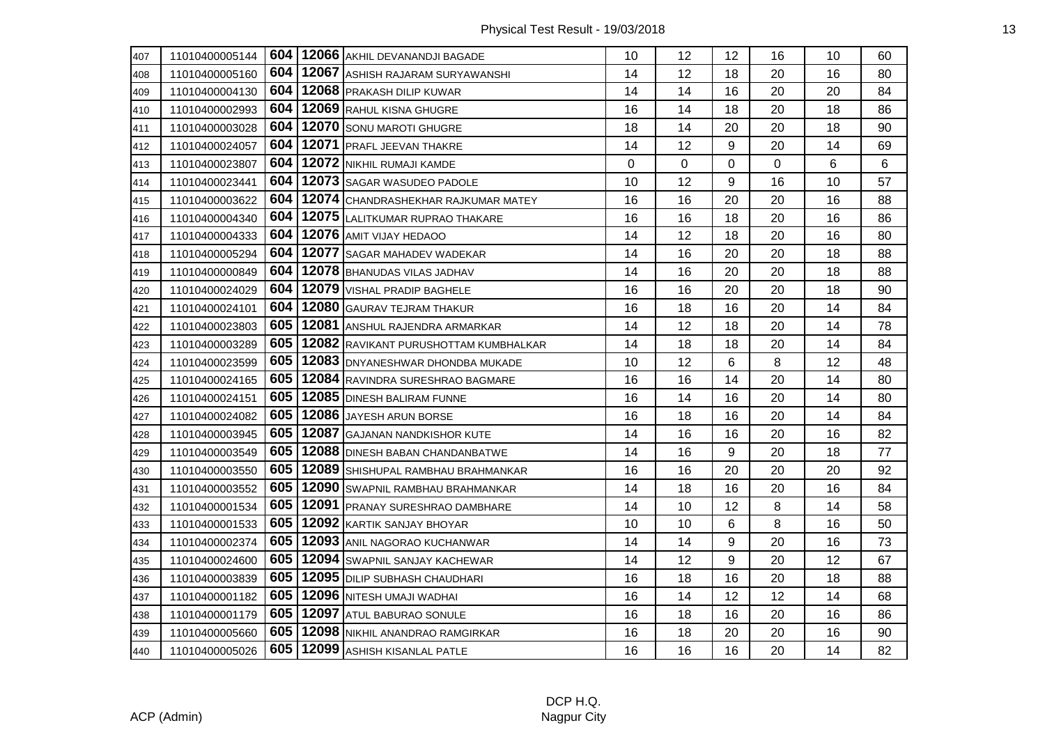| | | | | | | | | | | |
|---|---|---|---|---|---|---|---|---|---|---|
| 407 | 11010400005144 | 604 | 12066 | AKHIL DEVANANDJI BAGADE | 10 | 12 | 12 | 16 | 10 | 60 |
| 408 | 11010400005160 | 604 | 12067 | ASHISH RAJARAM SURYAWANSHI | 14 | 12 | 18 | 20 | 16 | 80 |
| 409 | 11010400004130 | 604 | 12068 | PRAKASH DILIP KUWAR | 14 | 14 | 16 | 20 | 20 | 84 |
| 410 | 11010400002993 | 604 | 12069 | RAHUL KISNA GHUGRE | 16 | 14 | 18 | 20 | 18 | 86 |
| 411 | 11010400003028 | 604 | 12070 | SONU MAROTI GHUGRE | 18 | 14 | 20 | 20 | 18 | 90 |
| 412 | 11010400024057 | 604 | 12071 | PRAFL JEEVAN THAKRE | 14 | 12 | 9 | 20 | 14 | 69 |
| 413 | 11010400023807 | 604 | 12072 | NIKHIL RUMAJI KAMDE | 0 | 0 | 0 | 0 | 6 | 6 |
| 414 | 11010400023441 | 604 | 12073 | SAGAR WASUDEO PADOLE | 10 | 12 | 9 | 16 | 10 | 57 |
| 415 | 11010400003622 | 604 | 12074 | CHANDRASHEKHAR RAJKUMAR MATEY | 16 | 16 | 20 | 20 | 16 | 88 |
| 416 | 11010400004340 | 604 | 12075 | LALITKUMAR RUPRAO THAKARE | 16 | 16 | 18 | 20 | 16 | 86 |
| 417 | 11010400004333 | 604 | 12076 | AMIT VIJAY HEDAOO | 14 | 12 | 18 | 20 | 16 | 80 |
| 418 | 11010400005294 | 604 | 12077 | SAGAR MAHADEV WADEKAR | 14 | 16 | 20 | 20 | 18 | 88 |
| 419 | 11010400000849 | 604 | 12078 | BHANUDAS VILAS JADHAV | 14 | 16 | 20 | 20 | 18 | 88 |
| 420 | 11010400024029 | 604 | 12079 | VISHAL PRADIP BAGHELE | 16 | 16 | 20 | 20 | 18 | 90 |
| 421 | 11010400024101 | 604 | 12080 | GAURAV TEJRAM THAKUR | 16 | 18 | 16 | 20 | 14 | 84 |
| 422 | 11010400023803 | 605 | 12081 | ANSHUL RAJENDRA ARMARKAR | 14 | 12 | 18 | 20 | 14 | 78 |
| 423 | 11010400003289 | 605 | 12082 | RAVIKANT PURUSHOTTAM KUMBHALKAR | 14 | 18 | 18 | 20 | 14 | 84 |
| 424 | 11010400023599 | 605 | 12083 | DNYANESHWAR DHONDBA MUKADE | 10 | 12 | 6 | 8 | 12 | 48 |
| 425 | 11010400024165 | 605 | 12084 | RAVINDRA SURESHRAO BAGMARE | 16 | 16 | 14 | 20 | 14 | 80 |
| 426 | 11010400024151 | 605 | 12085 | DINESH BALIRAM FUNNE | 16 | 14 | 16 | 20 | 14 | 80 |
| 427 | 11010400024082 | 605 | 12086 | JAYESH ARUN BORSE | 16 | 18 | 16 | 20 | 14 | 84 |
| 428 | 11010400003945 | 605 | 12087 | GAJANAN NANDKISHOR KUTE | 14 | 16 | 16 | 20 | 16 | 82 |
| 429 | 11010400003549 | 605 | 12088 | DINESH BABAN CHANDANBATWE | 14 | 16 | 9 | 20 | 18 | 77 |
| 430 | 11010400003550 | 605 | 12089 | SHISHUPAL RAMBHAU BRAHMANKAR | 16 | 16 | 20 | 20 | 20 | 92 |
| 431 | 11010400003552 | 605 | 12090 | SWAPNIL RAMBHAU BRAHMANKAR | 14 | 18 | 16 | 20 | 16 | 84 |
| 432 | 11010400001534 | 605 | 12091 | PRANAY SURESHRAO DAMBHARE | 14 | 10 | 12 | 8 | 14 | 58 |
| 433 | 11010400001533 | 605 | 12092 | KARTIK SANJAY BHOYAR | 10 | 10 | 6 | 8 | 16 | 50 |
| 434 | 11010400002374 | 605 | 12093 | ANIL NAGORAO KUCHANWAR | 14 | 14 | 9 | 20 | 16 | 73 |
| 435 | 11010400024600 | 605 | 12094 | SWAPNIL SANJAY KACHEWAR | 14 | 12 | 9 | 20 | 12 | 67 |
| 436 | 11010400003839 | 605 | 12095 | DILIP SUBHASH CHAUDHARI | 16 | 18 | 16 | 20 | 18 | 88 |
| 437 | 11010400001182 | 605 | 12096 | NITESH UMAJI WADHAI | 16 | 14 | 12 | 12 | 14 | 68 |
| 438 | 11010400001179 | 605 | 12097 | ATUL BABURAO SONULE | 16 | 18 | 16 | 20 | 16 | 86 |
| 439 | 11010400005660 | 605 | 12098 | NIKHIL ANANDRAO RAMGIRKAR | 16 | 18 | 20 | 20 | 16 | 90 |
| 440 | 11010400005026 | 605 | 12099 | ASHISH KISANLAL PATLE | 16 | 16 | 16 | 20 | 14 | 82 |

ACP (Admin)

DCP H.Q.
Nagpur City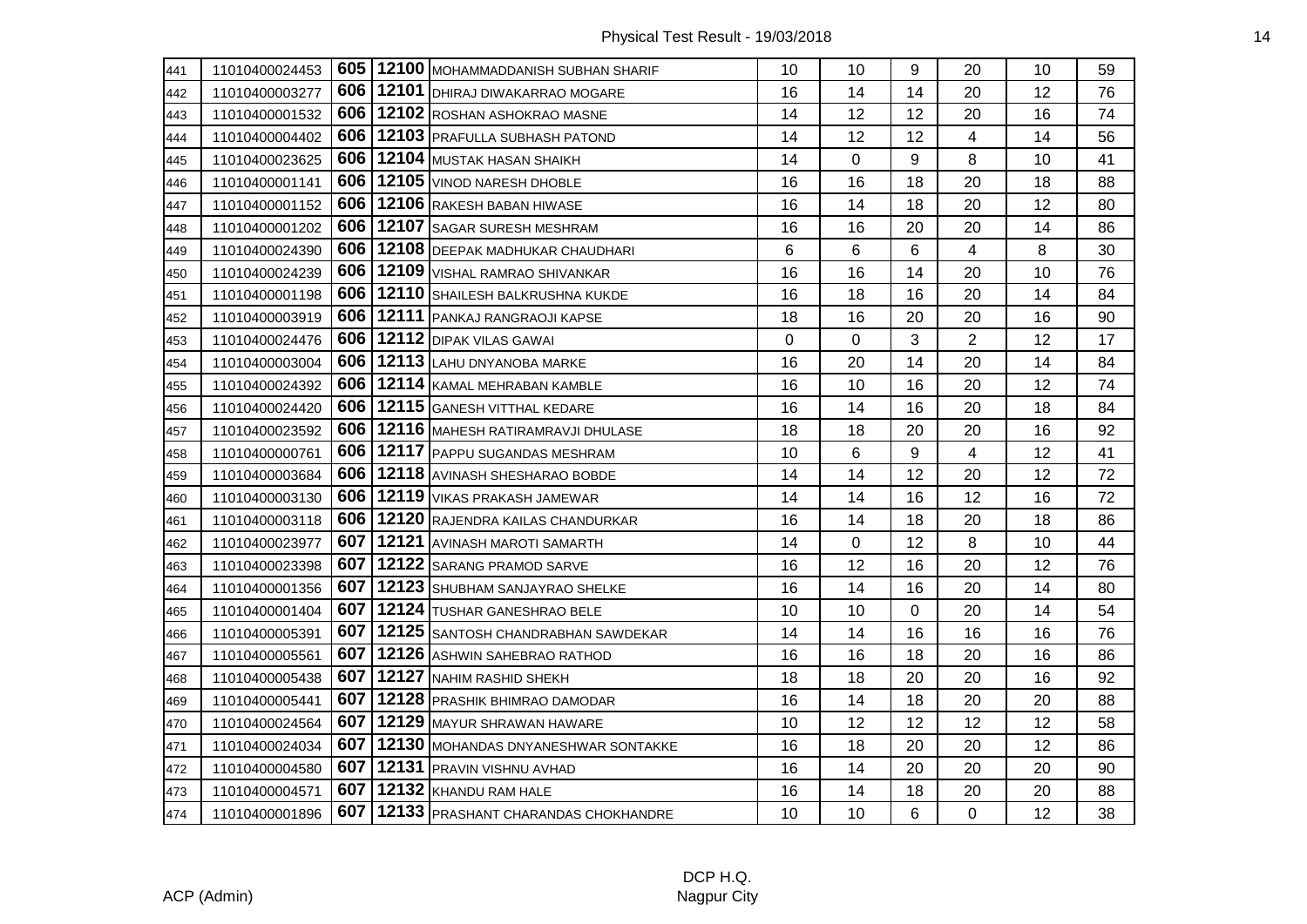| | | | | | | | | | | |
|---|---|---|---|---|---|---|---|---|---|---|
| 441 | 11010400024453 | **605** | **12100** | MOHAMMADDANISH SUBHAN SHARIF | 10 | 10 | 9 | 20 | 10 | 59 |
| 442 | 11010400003277 | **606** | **12101** | DHIRAJ DIWAKARRAO MOGARE | 16 | 14 | 14 | 20 | 12 | 76 |
| 443 | 11010400001532 | **606** | **12102** | ROSHAN ASHOKRAO MASNE | 14 | 12 | 12 | 20 | 16 | 74 |
| 444 | 11010400004402 | **606** | **12103** | PRAFULLA SUBHASH PATOND | 14 | 12 | 12 | 4 | 14 | 56 |
| 445 | 11010400023625 | **606** | **12104** | MUSTAK HASAN SHAIKH | 14 | 0 | 9 | 8 | 10 | 41 |
| 446 | 11010400001141 | **606** | **12105** | VINOD NARESH DHOBLE | 16 | 16 | 18 | 20 | 18 | 88 |
| 447 | 11010400001152 | **606** | **12106** | RAKESH BABAN HIWASE | 16 | 14 | 18 | 20 | 12 | 80 |
| 448 | 11010400001202 | **606** | **12107** | SAGAR SURESH MESHRAM | 16 | 16 | 20 | 20 | 14 | 86 |
| 449 | 11010400024390 | **606** | **12108** | DEEPAK MADHUKAR CHAUDHARI | 6 | 6 | 6 | 4 | 8 | 30 |
| 450 | 11010400024239 | **606** | **12109** | VISHAL RAMRAO SHIVANKAR | 16 | 16 | 14 | 20 | 10 | 76 |
| 451 | 11010400001198 | **606** | **12110** | SHAILESH BALKRUSHNA KUKDE | 16 | 18 | 16 | 20 | 14 | 84 |
| 452 | 11010400003919 | **606** | **12111** | PANKAJ RANGRAOJI KAPSE | 18 | 16 | 20 | 20 | 16 | 90 |
| 453 | 11010400024476 | **606** | **12112** | DIPAK VILAS GAWAI | 0 | 0 | 3 | 2 | 12 | 17 |
| 454 | 11010400003004 | **606** | **12113** | LAHU DNYANOBA MARKE | 16 | 20 | 14 | 20 | 14 | 84 |
| 455 | 11010400024392 | **606** | **12114** | KAMAL MEHRABAN KAMBLE | 16 | 10 | 16 | 20 | 12 | 74 |
| 456 | 11010400024420 | **606** | **12115** | GANESH VITTHAL KEDARE | 16 | 14 | 16 | 20 | 18 | 84 |
| 457 | 11010400023592 | **606** | **12116** | MAHESH RATIRAMRAVJI DHULASE | 18 | 18 | 20 | 20 | 16 | 92 |
| 458 | 11010400000761 | **606** | **12117** | PAPPU SUGANDAS MESHRAM | 10 | 6 | 9 | 4 | 12 | 41 |
| 459 | 11010400003684 | **606** | **12118** | AVINASH SHESHARAO BOBDE | 14 | 14 | 12 | 20 | 12 | 72 |
| 460 | 11010400003130 | **606** | **12119** | VIKAS PRAKASH JAMEWAR | 14 | 14 | 16 | 12 | 16 | 72 |
| 461 | 11010400003118 | **606** | **12120** | RAJENDRA KAILAS CHANDURKAR | 16 | 14 | 18 | 20 | 18 | 86 |
| 462 | 11010400023977 | **607** | **12121** | AVINASH MAROTI SAMARTH | 14 | 0 | 12 | 8 | 10 | 44 |
| 463 | 11010400023398 | **607** | **12122** | SARANG PRAMOD SARVE | 16 | 12 | 16 | 20 | 12 | 76 |
| 464 | 11010400001356 | **607** | **12123** | SHUBHAM SANJAYRAO SHELKE | 16 | 14 | 16 | 20 | 14 | 80 |
| 465 | 11010400001404 | **607** | **12124** | TUSHAR GANESHRAO BELE | 10 | 10 | 0 | 20 | 14 | 54 |
| 466 | 11010400005391 | **607** | **12125** | SANTOSH CHANDRABHAN SAWDEKAR | 14 | 14 | 16 | 16 | 16 | 76 |
| 467 | 11010400005561 | **607** | **12126** | ASHWIN SAHEBRAO RATHOD | 16 | 16 | 18 | 20 | 16 | 86 |
| 468 | 11010400005438 | **607** | **12127** | NAHIM RASHID SHEKH | 18 | 18 | 20 | 20 | 16 | 92 |
| 469 | 11010400005441 | **607** | **12128** | PRASHIK BHIMRAO DAMODAR | 16 | 14 | 18 | 20 | 20 | 88 |
| 470 | 11010400024564 | **607** | **12129** | MAYUR SHRAWAN HAWARE | 10 | 12 | 12 | 12 | 12 | 58 |
| 471 | 11010400024034 | **607** | **12130** | MOHANDAS DNYANESHWAR SONTAKKE | 16 | 18 | 20 | 20 | 12 | 86 |
| 472 | 11010400004580 | **607** | **12131** | PRAVIN VISHNU AVHAD | 16 | 14 | 20 | 20 | 20 | 90 |
| 473 | 11010400004571 | **607** | **12132** | KHANDU RAM HALE | 16 | 14 | 18 | 20 | 20 | 88 |
| 474 | 11010400001896 | **607** | **12133** | PRASHANT CHARANDAS CHOKHANDRE | 10 | 10 | 6 | 0 | 12 | 38 |

ACP (Admin)

DCP H.Q.
Nagpur City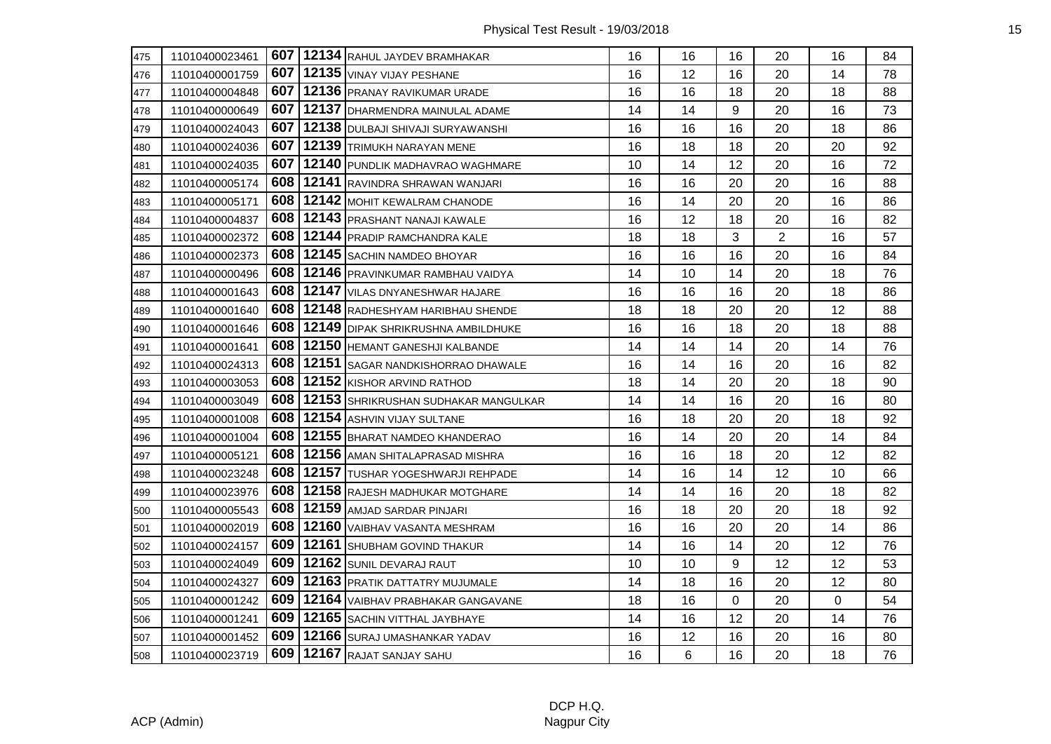| | | | | | | | | | | |
|---|---|---|---|---|---|---|---|---|---|---|
| 475 | 11010400023461 | 607 | 12134 | RAHUL JAYDEV BRAMHAKAR | 16 | 16 | 16 | 20 | 16 | 84 |
| 476 | 11010400001759 | 607 | 12135 | VINAY VIJAY PESHANE | 16 | 12 | 16 | 20 | 14 | 78 |
| 477 | 11010400004848 | 607 | 12136 | PRANAY RAVIKUMAR URADE | 16 | 16 | 18 | 20 | 18 | 88 |
| 478 | 11010400000649 | 607 | 12137 | DHARMENDRA MAINULAL ADAME | 14 | 14 | 9 | 20 | 16 | 73 |
| 479 | 11010400024043 | 607 | 12138 | DULBAJI SHIVAJI SURYAWANSHI | 16 | 16 | 16 | 20 | 18 | 86 |
| 480 | 11010400024036 | 607 | 12139 | TRIMUKH NARAYAN MENE | 16 | 18 | 18 | 20 | 20 | 92 |
| 481 | 11010400024035 | 607 | 12140 | PUNDLIK MADHAVRAO WAGHMARE | 10 | 14 | 12 | 20 | 16 | 72 |
| 482 | 11010400005174 | 608 | 12141 | RAVINDRA SHRAWAN WANJARI | 16 | 16 | 20 | 20 | 16 | 88 |
| 483 | 11010400005171 | 608 | 12142 | MOHIT KEWALRAM CHANODE | 16 | 14 | 20 | 20 | 16 | 86 |
| 484 | 11010400004837 | 608 | 12143 | PRASHANT NANAJI KAWALE | 16 | 12 | 18 | 20 | 16 | 82 |
| 485 | 11010400002372 | 608 | 12144 | PRADIP RAMCHANDRA KALE | 18 | 18 | 3 | 2 | 16 | 57 |
| 486 | 11010400002373 | 608 | 12145 | SACHIN NAMDEO BHOYAR | 16 | 16 | 16 | 20 | 16 | 84 |
| 487 | 11010400000496 | 608 | 12146 | PRAVINKUMAR RAMBHAU VAIDYA | 14 | 10 | 14 | 20 | 18 | 76 |
| 488 | 11010400001643 | 608 | 12147 | VILAS DNYANESHWAR HAJARE | 16 | 16 | 16 | 20 | 18 | 86 |
| 489 | 11010400001640 | 608 | 12148 | RADHESHYAM HARIBHAU SHENDE | 18 | 18 | 20 | 20 | 12 | 88 |
| 490 | 11010400001646 | 608 | 12149 | DIPAK SHRIKRUSHNA AMBILDHUKE | 16 | 16 | 18 | 20 | 18 | 88 |
| 491 | 11010400001641 | 608 | 12150 | HEMANT GANESHJI KALBANDE | 14 | 14 | 14 | 20 | 14 | 76 |
| 492 | 11010400024313 | 608 | 12151 | SAGAR NANDKISHORRAO DHAWALE | 16 | 14 | 16 | 20 | 16 | 82 |
| 493 | 11010400003053 | 608 | 12152 | KISHOR ARVIND RATHOD | 18 | 14 | 20 | 20 | 18 | 90 |
| 494 | 11010400003049 | 608 | 12153 | SHRIKRUSHAN SUDHAKAR MANGULKAR | 14 | 14 | 16 | 20 | 16 | 80 |
| 495 | 11010400001008 | 608 | 12154 | ASHVIN VIJAY SULTANE | 16 | 18 | 20 | 20 | 18 | 92 |
| 496 | 11010400001004 | 608 | 12155 | BHARAT NAMDEO KHANDERAO | 16 | 14 | 20 | 20 | 14 | 84 |
| 497 | 11010400005121 | 608 | 12156 | AMAN SHITALAPRASAD MISHRA | 16 | 16 | 18 | 20 | 12 | 82 |
| 498 | 11010400023248 | 608 | 12157 | TUSHAR YOGESHWARJI REHPADE | 14 | 16 | 14 | 12 | 10 | 66 |
| 499 | 11010400023976 | 608 | 12158 | RAJESH MADHUKAR MOTGHARE | 14 | 14 | 16 | 20 | 18 | 82 |
| 500 | 11010400005543 | 608 | 12159 | AMJAD SARDAR PINJARI | 16 | 18 | 20 | 20 | 18 | 92 |
| 501 | 11010400002019 | 608 | 12160 | VAIBHAV VASANTA MESHRAM | 16 | 16 | 20 | 20 | 14 | 86 |
| 502 | 11010400024157 | 609 | 12161 | SHUBHAM GOVIND THAKUR | 14 | 16 | 14 | 20 | 12 | 76 |
| 503 | 11010400024049 | 609 | 12162 | SUNIL DEVARAJ RAUT | 10 | 10 | 9 | 12 | 12 | 53 |
| 504 | 11010400024327 | 609 | 12163 | PRATIK DATTATRY MUJUMALE | 14 | 18 | 16 | 20 | 12 | 80 |
| 505 | 11010400001242 | 609 | 12164 | VAIBHAV PRABHAKAR GANGAVANE | 18 | 16 | 0 | 20 | 0 | 54 |
| 506 | 11010400001241 | 609 | 12165 | SACHIN VITTHAL JAYBHAYE | 14 | 16 | 12 | 20 | 14 | 76 |
| 507 | 11010400001452 | 609 | 12166 | SURAJ UMASHANKAR YADAV | 16 | 12 | 16 | 20 | 16 | 80 |
| 508 | 11010400023719 | 609 | 12167 | RAJAT SANJAY SAHU | 16 | 6 | 16 | 20 | 18 | 76 |

ACP (Admin)

DCP H.Q.
Nagpur City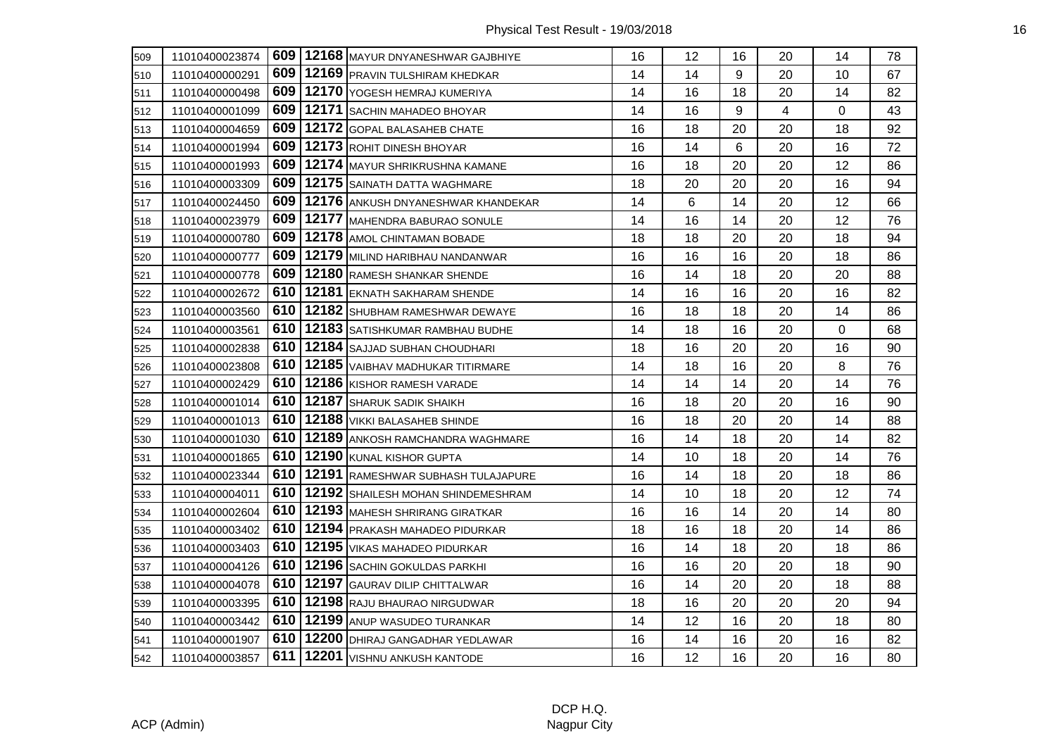| 509 | 11010400023874 | 609 | 12168 | MAYUR DNYANESHWAR GAJBHIYE | 16 | 12 | 16 | 20 | 14 | 78 |
|---|---|---|---|---|---|---|---|---|---|---|
| 510 | 11010400000291 | 609 | 12169 | PRAVIN TULSHIRAM KHEDKAR | 14 | 14 | 9 | 20 | 10 | 67 |
| 511 | 11010400000498 | 609 | 12170 | YOGESH HEMRAJ KUMERIYA | 14 | 16 | 18 | 20 | 14 | 82 |
| 512 | 11010400001099 | 609 | 12171 | SACHIN MAHADEO BHOYAR | 14 | 16 | 9 | 4 | 0 | 43 |
| 513 | 11010400004659 | 609 | 12172 | GOPAL BALASAHEB CHATE | 16 | 18 | 20 | 20 | 18 | 92 |
| 514 | 11010400001994 | 609 | 12173 | ROHIT DINESH BHOYAR | 16 | 14 | 6 | 20 | 16 | 72 |
| 515 | 11010400001993 | 609 | 12174 | MAYUR SHRIKRUSHNA KAMANE | 16 | 18 | 20 | 20 | 12 | 86 |
| 516 | 11010400003309 | 609 | 12175 | SAINATH DATTA WAGHMARE | 18 | 20 | 20 | 20 | 16 | 94 |
| 517 | 11010400024450 | 609 | 12176 | ANKUSH DNYANESHWAR KHANDEKAR | 14 | 6 | 14 | 20 | 12 | 66 |
| 518 | 11010400023979 | 609 | 12177 | MAHENDRA BABURAO SONULE | 14 | 16 | 14 | 20 | 12 | 76 |
| 519 | 11010400000780 | 609 | 12178 | AMOL CHINTAMAN BOBADE | 18 | 18 | 20 | 20 | 18 | 94 |
| 520 | 11010400000777 | 609 | 12179 | MILIND HARIBHAU NANDANWAR | 16 | 16 | 16 | 20 | 18 | 86 |
| 521 | 11010400000778 | 609 | 12180 | RAMESH SHANKAR SHENDE | 16 | 14 | 18 | 20 | 20 | 88 |
| 522 | 11010400002672 | 610 | 12181 | EKNATH SAKHARAM SHENDE | 14 | 16 | 16 | 20 | 16 | 82 |
| 523 | 11010400003560 | 610 | 12182 | SHUBHAM RAMESHWAR DEWAYE | 16 | 18 | 18 | 20 | 14 | 86 |
| 524 | 11010400003561 | 610 | 12183 | SATISHKUMAR RAMBHAU BUDHE | 14 | 18 | 16 | 20 | 0 | 68 |
| 525 | 11010400002838 | 610 | 12184 | SAJJAD SUBHAN CHOUDHARI | 18 | 16 | 20 | 20 | 16 | 90 |
| 526 | 11010400023808 | 610 | 12185 | VAIBHAV MADHUKAR TITIRMARE | 14 | 18 | 16 | 20 | 8 | 76 |
| 527 | 11010400002429 | 610 | 12186 | KISHOR RAMESH VARADE | 14 | 14 | 14 | 20 | 14 | 76 |
| 528 | 11010400001014 | 610 | 12187 | SHARUK SADIK SHAIKH | 16 | 18 | 20 | 20 | 16 | 90 |
| 529 | 11010400001013 | 610 | 12188 | VIKKI BALASAHEB SHINDE | 16 | 18 | 20 | 20 | 14 | 88 |
| 530 | 11010400001030 | 610 | 12189 | ANKOSH RAMCHANDRA WAGHMARE | 16 | 14 | 18 | 20 | 14 | 82 |
| 531 | 11010400001865 | 610 | 12190 | KUNAL KISHOR GUPTA | 14 | 10 | 18 | 20 | 14 | 76 |
| 532 | 11010400023344 | 610 | 12191 | RAMESHWAR SUBHASH TULAJAPURE | 16 | 14 | 18 | 20 | 18 | 86 |
| 533 | 11010400004011 | 610 | 12192 | SHAILESH MOHAN SHINDEMESHRAM | 14 | 10 | 18 | 20 | 12 | 74 |
| 534 | 11010400002604 | 610 | 12193 | MAHESH SHRIRANG GIRATKAR | 16 | 16 | 14 | 20 | 14 | 80 |
| 535 | 11010400003402 | 610 | 12194 | PRAKASH MAHADEO PIDURKAR | 18 | 16 | 18 | 20 | 14 | 86 |
| 536 | 11010400003403 | 610 | 12195 | VIKAS MAHADEO PIDURKAR | 16 | 14 | 18 | 20 | 18 | 86 |
| 537 | 11010400004126 | 610 | 12196 | SACHIN GOKULDAS PARKHI | 16 | 16 | 20 | 20 | 18 | 90 |
| 538 | 11010400004078 | 610 | 12197 | GAURAV DILIP CHITTALWAR | 16 | 14 | 20 | 20 | 18 | 88 |
| 539 | 11010400003395 | 610 | 12198 | RAJU BHAURAO NIRGUDWAR | 18 | 16 | 20 | 20 | 20 | 94 |
| 540 | 11010400003442 | 610 | 12199 | ANUP WASUDEO TURANKAR | 14 | 12 | 16 | 20 | 18 | 80 |
| 541 | 11010400001907 | 610 | 12200 | DHIRAJ GANGADHAR YEDLAWAR | 16 | 14 | 16 | 20 | 16 | 82 |
| 542 | 11010400003857 | 611 | 12201 | VISHNU ANKUSH KANTODE | 16 | 12 | 16 | 20 | 16 | 80 |

ACP (Admin)

DCP H.Q.
Nagpur City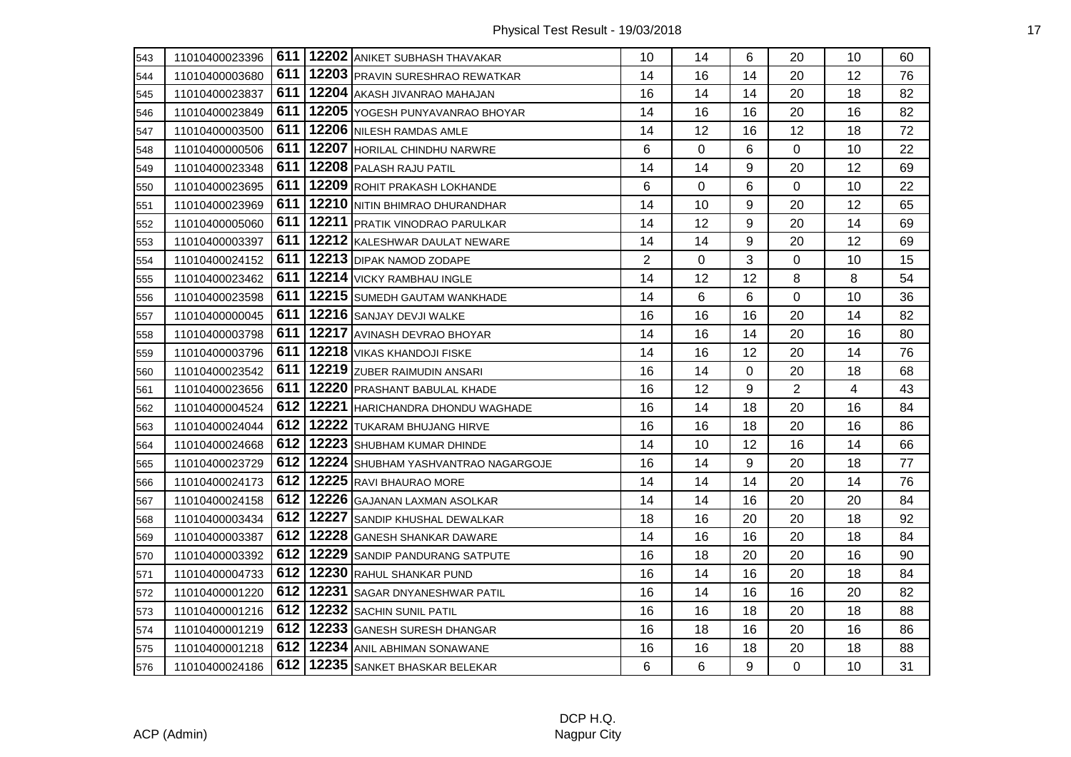| | | | | | | | | | | |
|---|---|---|---|---|---|---|---|---|---|---|
| 543 | 11010400023396 | 611 | 12202 | ANIKET SUBHASH THAVAKAR | 10 | 14 | 6 | 20 | 10 | 60 |
| 544 | 11010400003680 | 611 | 12203 | PRAVIN SURESHRAO REWATKAR | 14 | 16 | 14 | 20 | 12 | 76 |
| 545 | 11010400023837 | 611 | 12204 | AKASH JIVANRAO MAHAJAN | 16 | 14 | 14 | 20 | 18 | 82 |
| 546 | 11010400023849 | 611 | 12205 | YOGESH PUNYAVANRAO BHOYAR | 14 | 16 | 16 | 20 | 16 | 82 |
| 547 | 11010400003500 | 611 | 12206 | NILESH RAMDAS AMLE | 14 | 12 | 16 | 12 | 18 | 72 |
| 548 | 11010400000506 | 611 | 12207 | HORILAL CHINDHU NARWRE | 6 | 0 | 6 | 0 | 10 | 22 |
| 549 | 11010400023348 | 611 | 12208 | PALASH RAJU PATIL | 14 | 14 | 9 | 20 | 12 | 69 |
| 550 | 11010400023695 | 611 | 12209 | ROHIT PRAKASH LOKHANDE | 6 | 0 | 6 | 0 | 10 | 22 |
| 551 | 11010400023969 | 611 | 12210 | NITIN BHIMRAO DHURANDHAR | 14 | 10 | 9 | 20 | 12 | 65 |
| 552 | 11010400005060 | 611 | 12211 | PRATIK VINODRAO PARULKAR | 14 | 12 | 9 | 20 | 14 | 69 |
| 553 | 11010400003397 | 611 | 12212 | KALESHWAR DAULAT NEWARE | 14 | 14 | 9 | 20 | 12 | 69 |
| 554 | 11010400024152 | 611 | 12213 | DIPAK NAMOD ZODAPE | 2 | 0 | 3 | 0 | 10 | 15 |
| 555 | 11010400023462 | 611 | 12214 | VICKY RAMBHAU INGLE | 14 | 12 | 12 | 8 | 8 | 54 |
| 556 | 11010400023598 | 611 | 12215 | SUMEDH GAUTAM WANKHADE | 14 | 6 | 6 | 0 | 10 | 36 |
| 557 | 11010400000045 | 611 | 12216 | SANJAY DEVJI WALKE | 16 | 16 | 16 | 20 | 14 | 82 |
| 558 | 11010400003798 | 611 | 12217 | AVINASH DEVRAO BHOYAR | 14 | 16 | 14 | 20 | 16 | 80 |
| 559 | 11010400003796 | 611 | 12218 | VIKAS KHANDOJI FISKE | 14 | 16 | 12 | 20 | 14 | 76 |
| 560 | 11010400023542 | 611 | 12219 | ZUBER RAIMUDIN ANSARI | 16 | 14 | 0 | 20 | 18 | 68 |
| 561 | 11010400023656 | 611 | 12220 | PRASHANT BABULAL KHADE | 16 | 12 | 9 | 2 | 4 | 43 |
| 562 | 11010400004524 | 612 | 12221 | HARICHANDRA DHONDU WAGHADE | 16 | 14 | 18 | 20 | 16 | 84 |
| 563 | 11010400024044 | 612 | 12222 | TUKARAM BHUJANG HIRVE | 16 | 16 | 18 | 20 | 16 | 86 |
| 564 | 11010400024668 | 612 | 12223 | SHUBHAM KUMAR DHINDE | 14 | 10 | 12 | 16 | 14 | 66 |
| 565 | 11010400023729 | 612 | 12224 | SHUBHAM YASHVANTRAO NAGARGOJE | 16 | 14 | 9 | 20 | 18 | 77 |
| 566 | 11010400024173 | 612 | 12225 | RAVI BHAURAO MORE | 14 | 14 | 14 | 20 | 14 | 76 |
| 567 | 11010400024158 | 612 | 12226 | GAJANAN LAXMAN ASOLKAR | 14 | 14 | 16 | 20 | 20 | 84 |
| 568 | 11010400003434 | 612 | 12227 | SANDIP KHUSHAL DEWALKAR | 18 | 16 | 20 | 20 | 18 | 92 |
| 569 | 11010400003387 | 612 | 12228 | GANESH SHANKAR DAWARE | 14 | 16 | 16 | 20 | 18 | 84 |
| 570 | 11010400003392 | 612 | 12229 | SANDIP PANDURANG SATPUTE | 16 | 18 | 20 | 20 | 16 | 90 |
| 571 | 11010400004733 | 612 | 12230 | RAHUL SHANKAR PUND | 16 | 14 | 16 | 20 | 18 | 84 |
| 572 | 11010400001220 | 612 | 12231 | SAGAR DNYANESHWAR PATIL | 16 | 14 | 16 | 16 | 20 | 82 |
| 573 | 11010400001216 | 612 | 12232 | SACHIN SUNIL PATIL | 16 | 16 | 18 | 20 | 18 | 88 |
| 574 | 11010400001219 | 612 | 12233 | GANESH SURESH DHANGAR | 16 | 18 | 16 | 20 | 16 | 86 |
| 575 | 11010400001218 | 612 | 12234 | ANIL ABHIMAN SONAWANE | 16 | 16 | 18 | 20 | 18 | 88 |
| 576 | 11010400024186 | 612 | 12235 | SANKET BHASKAR BELEKAR | 6 | 6 | 9 | 0 | 10 | 31 |

ACP (Admin)

DCP H.Q.
Nagpur City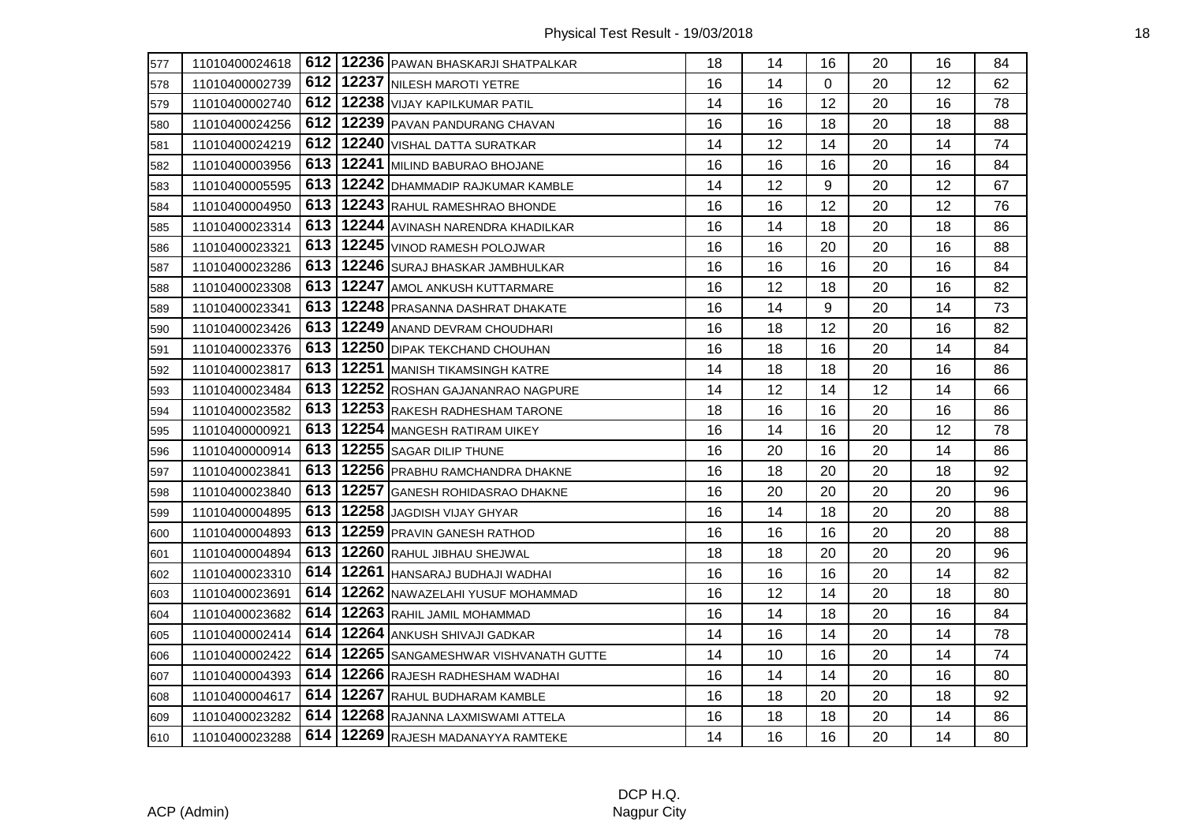| 577 | 11010400024618 | 612 | 12236 | PAWAN BHASKARJI SHATPALKAR | 18 | 14 | 16 | 20 | 16 | 84 |
|---|---|---|---|---|---|---|---|---|---|---|
| 578 | 11010400002739 | 612 | 12237 | NILESH MAROTI YETRE | 16 | 14 | 0 | 20 | 12 | 62 |
| 579 | 11010400002740 | 612 | 12238 | VIJAY KAPILKUMAR PATIL | 14 | 16 | 12 | 20 | 16 | 78 |
| 580 | 11010400024256 | 612 | 12239 | PAVAN PANDURANG CHAVAN | 16 | 16 | 18 | 20 | 18 | 88 |
| 581 | 11010400024219 | 612 | 12240 | VISHAL DATTA SURATKAR | 14 | 12 | 14 | 20 | 14 | 74 |
| 582 | 11010400003956 | 613 | 12241 | MILIND BABURAO BHOJANE | 16 | 16 | 16 | 20 | 16 | 84 |
| 583 | 11010400005595 | 613 | 12242 | DHAMMADIP RAJKUMAR KAMBLE | 14 | 12 | 9 | 20 | 12 | 67 |
| 584 | 11010400004950 | 613 | 12243 | RAHUL RAMESHRAO BHONDE | 16 | 16 | 12 | 20 | 12 | 76 |
| 585 | 11010400023314 | 613 | 12244 | AVINASH NARENDRA KHADILKAR | 16 | 14 | 18 | 20 | 18 | 86 |
| 586 | 11010400023321 | 613 | 12245 | VINOD RAMESH POLOJWAR | 16 | 16 | 20 | 20 | 16 | 88 |
| 587 | 11010400023286 | 613 | 12246 | SURAJ BHASKAR JAMBHULKAR | 16 | 16 | 16 | 20 | 16 | 84 |
| 588 | 11010400023308 | 613 | 12247 | AMOL ANKUSH KUTTARMARE | 16 | 12 | 18 | 20 | 16 | 82 |
| 589 | 11010400023341 | 613 | 12248 | PRASANNA DASHRAT DHAKATE | 16 | 14 | 9 | 20 | 14 | 73 |
| 590 | 11010400023426 | 613 | 12249 | ANAND DEVRAM CHOUDHARI | 16 | 18 | 12 | 20 | 16 | 82 |
| 591 | 11010400023376 | 613 | 12250 | DIPAK TEKCHAND CHOUHAN | 16 | 18 | 16 | 20 | 14 | 84 |
| 592 | 11010400023817 | 613 | 12251 | MANISH TIKAMSINGH KATRE | 14 | 18 | 18 | 20 | 16 | 86 |
| 593 | 11010400023484 | 613 | 12252 | ROSHAN GAJANANRAO NAGPURE | 14 | 12 | 14 | 12 | 14 | 66 |
| 594 | 11010400023582 | 613 | 12253 | RAKESH RADHESHAM TARONE | 18 | 16 | 16 | 20 | 16 | 86 |
| 595 | 11010400000921 | 613 | 12254 | MANGESH RATIRAM UIKEY | 16 | 14 | 16 | 20 | 12 | 78 |
| 596 | 11010400000914 | 613 | 12255 | SAGAR DILIP THUNE | 16 | 20 | 16 | 20 | 14 | 86 |
| 597 | 11010400023841 | 613 | 12256 | PRABHU RAMCHANDRA DHAKNE | 16 | 18 | 20 | 20 | 18 | 92 |
| 598 | 11010400023840 | 613 | 12257 | GANESH ROHIDASRAO DHAKNE | 16 | 20 | 20 | 20 | 20 | 96 |
| 599 | 11010400004895 | 613 | 12258 | JAGDISH VIJAY GHYAR | 16 | 14 | 18 | 20 | 20 | 88 |
| 600 | 11010400004893 | 613 | 12259 | PRAVIN GANESH RATHOD | 16 | 16 | 16 | 20 | 20 | 88 |
| 601 | 11010400004894 | 613 | 12260 | RAHUL JIBHAU SHEJWAL | 18 | 18 | 20 | 20 | 20 | 96 |
| 602 | 11010400023310 | 614 | 12261 | HANSARAJ BUDHAJI WADHAI | 16 | 16 | 16 | 20 | 14 | 82 |
| 603 | 11010400023691 | 614 | 12262 | NAWAZELAHI YUSUF MOHAMMAD | 16 | 12 | 14 | 20 | 18 | 80 |
| 604 | 11010400023682 | 614 | 12263 | RAHIL JAMIL MOHAMMAD | 16 | 14 | 18 | 20 | 16 | 84 |
| 605 | 11010400002414 | 614 | 12264 | ANKUSH SHIVAJI GADKAR | 14 | 16 | 14 | 20 | 14 | 78 |
| 606 | 11010400002422 | 614 | 12265 | SANGAMESHWAR VISHVANATH GUTTE | 14 | 10 | 16 | 20 | 14 | 74 |
| 607 | 11010400004393 | 614 | 12266 | RAJESH RADHESHAM WADHAI | 16 | 14 | 14 | 20 | 16 | 80 |
| 608 | 11010400004617 | 614 | 12267 | RAHUL BUDHARAM KAMBLE | 16 | 18 | 20 | 20 | 18 | 92 |
| 609 | 11010400023282 | 614 | 12268 | RAJANNA LAXMISWAMI ATTELA | 16 | 18 | 18 | 20 | 14 | 86 |
| 610 | 11010400023288 | 614 | 12269 | RAJESH MADANAYYA RAMTEKE | 14 | 16 | 16 | 20 | 14 | 80 |

ACP (Admin)

DCP H.Q.
Nagpur City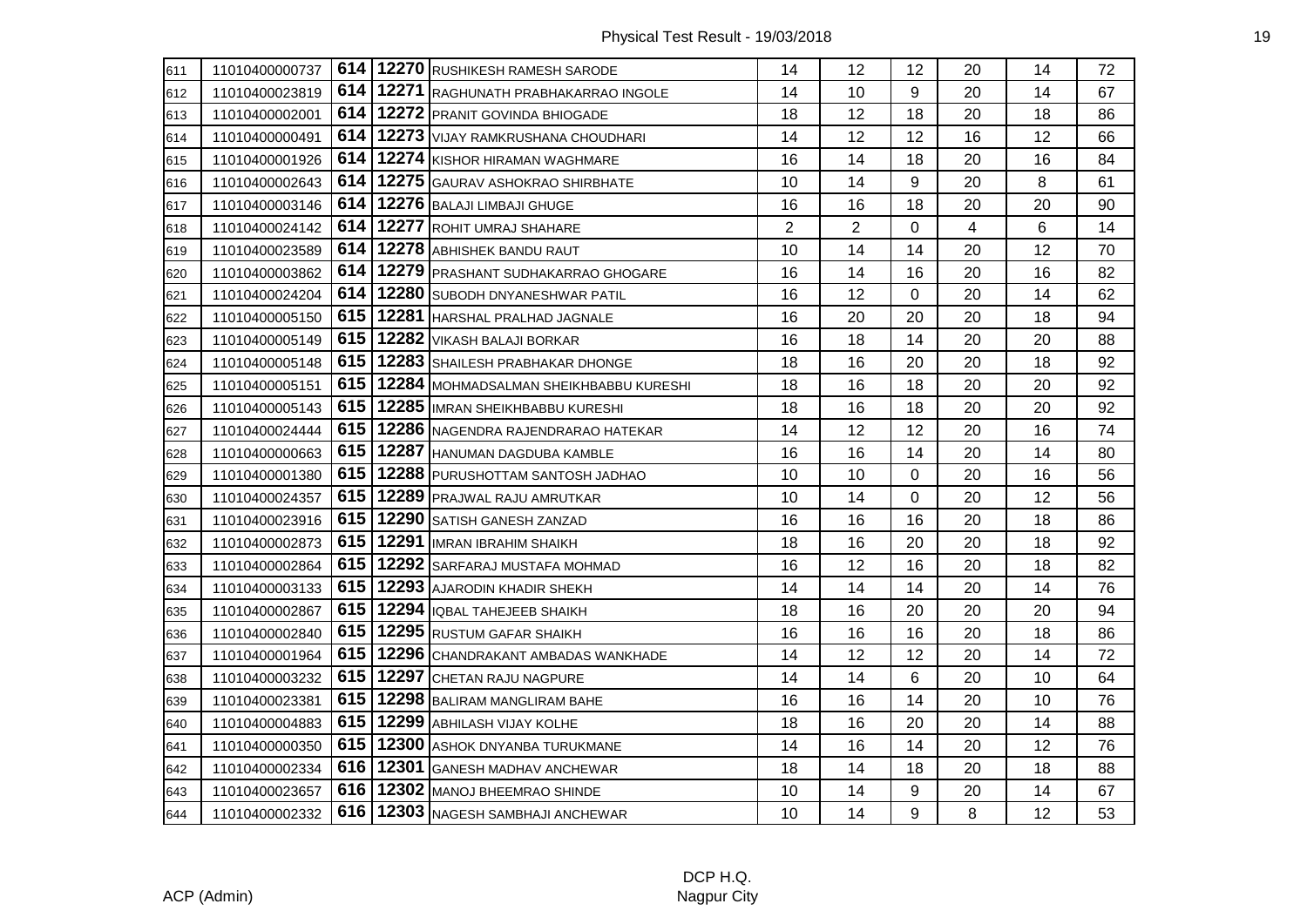| | | | | | | | | | | |
|---|---|---|---|---|---|---|---|---|---|---|
| 611 | 11010400000737 | 614 | 12270 | RUSHIKESH RAMESH SARODE | 14 | 12 | 12 | 20 | 14 | 72 |
| 612 | 11010400023819 | 614 | 12271 | RAGHUNATH PRABHAKARRAO INGOLE | 14 | 10 | 9 | 20 | 14 | 67 |
| 613 | 11010400002001 | 614 | 12272 | PRANIT GOVINDA BHIOGADE | 18 | 12 | 18 | 20 | 18 | 86 |
| 614 | 11010400000491 | 614 | 12273 | VIJAY RAMKRUSHANA CHOUDHARI | 14 | 12 | 12 | 16 | 12 | 66 |
| 615 | 11010400001926 | 614 | 12274 | KISHOR HIRAMAN WAGHMARE | 16 | 14 | 18 | 20 | 16 | 84 |
| 616 | 11010400002643 | 614 | 12275 | GAURAV ASHOKRAO SHIRBHATE | 10 | 14 | 9 | 20 | 8 | 61 |
| 617 | 11010400003146 | 614 | 12276 | BALAJI LIMBAJI GHUGE | 16 | 16 | 18 | 20 | 20 | 90 |
| 618 | 11010400024142 | 614 | 12277 | ROHIT UMRAJ SHAHARE | 2 | 2 | 0 | 4 | 6 | 14 |
| 619 | 11010400023589 | 614 | 12278 | ABHISHEK BANDU RAUT | 10 | 14 | 14 | 20 | 12 | 70 |
| 620 | 11010400003862 | 614 | 12279 | PRASHANT SUDHAKARRAO GHOGARE | 16 | 14 | 16 | 20 | 16 | 82 |
| 621 | 11010400024204 | 614 | 12280 | SUBODH DNYANESHWAR PATIL | 16 | 12 | 0 | 20 | 14 | 62 |
| 622 | 11010400005150 | 615 | 12281 | HARSHAL PRALHAD JAGNALE | 16 | 20 | 20 | 20 | 18 | 94 |
| 623 | 11010400005149 | 615 | 12282 | VIKASH BALAJI BORKAR | 16 | 18 | 14 | 20 | 20 | 88 |
| 624 | 11010400005148 | 615 | 12283 | SHAILESH PRABHAKAR DHONGE | 18 | 16 | 20 | 20 | 18 | 92 |
| 625 | 11010400005151 | 615 | 12284 | MOHMADSALMAN SHEIKHBABBU KURESHI | 18 | 16 | 18 | 20 | 20 | 92 |
| 626 | 11010400005143 | 615 | 12285 | IMRAN SHEIKHBABBU KURESHI | 18 | 16 | 18 | 20 | 20 | 92 |
| 627 | 11010400024444 | 615 | 12286 | NAGENDRA RAJENDRARAO HATEKAR | 14 | 12 | 12 | 20 | 16 | 74 |
| 628 | 11010400000663 | 615 | 12287 | HANUMAN DAGDUBA KAMBLE | 16 | 16 | 14 | 20 | 14 | 80 |
| 629 | 11010400001380 | 615 | 12288 | PURUSHOTTAM SANTOSH JADHAO | 10 | 10 | 0 | 20 | 16 | 56 |
| 630 | 11010400024357 | 615 | 12289 | PRAJWAL RAJU AMRUTKAR | 10 | 14 | 0 | 20 | 12 | 56 |
| 631 | 11010400023916 | 615 | 12290 | SATISH GANESH ZANZAD | 16 | 16 | 16 | 20 | 18 | 86 |
| 632 | 11010400002873 | 615 | 12291 | IMRAN IBRAHIM SHAIKH | 18 | 16 | 20 | 20 | 18 | 92 |
| 633 | 11010400002864 | 615 | 12292 | SARFARAJ MUSTAFA MOHMAD | 16 | 12 | 16 | 20 | 18 | 82 |
| 634 | 11010400003133 | 615 | 12293 | AJARODIN KHADIR SHEKH | 14 | 14 | 14 | 20 | 14 | 76 |
| 635 | 11010400002867 | 615 | 12294 | IQBAL TAHEJEEB SHAIKH | 18 | 16 | 20 | 20 | 20 | 94 |
| 636 | 11010400002840 | 615 | 12295 | RUSTUM GAFAR SHAIKH | 16 | 16 | 16 | 20 | 18 | 86 |
| 637 | 11010400001964 | 615 | 12296 | CHANDRAKANT AMBADAS WANKHADE | 14 | 12 | 12 | 20 | 14 | 72 |
| 638 | 11010400003232 | 615 | 12297 | CHETAN RAJU NAGPURE | 14 | 14 | 6 | 20 | 10 | 64 |
| 639 | 11010400023381 | 615 | 12298 | BALIRAM MANGLIRAM BAHE | 16 | 16 | 14 | 20 | 10 | 76 |
| 640 | 11010400004883 | 615 | 12299 | ABHILASH VIJAY KOLHE | 18 | 16 | 20 | 20 | 14 | 88 |
| 641 | 11010400000350 | 615 | 12300 | ASHOK DNYANBA TURUKMANE | 14 | 16 | 14 | 20 | 12 | 76 |
| 642 | 11010400002334 | 616 | 12301 | GANESH MADHAV ANCHEWAR | 18 | 14 | 18 | 20 | 18 | 88 |
| 643 | 11010400023657 | 616 | 12302 | MANOJ BHEEMRAO SHINDE | 10 | 14 | 9 | 20 | 14 | 67 |
| 644 | 11010400002332 | 616 | 12303 | NAGESH SAMBHAJI ANCHEWAR | 10 | 14 | 9 | 8 | 12 | 53 |

ACP (Admin)

DCP H.Q.
Nagpur City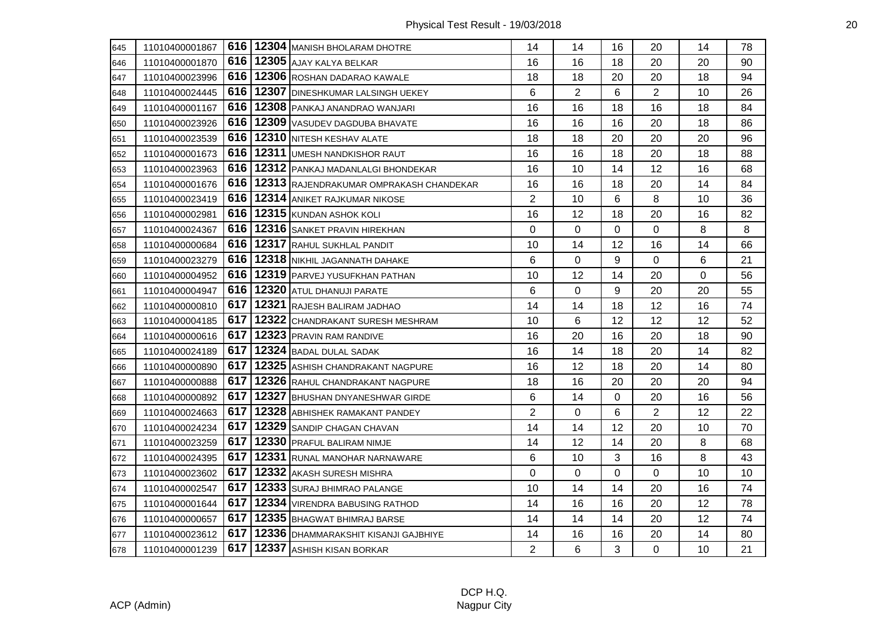| | | | | | | | | | | |
|---|---|---|---|---|---|---|---|---|---|---|
| 645 | 11010400001867 | 616 | 12304 | MANISH BHOLARAM DHOTRE | 14 | 14 | 16 | 20 | 14 | 78 |
| 646 | 11010400001870 | 616 | 12305 | AJAY KALYA BELKAR | 16 | 16 | 18 | 20 | 20 | 90 |
| 647 | 11010400023996 | 616 | 12306 | ROSHAN DADARAO KAWALE | 18 | 18 | 20 | 20 | 18 | 94 |
| 648 | 11010400024445 | 616 | 12307 | DINESHKUMAR LALSINGH UEKEY | 6 | 2 | 6 | 2 | 10 | 26 |
| 649 | 11010400001167 | 616 | 12308 | PANKAJ ANANDRAO WANJARI | 16 | 16 | 18 | 16 | 18 | 84 |
| 650 | 11010400023926 | 616 | 12309 | VASUDEV DAGDUBA BHAVATE | 16 | 16 | 16 | 20 | 18 | 86 |
| 651 | 11010400023539 | 616 | 12310 | NITESH KESHAV ALATE | 18 | 18 | 20 | 20 | 20 | 96 |
| 652 | 11010400001673 | 616 | 12311 | UMESH NANDKISHOR RAUT | 16 | 16 | 18 | 20 | 18 | 88 |
| 653 | 11010400023963 | 616 | 12312 | PANKAJ MADANLALGI BHONDEKAR | 16 | 10 | 14 | 12 | 16 | 68 |
| 654 | 11010400001676 | 616 | 12313 | RAJENDRAKUMAR OMPRAKASH CHANDEKAR | 16 | 16 | 18 | 20 | 14 | 84 |
| 655 | 11010400023419 | 616 | 12314 | ANIKET RAJKUMAR NIKOSE | 2 | 10 | 6 | 8 | 10 | 36 |
| 656 | 11010400002981 | 616 | 12315 | KUNDAN ASHOK KOLI | 16 | 12 | 18 | 20 | 16 | 82 |
| 657 | 11010400024367 | 616 | 12316 | SANKET PRAVIN HIREKHAN | 0 | 0 | 0 | 0 | 8 | 8 |
| 658 | 11010400000684 | 616 | 12317 | RAHUL SUKHLAL PANDIT | 10 | 14 | 12 | 16 | 14 | 66 |
| 659 | 11010400023279 | 616 | 12318 | NIKHIL JAGANNATH DAHAKE | 6 | 0 | 9 | 0 | 6 | 21 |
| 660 | 11010400004952 | 616 | 12319 | PARVEJ YUSUFKHAN PATHAN | 10 | 12 | 14 | 20 | 0 | 56 |
| 661 | 11010400004947 | 616 | 12320 | ATUL DHANUJI PARATE | 6 | 0 | 9 | 20 | 20 | 55 |
| 662 | 11010400000810 | 617 | 12321 | RAJESH BALIRAM JADHAO | 14 | 14 | 18 | 12 | 16 | 74 |
| 663 | 11010400004185 | 617 | 12322 | CHANDRAKANT SURESH MESHRAM | 10 | 6 | 12 | 12 | 12 | 52 |
| 664 | 11010400000616 | 617 | 12323 | PRAVIN RAM RANDIVE | 16 | 20 | 16 | 20 | 18 | 90 |
| 665 | 11010400024189 | 617 | 12324 | BADAL DULAL SADAK | 16 | 14 | 18 | 20 | 14 | 82 |
| 666 | 11010400000890 | 617 | 12325 | ASHISH CHANDRAKANT NAGPURE | 16 | 12 | 18 | 20 | 14 | 80 |
| 667 | 11010400000888 | 617 | 12326 | RAHUL CHANDRAKANT NAGPURE | 18 | 16 | 20 | 20 | 20 | 94 |
| 668 | 11010400000892 | 617 | 12327 | BHUSHAN DNYANESHWAR GIRDE | 6 | 14 | 0 | 20 | 16 | 56 |
| 669 | 11010400024663 | 617 | 12328 | ABHISHEK RAMAKANT PANDEY | 2 | 0 | 6 | 2 | 12 | 22 |
| 670 | 11010400024234 | 617 | 12329 | SANDIP CHAGAN CHAVAN | 14 | 14 | 12 | 20 | 10 | 70 |
| 671 | 11010400023259 | 617 | 12330 | PRAFUL BALIRAM NIMJE | 14 | 12 | 14 | 20 | 8 | 68 |
| 672 | 11010400024395 | 617 | 12331 | RUNAL MANOHAR NARNAWARE | 6 | 10 | 3 | 16 | 8 | 43 |
| 673 | 11010400023602 | 617 | 12332 | AKASH SURESH MISHRA | 0 | 0 | 0 | 0 | 10 | 10 |
| 674 | 11010400002547 | 617 | 12333 | SURAJ BHIMRAO PALANGE | 10 | 14 | 14 | 20 | 16 | 74 |
| 675 | 11010400001644 | 617 | 12334 | VIRENDRA BABUSING RATHOD | 14 | 16 | 16 | 20 | 12 | 78 |
| 676 | 11010400000657 | 617 | 12335 | BHAGWAT BHIMRAJ BARSE | 14 | 14 | 14 | 20 | 12 | 74 |
| 677 | 11010400023612 | 617 | 12336 | DHAMMARAKSHIT KISANJI GAJBHIYE | 14 | 16 | 16 | 20 | 14 | 80 |
| 678 | 11010400001239 | 617 | 12337 | ASHISH KISAN BORKAR | 2 | 6 | 3 | 0 | 10 | 21 |

ACP (Admin)

DCP H.Q.
Nagpur City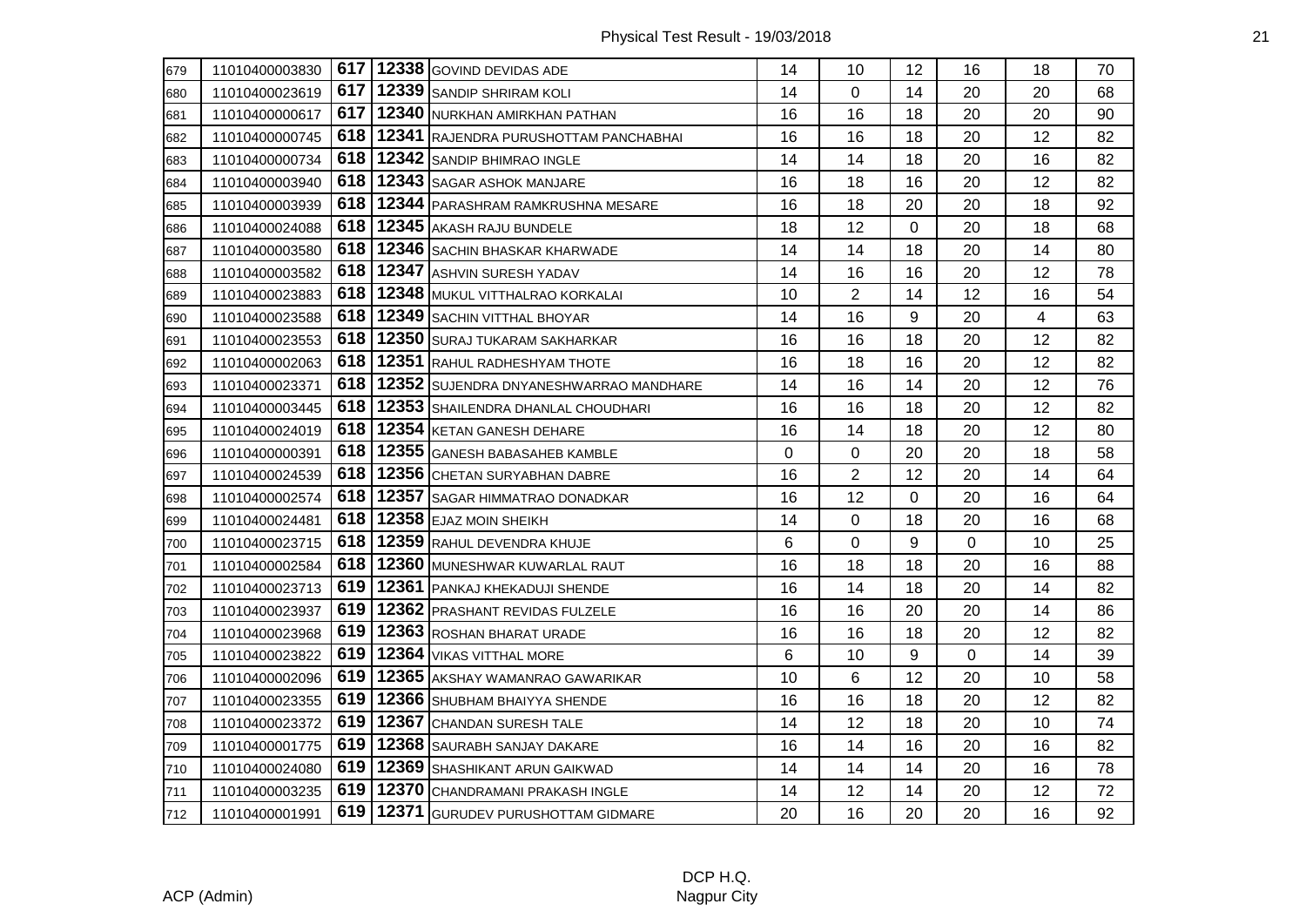| | | | | | | | | | | |
|---|---|---|---|---|---|---|---|---|---|---|
| 679 | 11010400003830 | 617 | 12338 | GOVIND DEVIDAS ADE | 14 | 10 | 12 | 16 | 18 | 70 |
| 680 | 11010400023619 | 617 | 12339 | SANDIP SHRIRAM KOLI | 14 | 0 | 14 | 20 | 20 | 68 |
| 681 | 11010400000617 | 617 | 12340 | NURKHAN AMIRKHAN PATHAN | 16 | 16 | 18 | 20 | 20 | 90 |
| 682 | 11010400000745 | 618 | 12341 | RAJENDRA PURUSHOTTAM PANCHABHAI | 16 | 16 | 18 | 20 | 12 | 82 |
| 683 | 11010400000734 | 618 | 12342 | SANDIP BHIMRAO INGLE | 14 | 14 | 18 | 20 | 16 | 82 |
| 684 | 11010400003940 | 618 | 12343 | SAGAR ASHOK MANJARE | 16 | 18 | 16 | 20 | 12 | 82 |
| 685 | 11010400003939 | 618 | 12344 | PARASHRAM RAMKRUSHNA MESARE | 16 | 18 | 20 | 20 | 18 | 92 |
| 686 | 11010400024088 | 618 | 12345 | AKASH RAJU BUNDELE | 18 | 12 | 0 | 20 | 18 | 68 |
| 687 | 11010400003580 | 618 | 12346 | SACHIN BHASKAR KHARWADE | 14 | 14 | 18 | 20 | 14 | 80 |
| 688 | 11010400003582 | 618 | 12347 | ASHVIN SURESH YADAV | 14 | 16 | 16 | 20 | 12 | 78 |
| 689 | 11010400023883 | 618 | 12348 | MUKUL VITTHALRAO KORKALAI | 10 | 2 | 14 | 12 | 16 | 54 |
| 690 | 11010400023588 | 618 | 12349 | SACHIN VITTHAL BHOYAR | 14 | 16 | 9 | 20 | 4 | 63 |
| 691 | 11010400023553 | 618 | 12350 | SURAJ TUKARAM SAKHARKAR | 16 | 16 | 18 | 20 | 12 | 82 |
| 692 | 11010400002063 | 618 | 12351 | RAHUL RADHESHYAM THOTE | 16 | 18 | 16 | 20 | 12 | 82 |
| 693 | 11010400023371 | 618 | 12352 | SUJENDRA DNYANESHWARRAO MANDHARE | 14 | 16 | 14 | 20 | 12 | 76 |
| 694 | 11010400003445 | 618 | 12353 | SHAILENDRA DHANLAL CHOUDHARI | 16 | 16 | 18 | 20 | 12 | 82 |
| 695 | 11010400024019 | 618 | 12354 | KETAN GANESH DEHARE | 16 | 14 | 18 | 20 | 12 | 80 |
| 696 | 11010400000391 | 618 | 12355 | GANESH BABASAHEB KAMBLE | 0 | 0 | 20 | 20 | 18 | 58 |
| 697 | 11010400024539 | 618 | 12356 | CHETAN SURYABHAN DABRE | 16 | 2 | 12 | 20 | 14 | 64 |
| 698 | 11010400002574 | 618 | 12357 | SAGAR HIMMATRAO DONADKAR | 16 | 12 | 0 | 20 | 16 | 64 |
| 699 | 11010400024481 | 618 | 12358 | EJAZ MOIN SHEIKH | 14 | 0 | 18 | 20 | 16 | 68 |
| 700 | 11010400023715 | 618 | 12359 | RAHUL DEVENDRA KHUJE | 6 | 0 | 9 | 0 | 10 | 25 |
| 701 | 11010400002584 | 618 | 12360 | MUNESHWAR KUWARLAL RAUT | 16 | 18 | 18 | 20 | 16 | 88 |
| 702 | 11010400023713 | 619 | 12361 | PANKAJ KHEKADUJI SHENDE | 16 | 14 | 18 | 20 | 14 | 82 |
| 703 | 11010400023937 | 619 | 12362 | PRASHANT REVIDAS FULZELE | 16 | 16 | 20 | 20 | 14 | 86 |
| 704 | 11010400023968 | 619 | 12363 | ROSHAN BHARAT URADE | 16 | 16 | 18 | 20 | 12 | 82 |
| 705 | 11010400023822 | 619 | 12364 | VIKAS VITTHAL MORE | 6 | 10 | 9 | 0 | 14 | 39 |
| 706 | 11010400002096 | 619 | 12365 | AKSHAY WAMANRAO GAWARIKAR | 10 | 6 | 12 | 20 | 10 | 58 |
| 707 | 11010400023355 | 619 | 12366 | SHUBHAM BHAIYYA SHENDE | 16 | 16 | 18 | 20 | 12 | 82 |
| 708 | 11010400023372 | 619 | 12367 | CHANDAN SURESH TALE | 14 | 12 | 18 | 20 | 10 | 74 |
| 709 | 11010400001775 | 619 | 12368 | SAURABH SANJAY DAKARE | 16 | 14 | 16 | 20 | 16 | 82 |
| 710 | 11010400024080 | 619 | 12369 | SHASHIKANT ARUN GAIKWAD | 14 | 14 | 14 | 20 | 16 | 78 |
| 711 | 11010400003235 | 619 | 12370 | CHANDRAMANI PRAKASH INGLE | 14 | 12 | 14 | 20 | 12 | 72 |
| 712 | 11010400001991 | 619 | 12371 | GURUDEV PURUSHOTTAM GIDMARE | 20 | 16 | 20 | 20 | 16 | 92 |

ACP (Admin)

DCP H.Q.
Nagpur City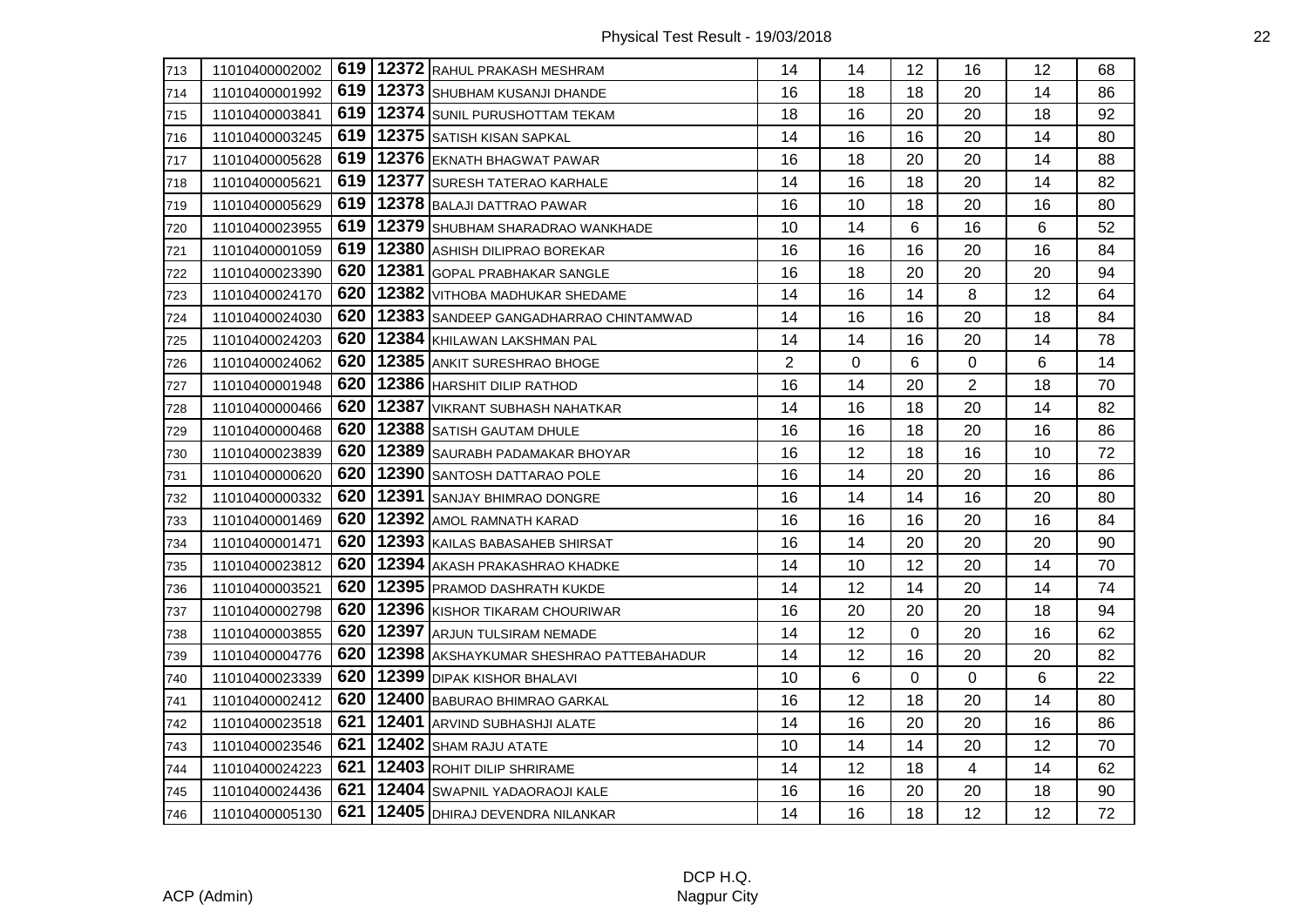| | | | | | | | | | | |
|---|---|---|---|---|---|---|---|---|---|---|
| 713 | 11010400002002 | 619 | 12372 | RAHUL PRAKASH MESHRAM | 14 | 14 | 12 | 16 | 12 | 68 |
| 714 | 11010400001992 | 619 | 12373 | SHUBHAM KUSANJI DHANDE | 16 | 18 | 18 | 20 | 14 | 86 |
| 715 | 11010400003841 | 619 | 12374 | SUNIL PURUSHOTTAM TEKAM | 18 | 16 | 20 | 20 | 18 | 92 |
| 716 | 11010400003245 | 619 | 12375 | SATISH KISAN SAPKAL | 14 | 16 | 16 | 20 | 14 | 80 |
| 717 | 11010400005628 | 619 | 12376 | EKNATH BHAGWAT PAWAR | 16 | 18 | 20 | 20 | 14 | 88 |
| 718 | 11010400005621 | 619 | 12377 | SURESH TATERAO KARHALE | 14 | 16 | 18 | 20 | 14 | 82 |
| 719 | 11010400005629 | 619 | 12378 | BALAJI DATTRAO PAWAR | 16 | 10 | 18 | 20 | 16 | 80 |
| 720 | 11010400023955 | 619 | 12379 | SHUBHAM SHARADRAO WANKHADE | 10 | 14 | 6 | 16 | 6 | 52 |
| 721 | 11010400001059 | 619 | 12380 | ASHISH DILIPRAO BOREKAR | 16 | 16 | 16 | 20 | 16 | 84 |
| 722 | 11010400023390 | 620 | 12381 | GOPAL PRABHAKAR SANGLE | 16 | 18 | 20 | 20 | 20 | 94 |
| 723 | 11010400024170 | 620 | 12382 | VITHOBA MADHUKAR SHEDAME | 14 | 16 | 14 | 8 | 12 | 64 |
| 724 | 11010400024030 | 620 | 12383 | SANDEEP GANGADHARRAO CHINTAMWAD | 14 | 16 | 16 | 20 | 18 | 84 |
| 725 | 11010400024203 | 620 | 12384 | KHILAWAN LAKSHMAN PAL | 14 | 14 | 16 | 20 | 14 | 78 |
| 726 | 11010400024062 | 620 | 12385 | ANKIT SURESHRAO BHOGE | 2 | 0 | 6 | 0 | 6 | 14 |
| 727 | 11010400001948 | 620 | 12386 | HARSHIT DILIP RATHOD | 16 | 14 | 20 | 2 | 18 | 70 |
| 728 | 11010400000466 | 620 | 12387 | VIKRANT SUBHASH NAHATKAR | 14 | 16 | 18 | 20 | 14 | 82 |
| 729 | 11010400000468 | 620 | 12388 | SATISH GAUTAM DHULE | 16 | 16 | 18 | 20 | 16 | 86 |
| 730 | 11010400023839 | 620 | 12389 | SAURABH PADAMAKAR BHOYAR | 16 | 12 | 18 | 16 | 10 | 72 |
| 731 | 11010400000620 | 620 | 12390 | SANTOSH DATTARAO POLE | 16 | 14 | 20 | 20 | 16 | 86 |
| 732 | 11010400000332 | 620 | 12391 | SANJAY BHIMRAO DONGRE | 16 | 14 | 14 | 16 | 20 | 80 |
| 733 | 11010400001469 | 620 | 12392 | AMOL RAMNATH KARAD | 16 | 16 | 16 | 20 | 16 | 84 |
| 734 | 11010400001471 | 620 | 12393 | KAILAS BABASAHEB SHIRSAT | 16 | 14 | 20 | 20 | 20 | 90 |
| 735 | 11010400023812 | 620 | 12394 | AKASH PRAKASHRAO KHADKE | 14 | 10 | 12 | 20 | 14 | 70 |
| 736 | 11010400003521 | 620 | 12395 | PRAMOD DASHRATH KUKDE | 14 | 12 | 14 | 20 | 14 | 74 |
| 737 | 11010400002798 | 620 | 12396 | KISHOR TIKARAM CHOURIWAR | 16 | 20 | 20 | 20 | 18 | 94 |
| 738 | 11010400003855 | 620 | 12397 | ARJUN TULSIRAM NEMADE | 14 | 12 | 0 | 20 | 16 | 62 |
| 739 | 11010400004776 | 620 | 12398 | AKSHAYKUMAR SHESHRAO PATTEBAHADUR | 14 | 12 | 16 | 20 | 20 | 82 |
| 740 | 11010400023339 | 620 | 12399 | DIPAK KISHOR BHALAVI | 10 | 6 | 0 | 0 | 6 | 22 |
| 741 | 11010400002412 | 620 | 12400 | BABURAO BHIMRAO GARKAL | 16 | 12 | 18 | 20 | 14 | 80 |
| 742 | 11010400023518 | 621 | 12401 | ARVIND SUBHASHJI ALATE | 14 | 16 | 20 | 20 | 16 | 86 |
| 743 | 11010400023546 | 621 | 12402 | SHAM RAJU ATATE | 10 | 14 | 14 | 20 | 12 | 70 |
| 744 | 11010400024223 | 621 | 12403 | ROHIT DILIP SHRIRAME | 14 | 12 | 18 | 4 | 14 | 62 |
| 745 | 11010400024436 | 621 | 12404 | SWAPNIL YADAORAOJI KALE | 16 | 16 | 20 | 20 | 18 | 90 |
| 746 | 11010400005130 | 621 | 12405 | DHIRAJ DEVENDRA NILANKAR | 14 | 16 | 18 | 12 | 12 | 72 |

ACP (Admin)

DCP H.Q.
Nagpur City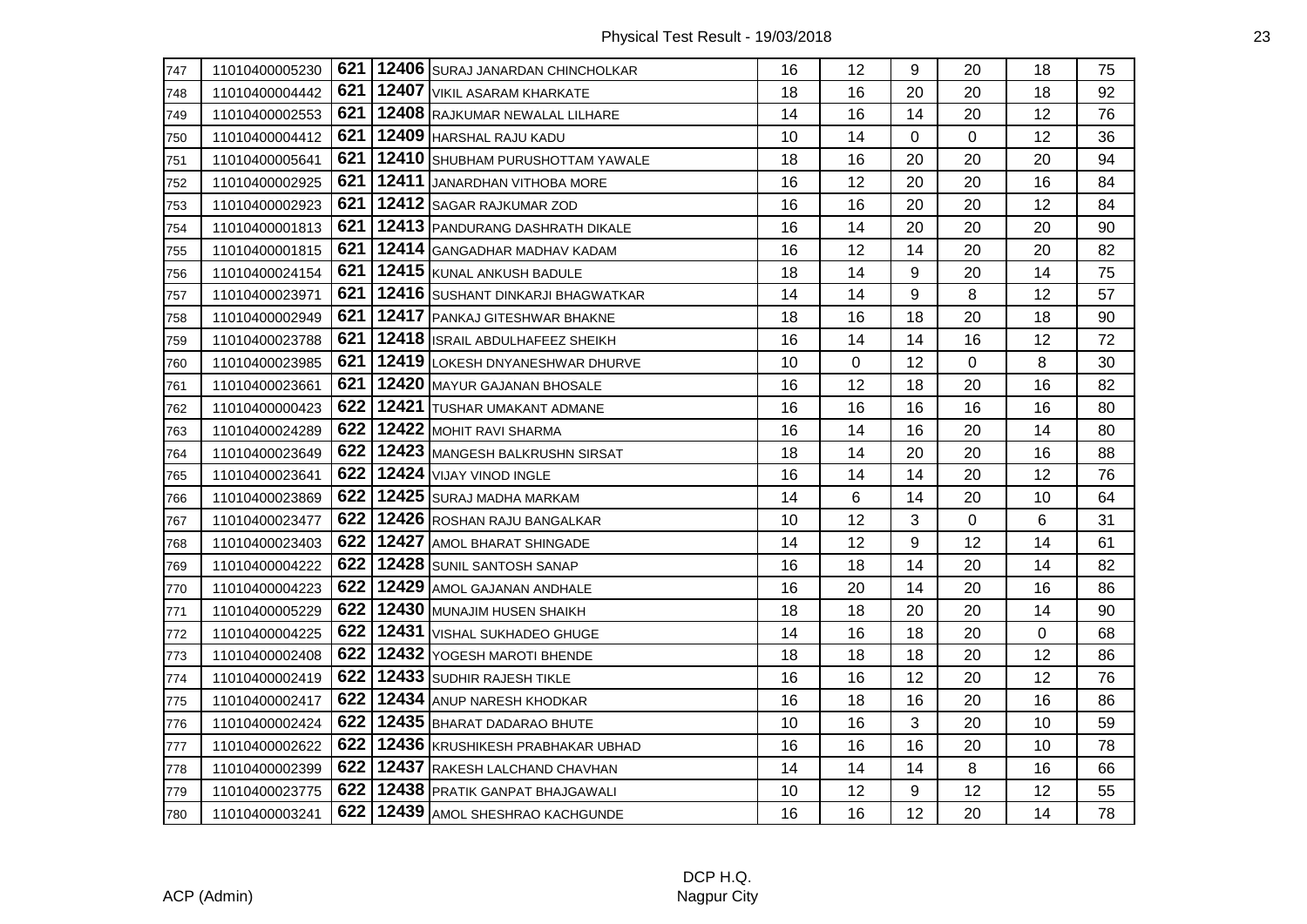| | | | | | | | | | | |
|---|---|---|---|---|---|---|---|---|---|---|
| 747 | 11010400005230 | 621 | 12406 | SURAJ JANARDAN CHINCHOLKAR | 16 | 12 | 9 | 20 | 18 | 75 |
| 748 | 11010400004442 | 621 | 12407 | VIKIL ASARAM KHARKATE | 18 | 16 | 20 | 20 | 18 | 92 |
| 749 | 11010400002553 | 621 | 12408 | RAJKUMAR NEWALAL LILHARE | 14 | 16 | 14 | 20 | 12 | 76 |
| 750 | 11010400004412 | 621 | 12409 | HARSHAL RAJU KADU | 10 | 14 | 0 | 0 | 12 | 36 |
| 751 | 11010400005641 | 621 | 12410 | SHUBHAM PURUSHOTTAM YAWALE | 18 | 16 | 20 | 20 | 20 | 94 |
| 752 | 11010400002925 | 621 | 12411 | JANARDHAN VITHOBA MORE | 16 | 12 | 20 | 20 | 16 | 84 |
| 753 | 11010400002923 | 621 | 12412 | SAGAR RAJKUMAR ZOD | 16 | 16 | 20 | 20 | 12 | 84 |
| 754 | 11010400001813 | 621 | 12413 | PANDURANG DASHRATH DIKALE | 16 | 14 | 20 | 20 | 20 | 90 |
| 755 | 11010400001815 | 621 | 12414 | GANGADHAR MADHAV KADAM | 16 | 12 | 14 | 20 | 20 | 82 |
| 756 | 11010400024154 | 621 | 12415 | KUNAL ANKUSH BADULE | 18 | 14 | 9 | 20 | 14 | 75 |
| 757 | 11010400023971 | 621 | 12416 | SUSHANT DINKARJI BHAGWATKAR | 14 | 14 | 9 | 8 | 12 | 57 |
| 758 | 11010400002949 | 621 | 12417 | PANKAJ GITESHWAR BHAKNE | 18 | 16 | 18 | 20 | 18 | 90 |
| 759 | 11010400023788 | 621 | 12418 | ISRAIL ABDULHAFEEZ SHEIKH | 16 | 14 | 14 | 16 | 12 | 72 |
| 760 | 11010400023985 | 621 | 12419 | LOKESH DNYANESHWAR DHURVE | 10 | 0 | 12 | 0 | 8 | 30 |
| 761 | 11010400023661 | 621 | 12420 | MAYUR GAJANAN BHOSALE | 16 | 12 | 18 | 20 | 16 | 82 |
| 762 | 11010400000423 | 622 | 12421 | TUSHAR UMAKANT ADMANE | 16 | 16 | 16 | 16 | 16 | 80 |
| 763 | 11010400024289 | 622 | 12422 | MOHIT RAVI SHARMA | 16 | 14 | 16 | 20 | 14 | 80 |
| 764 | 11010400023649 | 622 | 12423 | MANGESH BALKRUSHN SIRSAT | 18 | 14 | 20 | 20 | 16 | 88 |
| 765 | 11010400023641 | 622 | 12424 | VIJAY VINOD INGLE | 16 | 14 | 14 | 20 | 12 | 76 |
| 766 | 11010400023869 | 622 | 12425 | SURAJ MADHA MARKAM | 14 | 6 | 14 | 20 | 10 | 64 |
| 767 | 11010400023477 | 622 | 12426 | ROSHAN RAJU BANGALKAR | 10 | 12 | 3 | 0 | 6 | 31 |
| 768 | 11010400023403 | 622 | 12427 | AMOL BHARAT SHINGADE | 14 | 12 | 9 | 12 | 14 | 61 |
| 769 | 11010400004222 | 622 | 12428 | SUNIL SANTOSH SANAP | 16 | 18 | 14 | 20 | 14 | 82 |
| 770 | 11010400004223 | 622 | 12429 | AMOL GAJANAN ANDHALE | 16 | 20 | 14 | 20 | 16 | 86 |
| 771 | 11010400005229 | 622 | 12430 | MUNAJIM HUSEN SHAIKH | 18 | 18 | 20 | 20 | 14 | 90 |
| 772 | 11010400004225 | 622 | 12431 | VISHAL SUKHADEO GHUGE | 14 | 16 | 18 | 20 | 0 | 68 |
| 773 | 11010400002408 | 622 | 12432 | YOGESH MAROTI BHENDE | 18 | 18 | 18 | 20 | 12 | 86 |
| 774 | 11010400002419 | 622 | 12433 | SUDHIR RAJESH TIKLE | 16 | 16 | 12 | 20 | 12 | 76 |
| 775 | 11010400002417 | 622 | 12434 | ANUP NARESH KHODKAR | 16 | 18 | 16 | 20 | 16 | 86 |
| 776 | 11010400002424 | 622 | 12435 | BHARAT DADARAO BHUTE | 10 | 16 | 3 | 20 | 10 | 59 |
| 777 | 11010400002622 | 622 | 12436 | KRUSHIKESH PRABHAKAR UBHAD | 16 | 16 | 16 | 20 | 10 | 78 |
| 778 | 11010400002399 | 622 | 12437 | RAKESH LALCHAND CHAVHAN | 14 | 14 | 14 | 8 | 16 | 66 |
| 779 | 11010400023775 | 622 | 12438 | PRATIK GANPAT BHAJGAWALI | 10 | 12 | 9 | 12 | 12 | 55 |
| 780 | 11010400003241 | 622 | 12439 | AMOL SHESHRAO KACHGUNDE | 16 | 16 | 12 | 20 | 14 | 78 |

ACP (Admin)

DCP H.Q.
Nagpur City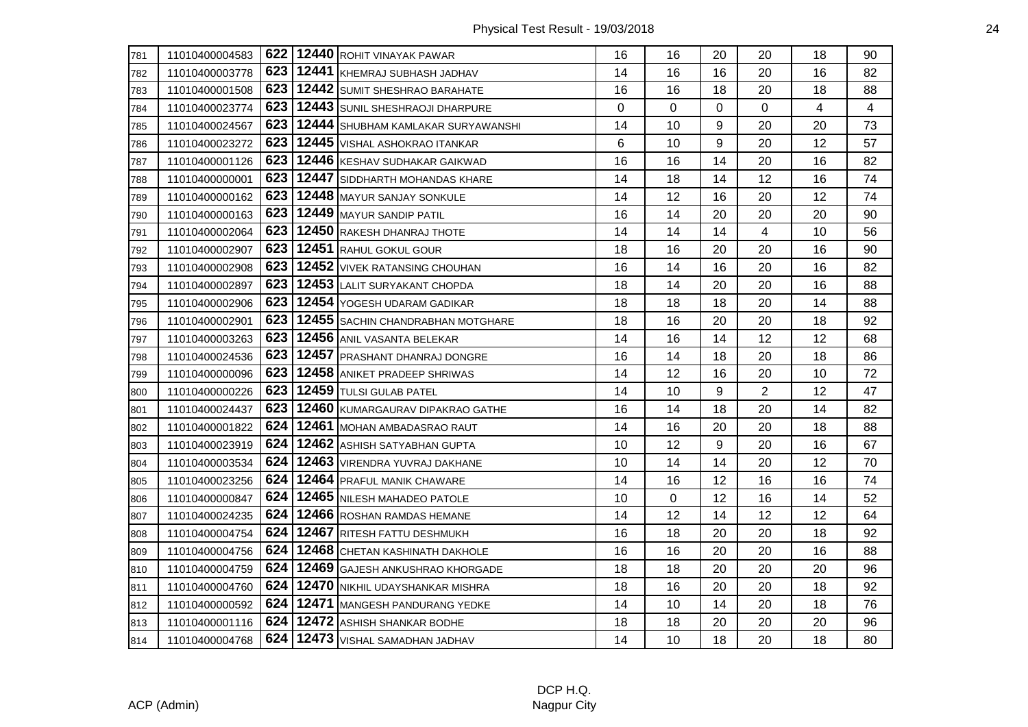| | | | | | | | | | | |
|---|---|---|---|---|---|---|---|---|---|---|
| 781 | 11010400004583 | 622 | 12440 | ROHIT VINAYAK PAWAR | 16 | 16 | 20 | 20 | 18 | 90 |
| 782 | 11010400003778 | 623 | 12441 | KHEMRAJ SUBHASH JADHAV | 14 | 16 | 16 | 20 | 16 | 82 |
| 783 | 11010400001508 | 623 | 12442 | SUMIT SHESHRAO BARAHATE | 16 | 16 | 18 | 20 | 18 | 88 |
| 784 | 11010400023774 | 623 | 12443 | SUNIL SHESHRAOJI DHARPURE | 0 | 0 | 0 | 0 | 4 | 4 |
| 785 | 11010400024567 | 623 | 12444 | SHUBHAM KAMLAKAR SURYAWANSHI | 14 | 10 | 9 | 20 | 20 | 73 |
| 786 | 11010400023272 | 623 | 12445 | VISHAL ASHOKRAO ITANKAR | 6 | 10 | 9 | 20 | 12 | 57 |
| 787 | 11010400001126 | 623 | 12446 | KESHAV SUDHAKAR GAIKWAD | 16 | 16 | 14 | 20 | 16 | 82 |
| 788 | 11010400000001 | 623 | 12447 | SIDDHARTH MOHANDAS KHARE | 14 | 18 | 14 | 12 | 16 | 74 |
| 789 | 11010400000162 | 623 | 12448 | MAYUR SANJAY SONKULE | 14 | 12 | 16 | 20 | 12 | 74 |
| 790 | 11010400000163 | 623 | 12449 | MAYUR SANDIP PATIL | 16 | 14 | 20 | 20 | 20 | 90 |
| 791 | 11010400002064 | 623 | 12450 | RAKESH DHANRAJ THOTE | 14 | 14 | 14 | 4 | 10 | 56 |
| 792 | 11010400002907 | 623 | 12451 | RAHUL GOKUL GOUR | 18 | 16 | 20 | 20 | 16 | 90 |
| 793 | 11010400002908 | 623 | 12452 | VIVEK RATANSING CHOUHAN | 16 | 14 | 16 | 20 | 16 | 82 |
| 794 | 11010400002897 | 623 | 12453 | LALIT SURYAKANT CHOPDA | 18 | 14 | 20 | 20 | 16 | 88 |
| 795 | 11010400002906 | 623 | 12454 | YOGESH UDARAM GADIKAR | 18 | 18 | 18 | 20 | 14 | 88 |
| 796 | 11010400002901 | 623 | 12455 | SACHIN CHANDRABHAN MOTGHARE | 18 | 16 | 20 | 20 | 18 | 92 |
| 797 | 11010400003263 | 623 | 12456 | ANIL VASANTA BELEKAR | 14 | 16 | 14 | 12 | 12 | 68 |
| 798 | 11010400024536 | 623 | 12457 | PRASHANT DHANRAJ DONGRE | 16 | 14 | 18 | 20 | 18 | 86 |
| 799 | 11010400000096 | 623 | 12458 | ANIKET PRADEEP SHRIWAS | 14 | 12 | 16 | 20 | 10 | 72 |
| 800 | 11010400000226 | 623 | 12459 | TULSI GULAB PATEL | 14 | 10 | 9 | 2 | 12 | 47 |
| 801 | 11010400024437 | 623 | 12460 | KUMARGAURAV DIPAKRAO GATHE | 16 | 14 | 18 | 20 | 14 | 82 |
| 802 | 11010400001822 | 624 | 12461 | MOHAN AMBADASRAO RAUT | 14 | 16 | 20 | 20 | 18 | 88 |
| 803 | 11010400023919 | 624 | 12462 | ASHISH SATYABHAN GUPTA | 10 | 12 | 9 | 20 | 16 | 67 |
| 804 | 11010400003534 | 624 | 12463 | VIRENDRA YUVRAJ DAKHANE | 10 | 14 | 14 | 20 | 12 | 70 |
| 805 | 11010400023256 | 624 | 12464 | PRAFUL MANIK CHAWARE | 14 | 16 | 12 | 16 | 16 | 74 |
| 806 | 11010400000847 | 624 | 12465 | NILESH MAHADEO PATOLE | 10 | 0 | 12 | 16 | 14 | 52 |
| 807 | 11010400024235 | 624 | 12466 | ROSHAN RAMDAS HEMANE | 14 | 12 | 14 | 12 | 12 | 64 |
| 808 | 11010400004754 | 624 | 12467 | RITESH FATTU DESHMUKH | 16 | 18 | 20 | 20 | 18 | 92 |
| 809 | 11010400004756 | 624 | 12468 | CHETAN KASHINATH DAKHOLE | 16 | 16 | 20 | 20 | 16 | 88 |
| 810 | 11010400004759 | 624 | 12469 | GAJESH ANKUSHRAO KHORGADE | 18 | 18 | 20 | 20 | 20 | 96 |
| 811 | 11010400004760 | 624 | 12470 | NIKHIL UDAYSHANKAR MISHRA | 18 | 16 | 20 | 20 | 18 | 92 |
| 812 | 11010400000592 | 624 | 12471 | MANGESH PANDURANG YEDKE | 14 | 10 | 14 | 20 | 18 | 76 |
| 813 | 11010400001116 | 624 | 12472 | ASHISH SHANKAR BODHE | 18 | 18 | 20 | 20 | 20 | 96 |
| 814 | 11010400004768 | 624 | 12473 | VISHAL SAMADHAN JADHAV | 14 | 10 | 18 | 20 | 18 | 80 |

ACP (Admin)

DCP H.Q.
Nagpur City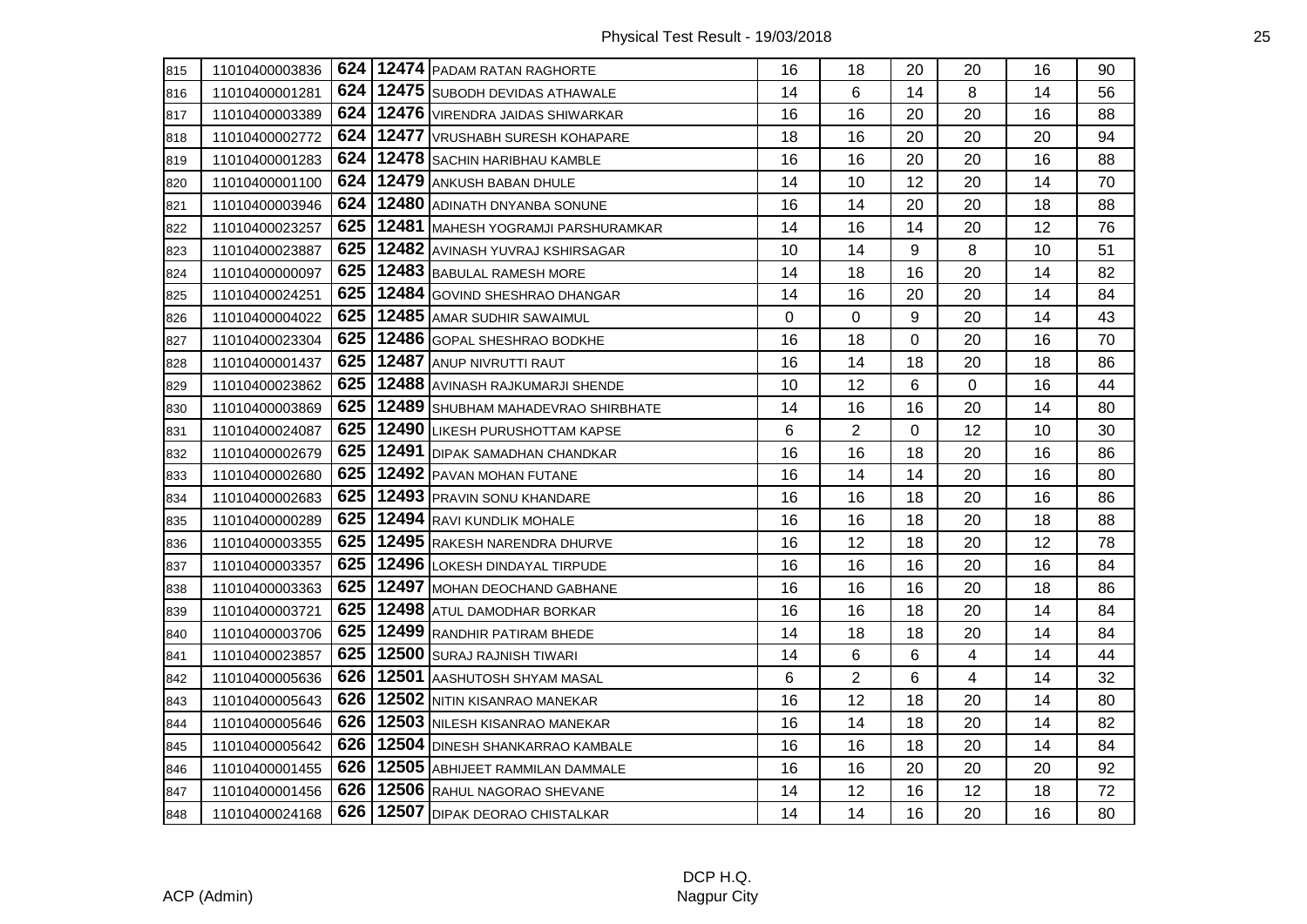| | | | | | | | | | | |
|---|---|---|---|---|---|---|---|---|---|---|
| 815 | 11010400003836 | 624 | **12474** | PADAM RATAN RAGHORTE | 16 | 18 | 20 | 20 | 16 | 90 |
| 816 | 11010400001281 | 624 | **12475** | SUBODH DEVIDAS ATHAWALE | 14 | 6 | 14 | 8 | 14 | 56 |
| 817 | 11010400003389 | 624 | **12476** | VIRENDRA JAIDAS SHIWARKAR | 16 | 16 | 20 | 20 | 16 | 88 |
| 818 | 11010400002772 | 624 | **12477** | VRUSHABH SURESH KOHAPARE | 18 | 16 | 20 | 20 | 20 | 94 |
| 819 | 11010400001283 | 624 | **12478** | SACHIN HARIBHAU KAMBLE | 16 | 16 | 20 | 20 | 16 | 88 |
| 820 | 11010400001100 | 624 | **12479** | ANKUSH BABAN DHULE | 14 | 10 | 12 | 20 | 14 | 70 |
| 821 | 11010400003946 | 624 | **12480** | ADINATH DNYANBA SONUNE | 16 | 14 | 20 | 20 | 18 | 88 |
| 822 | 11010400023257 | 625 | **12481** | MAHESH YOGRAMJI PARSHURAMKAR | 14 | 16 | 14 | 20 | 12 | 76 |
| 823 | 11010400023887 | 625 | **12482** | AVINASH YUVRAJ KSHIRSAGAR | 10 | 14 | 9 | 8 | 10 | 51 |
| 824 | 11010400000097 | 625 | **12483** | BABULAL RAMESH MORE | 14 | 18 | 16 | 20 | 14 | 82 |
| 825 | 11010400024251 | 625 | **12484** | GOVIND SHESHRAO DHANGAR | 14 | 16 | 20 | 20 | 14 | 84 |
| 826 | 11010400004022 | 625 | **12485** | AMAR SUDHIR SAWAIMUL | 0 | 0 | 9 | 20 | 14 | 43 |
| 827 | 11010400023304 | 625 | **12486** | GOPAL SHESHRAO BODKHE | 16 | 18 | 0 | 20 | 16 | 70 |
| 828 | 11010400001437 | 625 | **12487** | ANUP NIVRUTTI RAUT | 16 | 14 | 18 | 20 | 18 | 86 |
| 829 | 11010400023862 | 625 | **12488** | AVINASH RAJKUMARJI SHENDE | 10 | 12 | 6 | 0 | 16 | 44 |
| 830 | 11010400003869 | 625 | **12489** | SHUBHAM MAHADEVRAO SHIRBHATE | 14 | 16 | 16 | 20 | 14 | 80 |
| 831 | 11010400024087 | 625 | **12490** | LIKESH PURUSHOTTAM KAPSE | 6 | 2 | 0 | 12 | 10 | 30 |
| 832 | 11010400002679 | 625 | **12491** | DIPAK SAMADHAN CHANDKAR | 16 | 16 | 18 | 20 | 16 | 86 |
| 833 | 11010400002680 | 625 | **12492** | PAVAN MOHAN FUTANE | 16 | 14 | 14 | 20 | 16 | 80 |
| 834 | 11010400002683 | 625 | **12493** | PRAVIN SONU KHANDARE | 16 | 16 | 18 | 20 | 16 | 86 |
| 835 | 11010400000289 | 625 | **12494** | RAVI KUNDLIK MOHALE | 16 | 16 | 18 | 20 | 18 | 88 |
| 836 | 11010400003355 | 625 | **12495** | RAKESH NARENDRA DHURVE | 16 | 12 | 18 | 20 | 12 | 78 |
| 837 | 11010400003357 | 625 | **12496** | LOKESH DINDAYAL TIRPUDE | 16 | 16 | 16 | 20 | 16 | 84 |
| 838 | 11010400003363 | 625 | **12497** | MOHAN DEOCHAND GABHANE | 16 | 16 | 16 | 20 | 18 | 86 |
| 839 | 11010400003721 | 625 | **12498** | ATUL DAMODHAR BORKAR | 16 | 16 | 18 | 20 | 14 | 84 |
| 840 | 11010400003706 | 625 | **12499** | RANDHIR PATIRAM BHEDE | 14 | 18 | 18 | 20 | 14 | 84 |
| 841 | 11010400023857 | 625 | **12500** | SURAJ RAJNISH TIWARI | 14 | 6 | 6 | 4 | 14 | 44 |
| 842 | 11010400005636 | 626 | **12501** | AASHUTOSH SHYAM MASAL | 6 | 2 | 6 | 4 | 14 | 32 |
| 843 | 11010400005643 | 626 | **12502** | NITIN KISANRAO MANEKAR | 16 | 12 | 18 | 20 | 14 | 80 |
| 844 | 11010400005646 | 626 | **12503** | NILESH KISANRAO MANEKAR | 16 | 14 | 18 | 20 | 14 | 82 |
| 845 | 11010400005642 | 626 | **12504** | DINESH SHANKARRAO KAMBALE | 16 | 16 | 18 | 20 | 14 | 84 |
| 846 | 11010400001455 | 626 | **12505** | ABHIJEET RAMMILAN DAMMALE | 16 | 16 | 20 | 20 | 20 | 92 |
| 847 | 11010400001456 | 626 | **12506** | RAHUL NAGORAO SHEVANE | 14 | 12 | 16 | 12 | 18 | 72 |
| 848 | 11010400024168 | 626 | **12507** | DIPAK DEORAO CHISTALKAR | 14 | 14 | 16 | 20 | 16 | 80 |

ACP (Admin)

DCP H.Q.
Nagpur City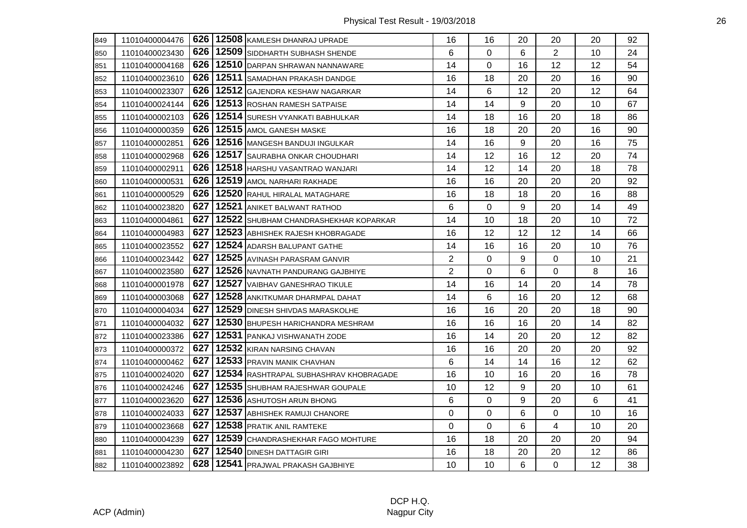| | | | | | | | | | | |
|---|---|---|---|---|---|---|---|---|---|---|
| 849 | 11010400004476 | 626 | 12508 | KAMLESH DHANRAJ UPRADE | 16 | 16 | 20 | 20 | 20 | 92 |
| 850 | 11010400023430 | 626 | 12509 | SIDDHARTH SUBHASH SHENDE | 6 | 0 | 6 | 2 | 10 | 24 |
| 851 | 11010400004168 | 626 | 12510 | DARPAN SHRAWAN NANNAWARE | 14 | 0 | 16 | 12 | 12 | 54 |
| 852 | 11010400023610 | 626 | 12511 | SAMADHAN PRAKASH DANDGE | 16 | 18 | 20 | 20 | 16 | 90 |
| 853 | 11010400023307 | 626 | 12512 | GAJENDRA KESHAW NAGARKAR | 14 | 6 | 12 | 20 | 12 | 64 |
| 854 | 11010400024144 | 626 | 12513 | ROSHAN RAMESH SATPAISE | 14 | 14 | 9 | 20 | 10 | 67 |
| 855 | 11010400002103 | 626 | 12514 | SURESH VYANKATI BABHULKAR | 14 | 18 | 16 | 20 | 18 | 86 |
| 856 | 11010400000359 | 626 | 12515 | AMOL GANESH MASKE | 16 | 18 | 20 | 20 | 16 | 90 |
| 857 | 11010400002851 | 626 | 12516 | MANGESH BANDUJI INGULKAR | 14 | 16 | 9 | 20 | 16 | 75 |
| 858 | 11010400002968 | 626 | 12517 | SAURABHA ONKAR CHOUDHARI | 14 | 12 | 16 | 12 | 20 | 74 |
| 859 | 11010400002911 | 626 | 12518 | HARSHU VASANTRAO WANJARI | 14 | 12 | 14 | 20 | 18 | 78 |
| 860 | 11010400000531 | 626 | 12519 | AMOL NARHARI RAKHADE | 16 | 16 | 20 | 20 | 20 | 92 |
| 861 | 11010400000529 | 626 | 12520 | RAHUL HIRALAL MATAGHARE | 16 | 18 | 18 | 20 | 16 | 88 |
| 862 | 11010400023820 | 627 | 12521 | ANIKET BALWANT RATHOD | 6 | 0 | 9 | 20 | 14 | 49 |
| 863 | 11010400004861 | 627 | 12522 | SHUBHAM CHANDRASHEKHAR KOPARKAR | 14 | 10 | 18 | 20 | 10 | 72 |
| 864 | 11010400004983 | 627 | 12523 | ABHISHEK RAJESH KHOBRAGADE | 16 | 12 | 12 | 12 | 14 | 66 |
| 865 | 11010400023552 | 627 | 12524 | ADARSH BALUPANT GATHE | 14 | 16 | 16 | 20 | 10 | 76 |
| 866 | 11010400023442 | 627 | 12525 | AVINASH PARASRAM GANVIR | 2 | 0 | 9 | 0 | 10 | 21 |
| 867 | 11010400023580 | 627 | 12526 | NAVNATH PANDURANG GAJBHIYE | 2 | 0 | 6 | 0 | 8 | 16 |
| 868 | 11010400001978 | 627 | 12527 | VAIBHAV GANESHRAO TIKULE | 14 | 16 | 14 | 20 | 14 | 78 |
| 869 | 11010400003068 | 627 | 12528 | ANKITKUMAR DHARMPAL DAHAT | 14 | 6 | 16 | 20 | 12 | 68 |
| 870 | 11010400004034 | 627 | 12529 | DINESH SHIVDAS MARASKOLHE | 16 | 16 | 20 | 20 | 18 | 90 |
| 871 | 11010400004032 | 627 | 12530 | BHUPESH HARICHANDRA MESHRAM | 16 | 16 | 16 | 20 | 14 | 82 |
| 872 | 11010400023386 | 627 | 12531 | PANKAJ VISHWANATH ZODE | 16 | 14 | 20 | 20 | 12 | 82 |
| 873 | 11010400000372 | 627 | 12532 | KIRAN NARSING CHAVAN | 16 | 16 | 20 | 20 | 20 | 92 |
| 874 | 11010400000462 | 627 | 12533 | PRAVIN MANIK CHAVHAN | 6 | 14 | 14 | 16 | 12 | 62 |
| 875 | 11010400024020 | 627 | 12534 | RASHTRAPAL SUBHASHRAV KHOBRAGADE | 16 | 10 | 16 | 20 | 16 | 78 |
| 876 | 11010400024246 | 627 | 12535 | SHUBHAM RAJESHWAR GOUPALE | 10 | 12 | 9 | 20 | 10 | 61 |
| 877 | 11010400023620 | 627 | 12536 | ASHUTOSH ARUN BHONG | 6 | 0 | 9 | 20 | 6 | 41 |
| 878 | 11010400024033 | 627 | 12537 | ABHISHEK RAMUJI CHANORE | 0 | 0 | 6 | 0 | 10 | 16 |
| 879 | 11010400023668 | 627 | 12538 | PRATIK ANIL RAMTEKE | 0 | 0 | 6 | 4 | 10 | 20 |
| 880 | 11010400004239 | 627 | 12539 | CHANDRASHEKHAR FAGO MOHTURE | 16 | 18 | 20 | 20 | 20 | 94 |
| 881 | 11010400004230 | 627 | 12540 | DINESH DATTAGIR GIRI | 16 | 18 | 20 | 20 | 12 | 86 |
| 882 | 11010400023892 | 628 | 12541 | PRAJWAL PRAKASH GAJBHIYE | 10 | 10 | 6 | 0 | 12 | 38 |

ACP (Admin)

DCP H.Q.
Nagpur City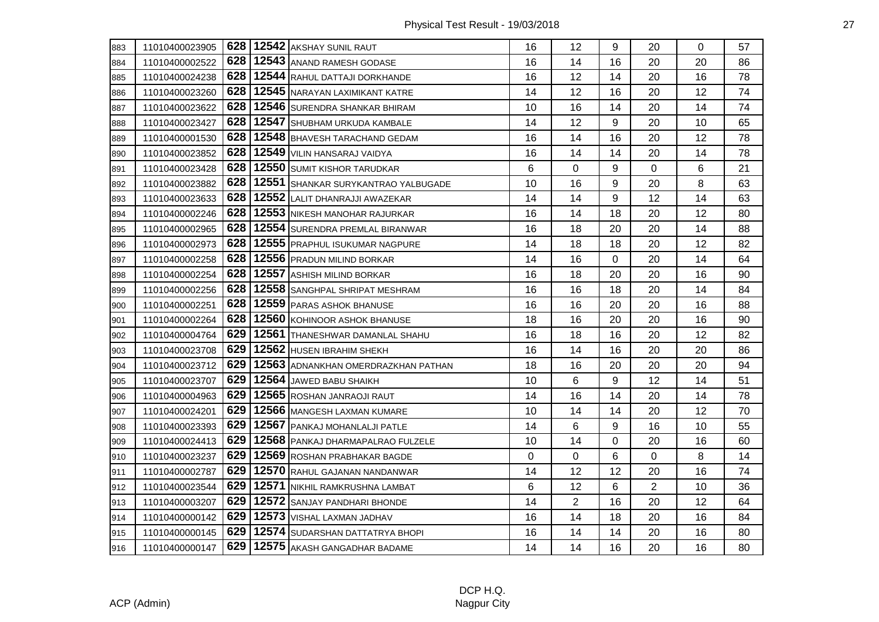Physical Test Result - 19/03/2018

| | | | | | | | | | | | |
|---|---|---|---|---|---|---|---|---|---|---|---|
| 883 | 11010400023905 | 628 | 12542 | AKSHAY SUNIL RAUT | 16 | 12 | 9 | 20 | 0 | 57 |
| 884 | 11010400002522 | 628 | 12543 | ANAND RAMESH GODASE | 16 | 14 | 16 | 20 | 20 | 86 |
| 885 | 11010400024238 | 628 | 12544 | RAHUL DATTAJI DORKHANDE | 16 | 12 | 14 | 20 | 16 | 78 |
| 886 | 11010400023260 | 628 | 12545 | NARAYAN LAXIMIKANT KATRE | 14 | 12 | 16 | 20 | 12 | 74 |
| 887 | 11010400023622 | 628 | 12546 | SURENDRA SHANKAR BHIRAM | 10 | 16 | 14 | 20 | 14 | 74 |
| 888 | 11010400023427 | 628 | 12547 | SHUBHAM URKUDA KAMBALE | 14 | 12 | 9 | 20 | 10 | 65 |
| 889 | 11010400001530 | 628 | 12548 | BHAVESH TARACHAND GEDAM | 16 | 14 | 16 | 20 | 12 | 78 |
| 890 | 11010400023852 | 628 | 12549 | VILIN HANSARAJ VAIDYA | 16 | 14 | 14 | 20 | 14 | 78 |
| 891 | 11010400023428 | 628 | 12550 | SUMIT KISHOR TARUDKAR | 6 | 0 | 9 | 0 | 6 | 21 |
| 892 | 11010400023882 | 628 | 12551 | SHANKAR SURYKANTRAO YALBUGADE | 10 | 16 | 9 | 20 | 8 | 63 |
| 893 | 11010400023633 | 628 | 12552 | LALIT DHANRAJJI AWAZEKAR | 14 | 14 | 9 | 12 | 14 | 63 |
| 894 | 11010400002246 | 628 | 12553 | NIKESH MANOHAR RAJURKAR | 16 | 14 | 18 | 20 | 12 | 80 |
| 895 | 11010400002965 | 628 | 12554 | SURENDRA PREMLAL BIRANWAR | 16 | 18 | 20 | 20 | 14 | 88 |
| 896 | 11010400002973 | 628 | 12555 | PRAPHUL ISUKUMAR NAGPURE | 14 | 18 | 18 | 20 | 12 | 82 |
| 897 | 11010400002258 | 628 | 12556 | PRADUN MILIND BORKAR | 14 | 16 | 0 | 20 | 14 | 64 |
| 898 | 11010400002254 | 628 | 12557 | ASHISH MILIND BORKAR | 16 | 18 | 20 | 20 | 16 | 90 |
| 899 | 11010400002256 | 628 | 12558 | SANGHPAL SHRIPAT MESHRAM | 16 | 16 | 18 | 20 | 14 | 84 |
| 900 | 11010400002251 | 628 | 12559 | PARAS ASHOK BHANUSE | 16 | 16 | 20 | 20 | 16 | 88 |
| 901 | 11010400002264 | 628 | 12560 | KOHINOOR ASHOK BHANUSE | 18 | 16 | 20 | 20 | 16 | 90 |
| 902 | 11010400004764 | 629 | 12561 | THANESHWAR DAMANLAL SHAHU | 16 | 18 | 16 | 20 | 12 | 82 |
| 903 | 11010400023708 | 629 | 12562 | HUSEN IBRAHIM SHEKH | 16 | 14 | 16 | 20 | 20 | 86 |
| 904 | 11010400023712 | 629 | 12563 | ADNANKHAN OMERDRAZKHAN PATHAN | 18 | 16 | 20 | 20 | 20 | 94 |
| 905 | 11010400023707 | 629 | 12564 | JAWED BABU SHAIKH | 10 | 6 | 9 | 12 | 14 | 51 |
| 906 | 11010400004963 | 629 | 12565 | ROSHAN JANRAOJI RAUT | 14 | 16 | 14 | 20 | 14 | 78 |
| 907 | 11010400024201 | 629 | 12566 | MANGESH LAXMAN KUMARE | 10 | 14 | 14 | 20 | 12 | 70 |
| 908 | 11010400023393 | 629 | 12567 | PANKAJ MOHANLALJI PATLE | 14 | 6 | 9 | 16 | 10 | 55 |
| 909 | 11010400024413 | 629 | 12568 | PANKAJ DHARMAPALRAO FULZELE | 10 | 14 | 0 | 20 | 16 | 60 |
| 910 | 11010400023237 | 629 | 12569 | ROSHAN PRABHAKAR BAGDE | 0 | 0 | 6 | 0 | 8 | 14 |
| 911 | 11010400002787 | 629 | 12570 | RAHUL GAJANAN NANDANWAR | 14 | 12 | 12 | 20 | 16 | 74 |
| 912 | 11010400023544 | 629 | 12571 | NIKHIL RAMKRUSHNA LAMBAT | 6 | 12 | 6 | 2 | 10 | 36 |
| 913 | 11010400003207 | 629 | 12572 | SANJAY PANDHARI BHONDE | 14 | 2 | 16 | 20 | 12 | 64 |
| 914 | 11010400000142 | 629 | 12573 | VISHAL LAXMAN JADHAV | 16 | 14 | 18 | 20 | 16 | 84 |
| 915 | 11010400000145 | 629 | 12574 | SUDARSHAN DATTATRYA BHOPI | 16 | 14 | 14 | 20 | 16 | 80 |
| 916 | 11010400000147 | 629 | 12575 | AKASH GANGADHAR BADAME | 14 | 14 | 16 | 20 | 16 | 80 |

ACP (Admin)

DCP H.Q.
Nagpur City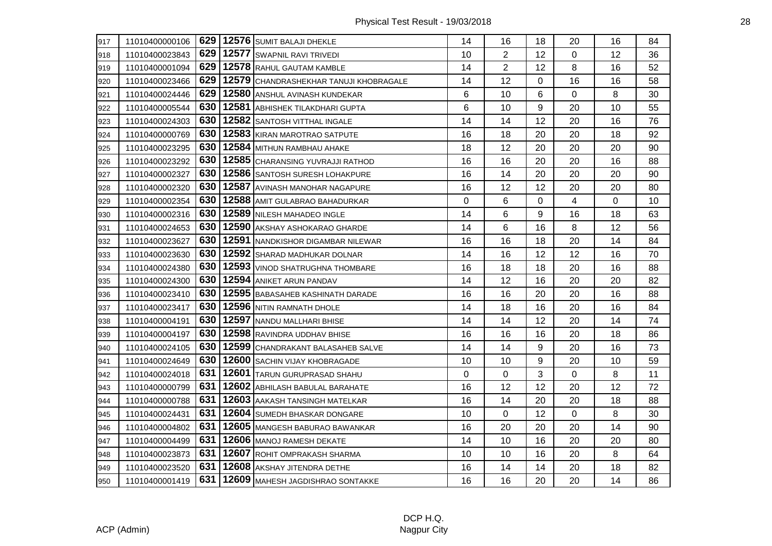## Physical Test Result - 19/03/2018

| | | | | | | | | | | |
|---|---|---|---|---|---|---|---|---|---|---|
| 917 | 11010400000106 | 629 | 12576 | SUMIT BALAJI DHEKLE | 14 | 16 | 18 | 20 | 16 | 84 |
| 918 | 11010400023843 | 629 | 12577 | SWAPNIL RAVI TRIVEDI | 10 | 2 | 12 | 0 | 12 | 36 |
| 919 | 11010400001094 | 629 | 12578 | RAHUL GAUTAM KAMBLE | 14 | 2 | 12 | 8 | 16 | 52 |
| 920 | 11010400023466 | 629 | 12579 | CHANDRASHEKHAR TANUJI KHOBRAGALE | 14 | 12 | 0 | 16 | 16 | 58 |
| 921 | 11010400024446 | 629 | 12580 | ANSHUL AVINASH KUNDEKAR | 6 | 10 | 6 | 0 | 8 | 30 |
| 922 | 11010400005544 | 630 | 12581 | ABHISHEK TILAKDHARI GUPTA | 6 | 10 | 9 | 20 | 10 | 55 |
| 923 | 11010400024303 | 630 | 12582 | SANTOSH VITTHAL INGALE | 14 | 14 | 12 | 20 | 16 | 76 |
| 924 | 11010400000769 | 630 | 12583 | KIRAN MAROTRAO SATPUTE | 16 | 18 | 20 | 20 | 18 | 92 |
| 925 | 11010400023295 | 630 | 12584 | MITHUN RAMBHAU AHAKE | 18 | 12 | 20 | 20 | 20 | 90 |
| 926 | 11010400023292 | 630 | 12585 | CHARANSING YUVRAJJI RATHOD | 16 | 16 | 20 | 20 | 16 | 88 |
| 927 | 11010400002327 | 630 | 12586 | SANTOSH SURESH LOHAKPURE | 16 | 14 | 20 | 20 | 20 | 90 |
| 928 | 11010400002320 | 630 | 12587 | AVINASH MANOHAR NAGAPURE | 16 | 12 | 12 | 20 | 20 | 80 |
| 929 | 11010400002354 | 630 | 12588 | AMIT GULABRAO BAHADURKAR | 0 | 6 | 0 | 4 | 0 | 10 |
| 930 | 11010400002316 | 630 | 12589 | NILESH MAHADEO INGLE | 14 | 6 | 9 | 16 | 18 | 63 |
| 931 | 11010400024653 | 630 | 12590 | AKSHAY ASHOKARAO GHARDE | 14 | 6 | 16 | 8 | 12 | 56 |
| 932 | 11010400023627 | 630 | 12591 | NANDKISHOR DIGAMBAR NILEWAR | 16 | 16 | 18 | 20 | 14 | 84 |
| 933 | 11010400023630 | 630 | 12592 | SHARAD MADHUKAR DOLNAR | 14 | 16 | 12 | 12 | 16 | 70 |
| 934 | 11010400024380 | 630 | 12593 | VINOD SHATRUGHNA THOMBARE | 16 | 18 | 18 | 20 | 16 | 88 |
| 935 | 11010400024300 | 630 | 12594 | ANIKET ARUN PANDAV | 14 | 12 | 16 | 20 | 20 | 82 |
| 936 | 11010400023410 | 630 | 12595 | BABASAHEB KASHINATH DARADE | 16 | 16 | 20 | 20 | 16 | 88 |
| 937 | 11010400023417 | 630 | 12596 | NITIN RAMNATH DHOLE | 14 | 18 | 16 | 20 | 16 | 84 |
| 938 | 11010400004191 | 630 | 12597 | NANDU MALLHARI BHISE | 14 | 14 | 12 | 20 | 14 | 74 |
| 939 | 11010400004197 | 630 | 12598 | RAVINDRA UDDHAV BHISE | 16 | 16 | 16 | 20 | 18 | 86 |
| 940 | 11010400024105 | 630 | 12599 | CHANDRAKANT BALASAHEB SALVE | 14 | 14 | 9 | 20 | 16 | 73 |
| 941 | 11010400024649 | 630 | 12600 | SACHIN VIJAY KHOBRAGADE | 10 | 10 | 9 | 20 | 10 | 59 |
| 942 | 11010400024018 | 631 | 12601 | TARUN GURUPRASAD SHAHU | 0 | 0 | 3 | 0 | 8 | 11 |
| 943 | 11010400000799 | 631 | 12602 | ABHILASH BABULAL BARAHATE | 16 | 12 | 12 | 20 | 12 | 72 |
| 944 | 11010400000788 | 631 | 12603 | AAKASH TANSINGH MATELKAR | 16 | 14 | 20 | 20 | 18 | 88 |
| 945 | 11010400024431 | 631 | 12604 | SUMEDH BHASKAR DONGARE | 10 | 0 | 12 | 0 | 8 | 30 |
| 946 | 11010400004802 | 631 | 12605 | MANGESH BABURAO BAWANKAR | 16 | 20 | 20 | 20 | 14 | 90 |
| 947 | 11010400004499 | 631 | 12606 | MANOJ RAMESH DEKATE | 14 | 10 | 16 | 20 | 20 | 80 |
| 948 | 11010400023873 | 631 | 12607 | ROHIT OMPRAKASH SHARMA | 10 | 10 | 16 | 20 | 8 | 64 |
| 949 | 11010400023520 | 631 | 12608 | AKSHAY JITENDRA DETHE | 16 | 14 | 14 | 20 | 18 | 82 |
| 950 | 11010400001419 | 631 | 12609 | MAHESH JAGDISHRAO SONTAKKE | 16 | 16 | 20 | 20 | 14 | 86 |

ACP (Admin)

DCP H.Q.
Nagpur City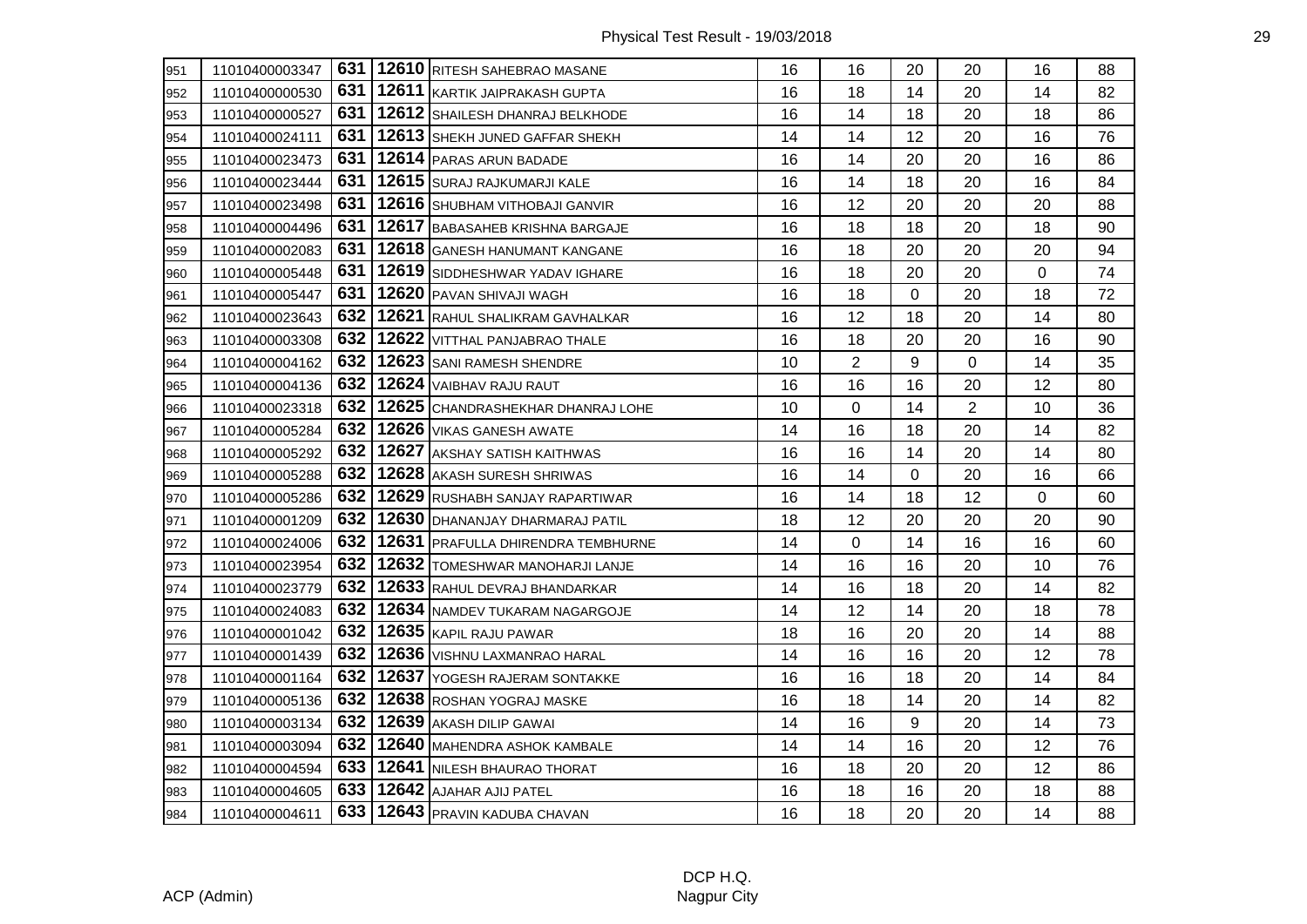| 951 | 11010400003347 | 631 | 12610 | RITESH SAHEBRAO MASANE | 16 | 16 | 20 | 20 | 16 | 88 |
|---|---|---|---|---|---|---|---|---|---|---|
| 952 | 11010400000530 | 631 | 12611 | KARTIK JAIPRAKASH GUPTA | 16 | 18 | 14 | 20 | 14 | 82 |
| 953 | 11010400000527 | 631 | 12612 | SHAILESH DHANRAJ BELKHODE | 16 | 14 | 18 | 20 | 18 | 86 |
| 954 | 11010400024111 | 631 | 12613 | SHEKH JUNED GAFFAR SHEKH | 14 | 14 | 12 | 20 | 16 | 76 |
| 955 | 11010400023473 | 631 | 12614 | PARAS ARUN BADADE | 16 | 14 | 20 | 20 | 16 | 86 |
| 956 | 11010400023444 | 631 | 12615 | SURAJ RAJKUMARJI KALE | 16 | 14 | 18 | 20 | 16 | 84 |
| 957 | 11010400023498 | 631 | 12616 | SHUBHAM VITHOBAJI GANVIR | 16 | 12 | 20 | 20 | 20 | 88 |
| 958 | 11010400004496 | 631 | 12617 | BABASAHEB KRISHNA BARGAJE | 16 | 18 | 18 | 20 | 18 | 90 |
| 959 | 11010400002083 | 631 | 12618 | GANESH HANUMANT KANGANE | 16 | 18 | 20 | 20 | 20 | 94 |
| 960 | 11010400005448 | 631 | 12619 | SIDDHESHWAR YADAV IGHARE | 16 | 18 | 20 | 20 | 0 | 74 |
| 961 | 11010400005447 | 631 | 12620 | PAVAN SHIVAJI WAGH | 16 | 18 | 0 | 20 | 18 | 72 |
| 962 | 11010400023643 | 632 | 12621 | RAHUL SHALIKRAM GAVHALKAR | 16 | 12 | 18 | 20 | 14 | 80 |
| 963 | 11010400003308 | 632 | 12622 | VITTHAL PANJABRAO THALE | 16 | 18 | 20 | 20 | 16 | 90 |
| 964 | 11010400004162 | 632 | 12623 | SANI RAMESH SHENDRE | 10 | 2 | 9 | 0 | 14 | 35 |
| 965 | 11010400004136 | 632 | 12624 | VAIBHAV RAJU RAUT | 16 | 16 | 16 | 20 | 12 | 80 |
| 966 | 11010400023318 | 632 | 12625 | CHANDRASHEKHAR DHANRAJ LOHE | 10 | 0 | 14 | 2 | 10 | 36 |
| 967 | 11010400005284 | 632 | 12626 | VIKAS GANESH AWATE | 14 | 16 | 18 | 20 | 14 | 82 |
| 968 | 11010400005292 | 632 | 12627 | AKSHAY SATISH KAITHWAS | 16 | 16 | 14 | 20 | 14 | 80 |
| 969 | 11010400005288 | 632 | 12628 | AKASH SURESH SHRIWAS | 16 | 14 | 0 | 20 | 16 | 66 |
| 970 | 11010400005286 | 632 | 12629 | RUSHABH SANJAY RAPARTIWAR | 16 | 14 | 18 | 12 | 0 | 60 |
| 971 | 11010400001209 | 632 | 12630 | DHANANJAY DHARMARAJ PATIL | 18 | 12 | 20 | 20 | 20 | 90 |
| 972 | 11010400024006 | 632 | 12631 | PRAFULLA DHIRENDRA TEMBHURNE | 14 | 0 | 14 | 16 | 16 | 60 |
| 973 | 11010400023954 | 632 | 12632 | TOMESHWAR MANOHARJI LANJE | 14 | 16 | 16 | 20 | 10 | 76 |
| 974 | 11010400023779 | 632 | 12633 | RAHUL DEVRAJ BHANDARKAR | 14 | 16 | 18 | 20 | 14 | 82 |
| 975 | 11010400024083 | 632 | 12634 | NAMDEV TUKARAM NAGARGOJE | 14 | 12 | 14 | 20 | 18 | 78 |
| 976 | 11010400001042 | 632 | 12635 | KAPIL RAJU PAWAR | 18 | 16 | 20 | 20 | 14 | 88 |
| 977 | 11010400001439 | 632 | 12636 | VISHNU LAXMANRAO HARAL | 14 | 16 | 16 | 20 | 12 | 78 |
| 978 | 11010400001164 | 632 | 12637 | YOGESH RAJERAM SONTAKKE | 16 | 16 | 18 | 20 | 14 | 84 |
| 979 | 11010400005136 | 632 | 12638 | ROSHAN YOGRAJ MASKE | 16 | 18 | 14 | 20 | 14 | 82 |
| 980 | 11010400003134 | 632 | 12639 | AKASH DILIP GAWAI | 14 | 16 | 9 | 20 | 14 | 73 |
| 981 | 11010400003094 | 632 | 12640 | MAHENDRA ASHOK KAMBALE | 14 | 14 | 16 | 20 | 12 | 76 |
| 982 | 11010400004594 | 633 | 12641 | NILESH BHAURAO THORAT | 16 | 18 | 20 | 20 | 12 | 86 |
| 983 | 11010400004605 | 633 | 12642 | AJAHAR AJIJ PATEL | 16 | 18 | 16 | 20 | 18 | 88 |
| 984 | 11010400004611 | 633 | 12643 | PRAVIN KADUBA CHAVAN | 16 | 18 | 20 | 20 | 14 | 88 |

ACP (Admin)

DCP H.Q.
Nagpur City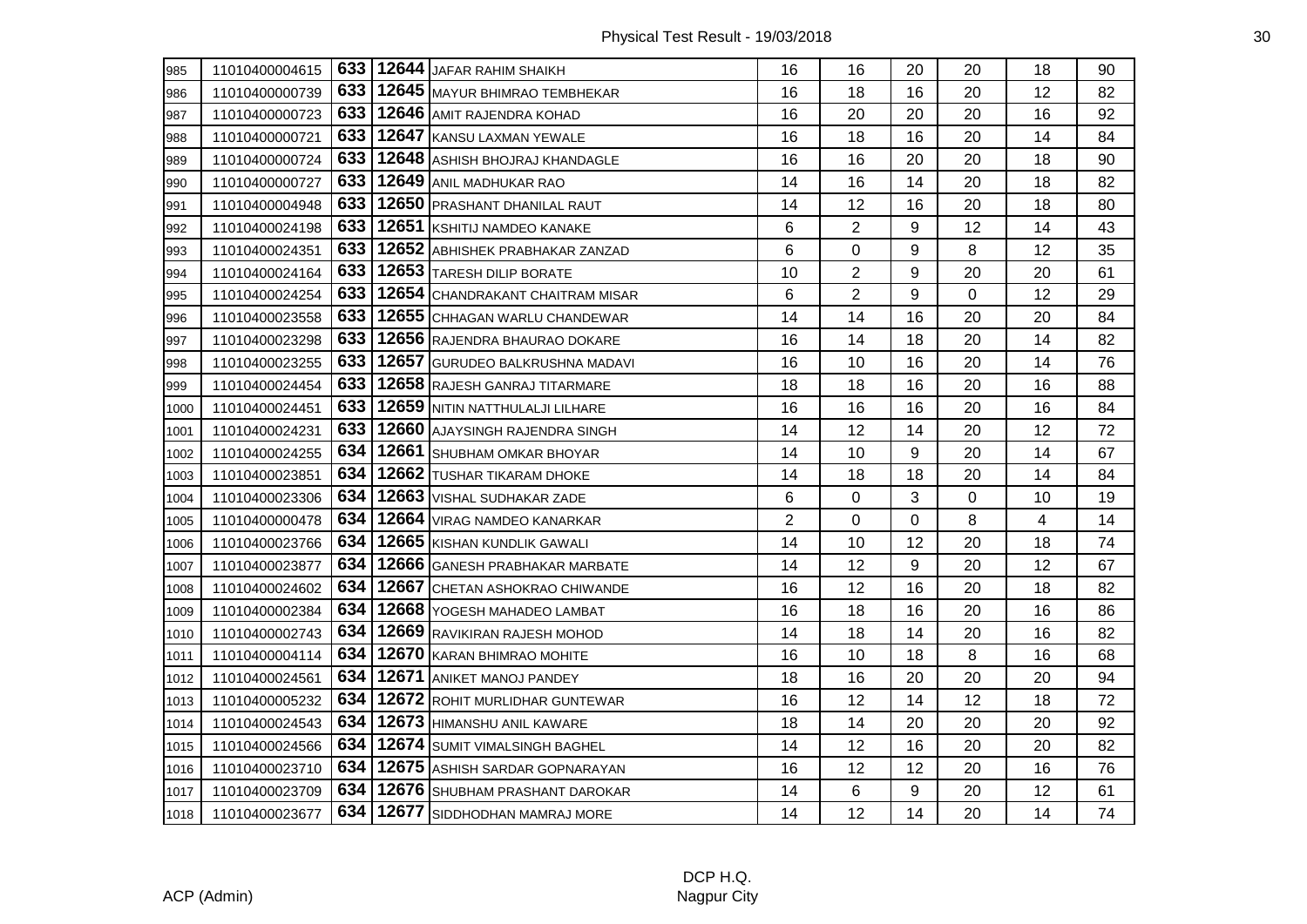| 985 | 11010400004615 | 633 | **12644** | JAFAR RAHIM SHAIKH | 16 | 16 | 20 | 20 | 18 | 90 |
|---|---|---|---|---|---|---|---|---|---|---|
| 986 | 11010400000739 | 633 | **12645** | MAYUR BHIMRAO TEMBHEKAR | 16 | 18 | 16 | 20 | 12 | 82 |
| 987 | 11010400000723 | 633 | **12646** | AMIT RAJENDRA KOHAD | 16 | 20 | 20 | 20 | 16 | 92 |
| 988 | 11010400000721 | 633 | **12647** | KANSU LAXMAN YEWALE | 16 | 18 | 16 | 20 | 14 | 84 |
| 989 | 11010400000724 | 633 | **12648** | ASHISH BHOJRAJ KHANDAGLE | 16 | 16 | 20 | 20 | 18 | 90 |
| 990 | 11010400000727 | 633 | **12649** | ANIL MADHUKAR RAO | 14 | 16 | 14 | 20 | 18 | 82 |
| 991 | 11010400004948 | 633 | **12650** | PRASHANT DHANILAL RAUT | 14 | 12 | 16 | 20 | 18 | 80 |
| 992 | 11010400024198 | 633 | **12651** | KSHITIJ NAMDEO KANAKE | 6 | 2 | 9 | 12 | 14 | 43 |
| 993 | 11010400024351 | 633 | **12652** | ABHISHEK PRABHAKAR ZANZAD | 6 | 0 | 9 | 8 | 12 | 35 |
| 994 | 11010400024164 | 633 | **12653** | TARESH DILIP BORATE | 10 | 2 | 9 | 20 | 20 | 61 |
| 995 | 11010400024254 | 633 | **12654** | CHANDRAKANT CHAITRAM MISAR | 6 | 2 | 9 | 0 | 12 | 29 |
| 996 | 11010400023558 | 633 | **12655** | CHHAGAN WARLU CHANDEWAR | 14 | 14 | 16 | 20 | 20 | 84 |
| 997 | 11010400023298 | 633 | **12656** | RAJENDRA BHAURAO DOKARE | 16 | 14 | 18 | 20 | 14 | 82 |
| 998 | 11010400023255 | 633 | **12657** | GURUDEO BALKRUSHNA MADAVI | 16 | 10 | 16 | 20 | 14 | 76 |
| 999 | 11010400024454 | 633 | **12658** | RAJESH GANRAJ TITARMARE | 18 | 18 | 16 | 20 | 16 | 88 |
| 1000 | 11010400024451 | 633 | **12659** | NITIN NATTHULALJI LILHARE | 16 | 16 | 16 | 20 | 16 | 84 |
| 1001 | 11010400024231 | 633 | **12660** | AJAYSINGH RAJENDRA SINGH | 14 | 12 | 14 | 20 | 12 | 72 |
| 1002 | 11010400024255 | 634 | **12661** | SHUBHAM OMKAR BHOYAR | 14 | 10 | 9 | 20 | 14 | 67 |
| 1003 | 11010400023851 | 634 | **12662** | TUSHAR TIKARAM DHOKE | 14 | 18 | 18 | 20 | 14 | 84 |
| 1004 | 11010400023306 | 634 | **12663** | VISHAL SUDHAKAR ZADE | 6 | 0 | 3 | 0 | 10 | 19 |
| 1005 | 11010400000478 | 634 | **12664** | VIRAG NAMDEO KANARKAR | 2 | 0 | 0 | 8 | 4 | 14 |
| 1006 | 11010400023766 | 634 | **12665** | KISHAN KUNDLIK GAWALI | 14 | 10 | 12 | 20 | 18 | 74 |
| 1007 | 11010400023877 | 634 | **12666** | GANESH PRABHAKAR MARBATE | 14 | 12 | 9 | 20 | 12 | 67 |
| 1008 | 11010400024602 | 634 | **12667** | CHETAN ASHOKRAO CHIWANDE | 16 | 12 | 16 | 20 | 18 | 82 |
| 1009 | 11010400002384 | 634 | **12668** | YOGESH MAHADEO LAMBAT | 16 | 18 | 16 | 20 | 16 | 86 |
| 1010 | 11010400002743 | 634 | **12669** | RAVIKIRAN RAJESH MOHOD | 14 | 18 | 14 | 20 | 16 | 82 |
| 1011 | 11010400004114 | 634 | **12670** | KARAN BHIMRAO MOHITE | 16 | 10 | 18 | 8 | 16 | 68 |
| 1012 | 11010400024561 | 634 | **12671** | ANIKET MANOJ PANDEY | 18 | 16 | 20 | 20 | 20 | 94 |
| 1013 | 11010400005232 | 634 | **12672** | ROHIT MURLIDHAR GUNTEWAR | 16 | 12 | 14 | 12 | 18 | 72 |
| 1014 | 11010400024543 | 634 | **12673** | HIMANSHU ANIL KAWARE | 18 | 14 | 20 | 20 | 20 | 92 |
| 1015 | 11010400024566 | 634 | **12674** | SUMIT VIMALSINGH BAGHEL | 14 | 12 | 16 | 20 | 20 | 82 |
| 1016 | 11010400023710 | 634 | **12675** | ASHISH SARDAR GOPNARAYAN | 16 | 12 | 12 | 20 | 16 | 76 |
| 1017 | 11010400023709 | 634 | **12676** | SHUBHAM PRASHANT DAROKAR | 14 | 6 | 9 | 20 | 12 | 61 |
| 1018 | 11010400023677 | 634 | **12677** | SIDDHODHAN MAMRAJ MORE | 14 | 12 | 14 | 20 | 14 | 74 |

ACP (Admin)

DCP H.Q.
Nagpur City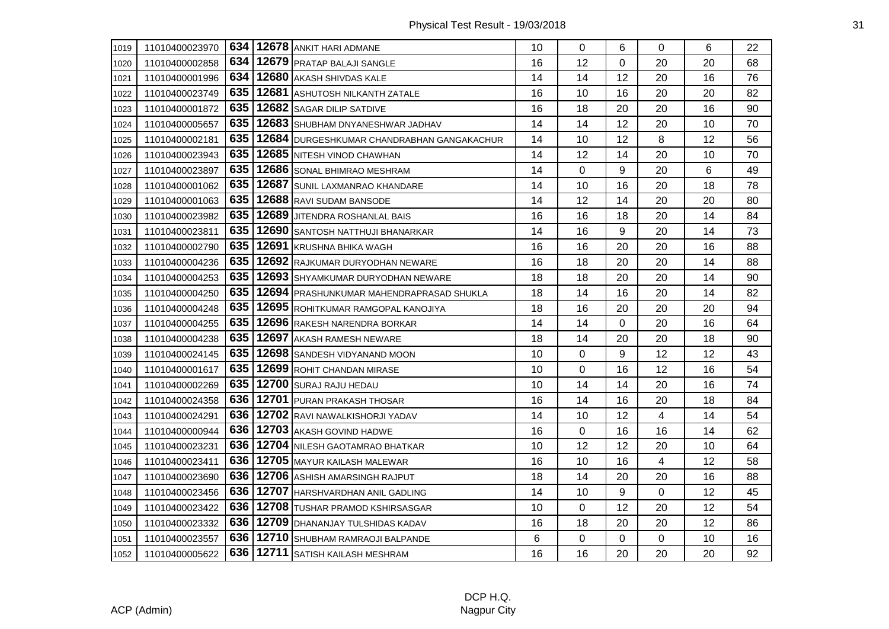Physical Test Result - 19/03/2018

| | | | | | | | | | | |
|---|---|---|---|---|---|---|---|---|---|---|
| 1019 | 11010400023970 | **634** | **12678** | ANKIT HARI ADMANE | 10 | 0 | 6 | 0 | 6 | 22 |
| 1020 | 11010400002858 | **634** | **12679** | PRATAP BALAJI SANGLE | 16 | 12 | 0 | 20 | 20 | 68 |
| 1021 | 11010400001996 | **634** | **12680** | AKASH SHIVDAS KALE | 14 | 14 | 12 | 20 | 16 | 76 |
| 1022 | 11010400023749 | **635** | **12681** | ASHUTOSH NILKANTH ZATALE | 16 | 10 | 16 | 20 | 20 | 82 |
| 1023 | 11010400001872 | **635** | **12682** | SAGAR DILIP SATDIVE | 16 | 18 | 20 | 20 | 16 | 90 |
| 1024 | 11010400005657 | **635** | **12683** | SHUBHAM DNYANESHWAR JADHAV | 14 | 14 | 12 | 20 | 10 | 70 |
| 1025 | 11010400002181 | **635** | **12684** | DURGESHKUMAR CHANDRABHAN GANGAKACHUR | 14 | 10 | 12 | 8 | 12 | 56 |
| 1026 | 11010400023943 | **635** | **12685** | NITESH VINOD CHAWHAN | 14 | 12 | 14 | 20 | 10 | 70 |
| 1027 | 11010400023897 | **635** | **12686** | SONAL BHIMRAO MESHRAM | 14 | 0 | 9 | 20 | 6 | 49 |
| 1028 | 11010400001062 | **635** | **12687** | SUNIL LAXMANRAO KHANDARE | 14 | 10 | 16 | 20 | 18 | 78 |
| 1029 | 11010400001063 | **635** | **12688** | RAVI SUDAM BANSODE | 14 | 12 | 14 | 20 | 20 | 80 |
| 1030 | 11010400023982 | **635** | **12689** | JITENDRA ROSHANLAL BAIS | 16 | 16 | 18 | 20 | 14 | 84 |
| 1031 | 11010400023811 | **635** | **12690** | SANTOSH NATTHUJI BHANARKAR | 14 | 16 | 9 | 20 | 14 | 73 |
| 1032 | 11010400002790 | **635** | **12691** | KRUSHNA BHIKA WAGH | 16 | 16 | 20 | 20 | 16 | 88 |
| 1033 | 11010400004236 | **635** | **12692** | RAJKUMAR DURYODHAN NEWARE | 16 | 18 | 20 | 20 | 14 | 88 |
| 1034 | 11010400004253 | **635** | **12693** | SHYAMKUMAR DURYODHAN NEWARE | 18 | 18 | 20 | 20 | 14 | 90 |
| 1035 | 11010400004250 | **635** | **12694** | PRASHUNKUMAR MAHENDRAPRASAD SHUKLA | 18 | 14 | 16 | 20 | 14 | 82 |
| 1036 | 11010400004248 | **635** | **12695** | ROHITKUMAR RAMGOPAL KANOJIYA | 18 | 16 | 20 | 20 | 20 | 94 |
| 1037 | 11010400004255 | **635** | **12696** | RAKESH NARENDRA BORKAR | 14 | 14 | 0 | 20 | 16 | 64 |
| 1038 | 11010400004238 | **635** | **12697** | AKASH RAMESH NEWARE | 18 | 14 | 20 | 20 | 18 | 90 |
| 1039 | 11010400024145 | **635** | **12698** | SANDESH VIDYANAND MOON | 10 | 0 | 9 | 12 | 12 | 43 |
| 1040 | 11010400001617 | **635** | **12699** | ROHIT CHANDAN MIRASE | 10 | 0 | 16 | 12 | 16 | 54 |
| 1041 | 11010400002269 | **635** | **12700** | SURAJ RAJU HEDAU | 10 | 14 | 14 | 20 | 16 | 74 |
| 1042 | 11010400024358 | **636** | **12701** | PURAN PRAKASH THOSAR | 16 | 14 | 16 | 20 | 18 | 84 |
| 1043 | 11010400024291 | **636** | **12702** | RAVI NAWALKISHORJI YADAV | 14 | 10 | 12 | 4 | 14 | 54 |
| 1044 | 11010400000944 | **636** | **12703** | AKASH GOVIND HADWE | 16 | 0 | 16 | 16 | 14 | 62 |
| 1045 | 11010400023231 | **636** | **12704** | NILESH GAOTAMRAO BHATKAR | 10 | 12 | 12 | 20 | 10 | 64 |
| 1046 | 11010400023411 | **636** | **12705** | MAYUR KAILASH MALEWAR | 16 | 10 | 16 | 4 | 12 | 58 |
| 1047 | 11010400023690 | **636** | **12706** | ASHISH AMARSINGH RAJPUT | 18 | 14 | 20 | 20 | 16 | 88 |
| 1048 | 11010400023456 | **636** | **12707** | HARSHVARDHAN ANIL GADLING | 14 | 10 | 9 | 0 | 12 | 45 |
| 1049 | 11010400023422 | **636** | **12708** | TUSHAR PRAMOD KSHIRSASGAR | 10 | 0 | 12 | 20 | 12 | 54 |
| 1050 | 11010400023332 | **636** | **12709** | DHANANJAY TULSHIDAS KADAV | 16 | 18 | 20 | 20 | 12 | 86 |
| 1051 | 11010400023557 | **636** | **12710** | SHUBHAM RAMRAOJI BALPANDE | 6 | 0 | 0 | 0 | 10 | 16 |
| 1052 | 11010400005622 | **636** | **12711** | SATISH KAILASH MESHRAM | 16 | 16 | 20 | 20 | 20 | 92 |

ACP (Admin)

DCP H.Q.
Nagpur City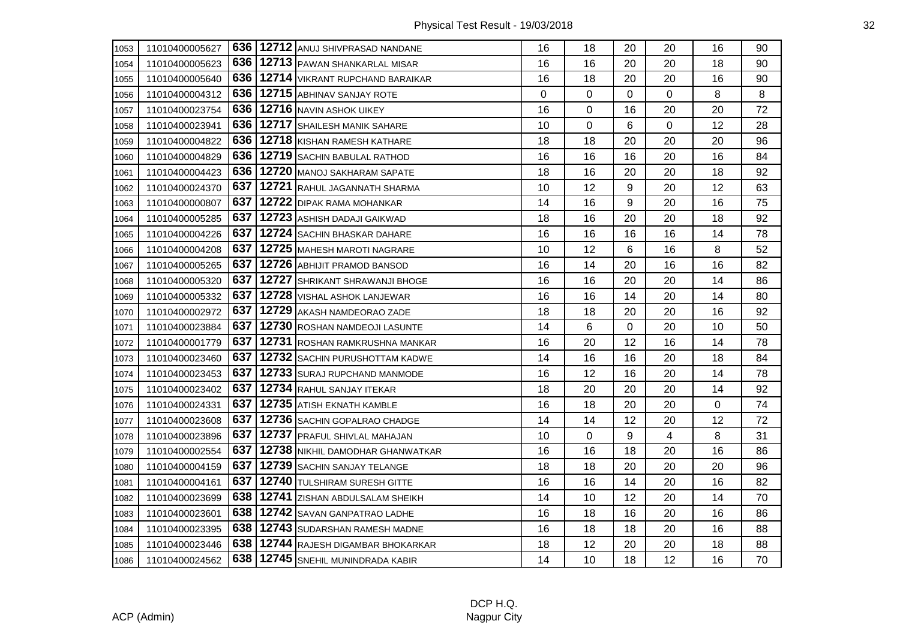| | | | | | | | | | | |
|---|---|---|---|---|---|---|---|---|---|---|
| 1053 | 11010400005627 | 636 | 12712 | ANUJ SHIVPRASAD NANDANE | 16 | 18 | 20 | 20 | 16 | 90 |
| 1054 | 11010400005623 | 636 | 12713 | PAWAN SHANKARLAL MISAR | 16 | 16 | 20 | 20 | 18 | 90 |
| 1055 | 11010400005640 | 636 | 12714 | VIKRANT RUPCHAND BARAIKAR | 16 | 18 | 20 | 20 | 16 | 90 |
| 1056 | 11010400004312 | 636 | 12715 | ABHINAV SANJAY ROTE | 0 | 0 | 0 | 0 | 8 | 8 |
| 1057 | 11010400023754 | 636 | 12716 | NAVIN ASHOK UIKEY | 16 | 0 | 16 | 20 | 20 | 72 |
| 1058 | 11010400023941 | 636 | 12717 | SHAILESH MANIK SAHARE | 10 | 0 | 6 | 0 | 12 | 28 |
| 1059 | 11010400004822 | 636 | 12718 | KISHAN RAMESH KATHARE | 18 | 18 | 20 | 20 | 20 | 96 |
| 1060 | 11010400004829 | 636 | 12719 | SACHIN BABULAL RATHOD | 16 | 16 | 16 | 20 | 16 | 84 |
| 1061 | 11010400004423 | 636 | 12720 | MANOJ SAKHARAM SAPATE | 18 | 16 | 20 | 20 | 18 | 92 |
| 1062 | 11010400024370 | 637 | 12721 | RAHUL JAGANNATH SHARMA | 10 | 12 | 9 | 20 | 12 | 63 |
| 1063 | 11010400000807 | 637 | 12722 | DIPAK RAMA MOHANKAR | 14 | 16 | 9 | 20 | 16 | 75 |
| 1064 | 11010400005285 | 637 | 12723 | ASHISH DADAJI GAIKWAD | 18 | 16 | 20 | 20 | 18 | 92 |
| 1065 | 11010400004226 | 637 | 12724 | SACHIN BHASKAR DAHARE | 16 | 16 | 16 | 16 | 14 | 78 |
| 1066 | 11010400004208 | 637 | 12725 | MAHESH MAROTI NAGRARE | 10 | 12 | 6 | 16 | 8 | 52 |
| 1067 | 11010400005265 | 637 | 12726 | ABHIJIT PRAMOD BANSOD | 16 | 14 | 20 | 16 | 16 | 82 |
| 1068 | 11010400005320 | 637 | 12727 | SHRIKANT SHRAWANJI BHOGE | 16 | 16 | 20 | 20 | 14 | 86 |
| 1069 | 11010400005332 | 637 | 12728 | VISHAL ASHOK LANJEWAR | 16 | 16 | 14 | 20 | 14 | 80 |
| 1070 | 11010400002972 | 637 | 12729 | AKASH NAMDEORAO ZADE | 18 | 18 | 20 | 20 | 16 | 92 |
| 1071 | 11010400023884 | 637 | 12730 | ROSHAN NAMDEOJI LASUNTE | 14 | 6 | 0 | 20 | 10 | 50 |
| 1072 | 11010400001779 | 637 | 12731 | ROSHAN RAMKRUSHNA MANKAR | 16 | 20 | 12 | 16 | 14 | 78 |
| 1073 | 11010400023460 | 637 | 12732 | SACHIN PURUSHOTTAM KADWE | 14 | 16 | 16 | 20 | 18 | 84 |
| 1074 | 11010400023453 | 637 | 12733 | SURAJ RUPCHAND MANMODE | 16 | 12 | 16 | 20 | 14 | 78 |
| 1075 | 11010400023402 | 637 | 12734 | RAHUL SANJAY ITEKAR | 18 | 20 | 20 | 20 | 14 | 92 |
| 1076 | 11010400024331 | 637 | 12735 | ATISH EKNATH KAMBLE | 16 | 18 | 20 | 20 | 0 | 74 |
| 1077 | 11010400023608 | 637 | 12736 | SACHIN GOPALRAO CHADGE | 14 | 14 | 12 | 20 | 12 | 72 |
| 1078 | 11010400023896 | 637 | 12737 | PRAFUL SHIVLAL MAHAJAN | 10 | 0 | 9 | 4 | 8 | 31 |
| 1079 | 11010400002554 | 637 | 12738 | NIKHIL DAMODHAR GHANWATKAR | 16 | 16 | 18 | 20 | 16 | 86 |
| 1080 | 11010400004159 | 637 | 12739 | SACHIN SANJAY TELANGE | 18 | 18 | 20 | 20 | 20 | 96 |
| 1081 | 11010400004161 | 637 | 12740 | TULSHIRAM SURESH GITTE | 16 | 16 | 14 | 20 | 16 | 82 |
| 1082 | 11010400023699 | 638 | 12741 | ZISHAN ABDULSALAM SHEIKH | 14 | 10 | 12 | 20 | 14 | 70 |
| 1083 | 11010400023601 | 638 | 12742 | SAVAN GANPATRAO LADHE | 16 | 18 | 16 | 20 | 16 | 86 |
| 1084 | 11010400023395 | 638 | 12743 | SUDARSHAN RAMESH MADNE | 16 | 18 | 18 | 20 | 16 | 88 |
| 1085 | 11010400023446 | 638 | 12744 | RAJESH DIGAMBAR BHOKARKAR | 18 | 12 | 20 | 20 | 18 | 88 |
| 1086 | 11010400024562 | 638 | 12745 | SNEHIL MUNINDRADA KABIR | 14 | 10 | 18 | 12 | 16 | 70 |

ACP (Admin)

DCP H.Q.
Nagpur City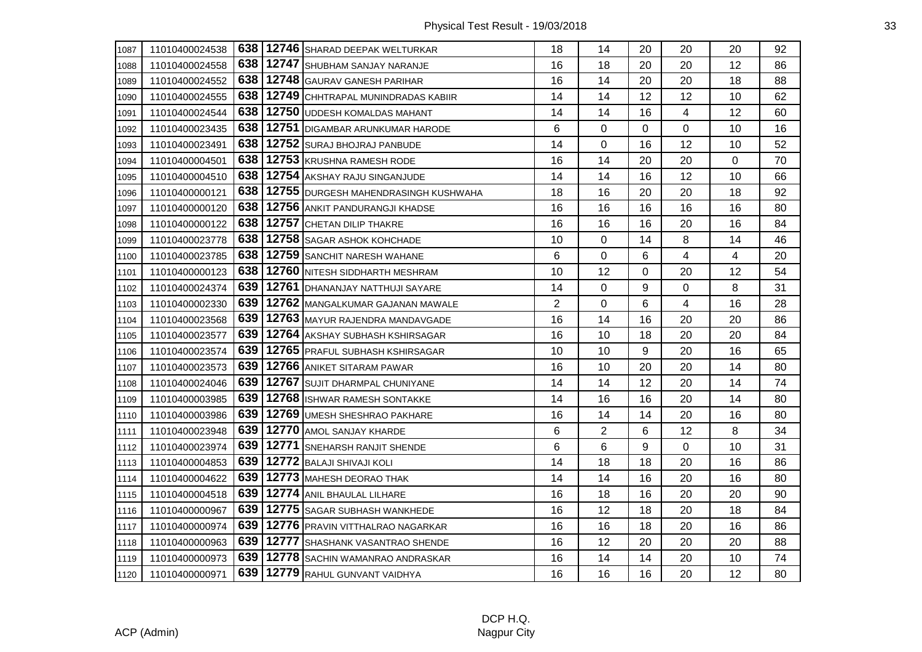| | | | | | | | | | | |
|---|---|---|---|---|---|---|---|---|---|---|
| 1087 | 11010400024538 | 638 | 12746 | SHARAD DEEPAK WELTURKAR | 18 | 14 | 20 | 20 | 20 | 92 |
| 1088 | 11010400024558 | 638 | 12747 | SHUBHAM SANJAY NARANJE | 16 | 18 | 20 | 20 | 12 | 86 |
| 1089 | 11010400024552 | 638 | 12748 | GAURAV GANESH PARIHAR | 16 | 14 | 20 | 20 | 18 | 88 |
| 1090 | 11010400024555 | 638 | 12749 | CHHTRAPAL MUNINDRADAS KABIIR | 14 | 14 | 12 | 12 | 10 | 62 |
| 1091 | 11010400024544 | 638 | 12750 | UDDESH KOMALDAS MAHANT | 14 | 14 | 16 | 4 | 12 | 60 |
| 1092 | 11010400023435 | 638 | 12751 | DIGAMBAR ARUNKUMAR HARODE | 6 | 0 | 0 | 0 | 10 | 16 |
| 1093 | 11010400023491 | 638 | 12752 | SURAJ BHOJRAJ PANBUDE | 14 | 0 | 16 | 12 | 10 | 52 |
| 1094 | 11010400004501 | 638 | 12753 | KRUSHNA RAMESH RODE | 16 | 14 | 20 | 20 | 0 | 70 |
| 1095 | 11010400004510 | 638 | 12754 | AKSHAY RAJU SINGANJUDE | 14 | 14 | 16 | 12 | 10 | 66 |
| 1096 | 11010400000121 | 638 | 12755 | DURGESH MAHENDRASINGH KUSHWAHA | 18 | 16 | 20 | 20 | 18 | 92 |
| 1097 | 11010400000120 | 638 | 12756 | ANKIT PANDURANGJI KHADSE | 16 | 16 | 16 | 16 | 16 | 80 |
| 1098 | 11010400000122 | 638 | 12757 | CHETAN DILIP THAKRE | 16 | 16 | 16 | 20 | 16 | 84 |
| 1099 | 11010400023778 | 638 | 12758 | SAGAR ASHOK KOHCHADE | 10 | 0 | 14 | 8 | 14 | 46 |
| 1100 | 11010400023785 | 638 | 12759 | SANCHIT NARESH WAHANE | 6 | 0 | 6 | 4 | 4 | 20 |
| 1101 | 11010400000123 | 638 | 12760 | NITESH SIDDHARTH MESHRAM | 10 | 12 | 0 | 20 | 12 | 54 |
| 1102 | 11010400024374 | 639 | 12761 | DHANANJAY NATTHUJI SAYARE | 14 | 0 | 9 | 0 | 8 | 31 |
| 1103 | 11010400002330 | 639 | 12762 | MANGALKUMAR GAJANAN MAWALE | 2 | 0 | 6 | 4 | 16 | 28 |
| 1104 | 11010400023568 | 639 | 12763 | MAYUR RAJENDRA MANDAVGADE | 16 | 14 | 16 | 20 | 20 | 86 |
| 1105 | 11010400023577 | 639 | 12764 | AKSHAY SUBHASH KSHIRSAGAR | 16 | 10 | 18 | 20 | 20 | 84 |
| 1106 | 11010400023574 | 639 | 12765 | PRAFUL SUBHASH KSHIRSAGAR | 10 | 10 | 9 | 20 | 16 | 65 |
| 1107 | 11010400023573 | 639 | 12766 | ANIKET SITARAM PAWAR | 16 | 10 | 20 | 20 | 14 | 80 |
| 1108 | 11010400024046 | 639 | 12767 | SUJIT DHARMPAL CHUNIYANE | 14 | 14 | 12 | 20 | 14 | 74 |
| 1109 | 11010400003985 | 639 | 12768 | ISHWAR RAMESH SONTAKKE | 14 | 16 | 16 | 20 | 14 | 80 |
| 1110 | 11010400003986 | 639 | 12769 | UMESH SHESHRAO PAKHARE | 16 | 14 | 14 | 20 | 16 | 80 |
| 1111 | 11010400023948 | 639 | 12770 | AMOL SANJAY KHARDE | 6 | 2 | 6 | 12 | 8 | 34 |
| 1112 | 11010400023974 | 639 | 12771 | SNEHARSH RANJIT SHENDE | 6 | 6 | 9 | 0 | 10 | 31 |
| 1113 | 11010400004853 | 639 | 12772 | BALAJI SHIVAJI KOLI | 14 | 18 | 18 | 20 | 16 | 86 |
| 1114 | 11010400004622 | 639 | 12773 | MAHESH DEORAO THAK | 14 | 14 | 16 | 20 | 16 | 80 |
| 1115 | 11010400004518 | 639 | 12774 | ANIL BHAULAL LILHARE | 16 | 18 | 16 | 20 | 20 | 90 |
| 1116 | 11010400000967 | 639 | 12775 | SAGAR SUBHASH WANKHEDE | 16 | 12 | 18 | 20 | 18 | 84 |
| 1117 | 11010400000974 | 639 | 12776 | PRAVIN VITTHALRAO NAGARKAR | 16 | 16 | 18 | 20 | 16 | 86 |
| 1118 | 11010400000963 | 639 | 12777 | SHASHANK VASANTRAO SHENDE | 16 | 12 | 20 | 20 | 20 | 88 |
| 1119 | 11010400000973 | 639 | 12778 | SACHIN WAMANRAO ANDRASKAR | 16 | 14 | 14 | 20 | 10 | 74 |
| 1120 | 11010400000971 | 639 | 12779 | RAHUL GUNVANT VAIDHYA | 16 | 16 | 16 | 20 | 12 | 80 |

ACP (Admin)

DCP H.Q.
Nagpur City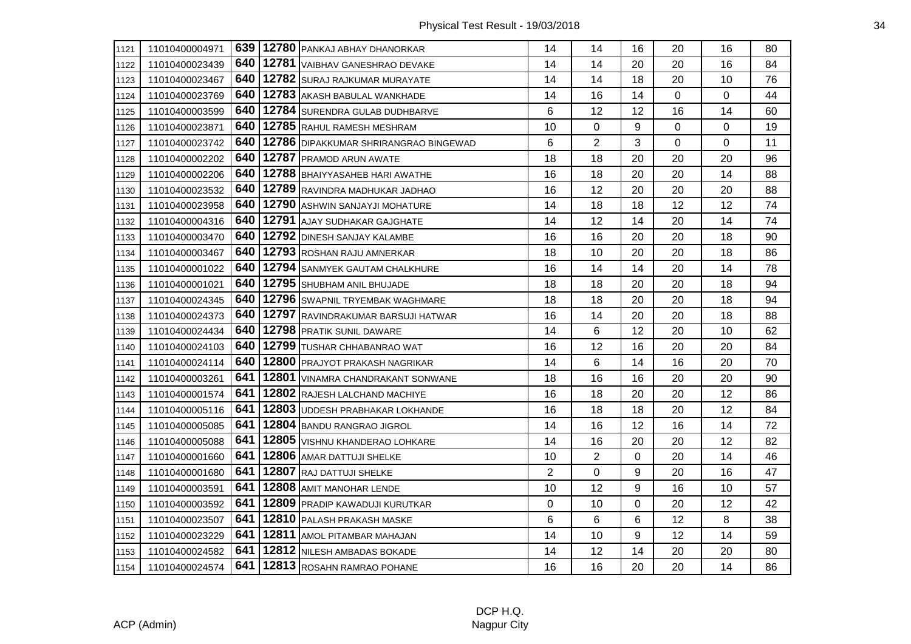| | | | | | | | | | | |
|---|---|---|---|---|---|---|---|---|---|---|
| 1121 | 11010400004971 | 639 | 12780 | PANKAJ ABHAY DHANORKAR | 14 | 14 | 16 | 20 | 16 | 80 |
| 1122 | 11010400023439 | 640 | 12781 | VAIBHAV GANESHRAO DEVAKE | 14 | 14 | 20 | 20 | 16 | 84 |
| 1123 | 11010400023467 | 640 | 12782 | SURAJ RAJKUMAR MURAYATE | 14 | 14 | 18 | 20 | 10 | 76 |
| 1124 | 11010400023769 | 640 | 12783 | AKASH BABULAL WANKHADE | 14 | 16 | 14 | 0 | 0 | 44 |
| 1125 | 11010400003599 | 640 | 12784 | SURENDRA GULAB DUDHBARVE | 6 | 12 | 12 | 16 | 14 | 60 |
| 1126 | 11010400023871 | 640 | 12785 | RAHUL RAMESH MESHRAM | 10 | 0 | 9 | 0 | 0 | 19 |
| 1127 | 11010400023742 | 640 | 12786 | DIPAKKUMAR SHRIRANGRAO BINGEWAD | 6 | 2 | 3 | 0 | 0 | 11 |
| 1128 | 11010400002202 | 640 | 12787 | PRAMOD ARUN AWATE | 18 | 18 | 20 | 20 | 20 | 96 |
| 1129 | 11010400002206 | 640 | 12788 | BHAIYYASAHEB HARI AWATHE | 16 | 18 | 20 | 20 | 14 | 88 |
| 1130 | 11010400023532 | 640 | 12789 | RAVINDRA MADHUKAR JADHAO | 16 | 12 | 20 | 20 | 20 | 88 |
| 1131 | 11010400023958 | 640 | 12790 | ASHWIN SANJAYJI MOHATURE | 14 | 18 | 18 | 12 | 12 | 74 |
| 1132 | 11010400004316 | 640 | 12791 | AJAY SUDHAKAR GAJGHATE | 14 | 12 | 14 | 20 | 14 | 74 |
| 1133 | 11010400003470 | 640 | 12792 | DINESH SANJAY KALAMBE | 16 | 16 | 20 | 20 | 18 | 90 |
| 1134 | 11010400003467 | 640 | 12793 | ROSHAN RAJU AMNERKAR | 18 | 10 | 20 | 20 | 18 | 86 |
| 1135 | 11010400001022 | 640 | 12794 | SANMYEK GAUTAM CHALKHURE | 16 | 14 | 14 | 20 | 14 | 78 |
| 1136 | 11010400001021 | 640 | 12795 | SHUBHAM ANIL BHUJADE | 18 | 18 | 20 | 20 | 18 | 94 |
| 1137 | 11010400024345 | 640 | 12796 | SWAPNIL TRYEMBAK WAGHMARE | 18 | 18 | 20 | 20 | 18 | 94 |
| 1138 | 11010400024373 | 640 | 12797 | RAVINDRAKUMAR BARSUJI HATWAR | 16 | 14 | 20 | 20 | 18 | 88 |
| 1139 | 11010400024434 | 640 | 12798 | PRATIK SUNIL DAWARE | 14 | 6 | 12 | 20 | 10 | 62 |
| 1140 | 11010400024103 | 640 | 12799 | TUSHAR CHHABANRAO WAT | 16 | 12 | 16 | 20 | 20 | 84 |
| 1141 | 11010400024114 | 640 | 12800 | PRAJYOT PRAKASH NAGRIKAR | 14 | 6 | 14 | 16 | 20 | 70 |
| 1142 | 11010400003261 | 641 | 12801 | VINAMRA CHANDRAKANT SONWANE | 18 | 16 | 16 | 20 | 20 | 90 |
| 1143 | 11010400001574 | 641 | 12802 | RAJESH LALCHAND MACHIYE | 16 | 18 | 20 | 20 | 12 | 86 |
| 1144 | 11010400005116 | 641 | 12803 | UDDESH PRABHAKAR LOKHANDE | 16 | 18 | 18 | 20 | 12 | 84 |
| 1145 | 11010400005085 | 641 | 12804 | BANDU RANGRAO JIGROL | 14 | 16 | 12 | 16 | 14 | 72 |
| 1146 | 11010400005088 | 641 | 12805 | VISHNU KHANDERAO LOHKARE | 14 | 16 | 20 | 20 | 12 | 82 |
| 1147 | 11010400001660 | 641 | 12806 | AMAR DATTUJI SHELKE | 10 | 2 | 0 | 20 | 14 | 46 |
| 1148 | 11010400001680 | 641 | 12807 | RAJ DATTUJI SHELKE | 2 | 0 | 9 | 20 | 16 | 47 |
| 1149 | 11010400003591 | 641 | 12808 | AMIT MANOHAR LENDE | 10 | 12 | 9 | 16 | 10 | 57 |
| 1150 | 11010400003592 | 641 | 12809 | PRADIP KAWADUJI KURUTKAR | 0 | 10 | 0 | 20 | 12 | 42 |
| 1151 | 11010400023507 | 641 | 12810 | PALASH PRAKASH MASKE | 6 | 6 | 6 | 12 | 8 | 38 |
| 1152 | 11010400023229 | 641 | 12811 | AMOL PITAMBAR MAHAJAN | 14 | 10 | 9 | 12 | 14 | 59 |
| 1153 | 11010400024582 | 641 | 12812 | NILESH AMBADAS BOKADE | 14 | 12 | 14 | 20 | 20 | 80 |
| 1154 | 11010400024574 | 641 | 12813 | ROSAHN RAMRAO POHANE | 16 | 16 | 20 | 20 | 14 | 86 |

ACP (Admin)

DCP H.Q.
Nagpur City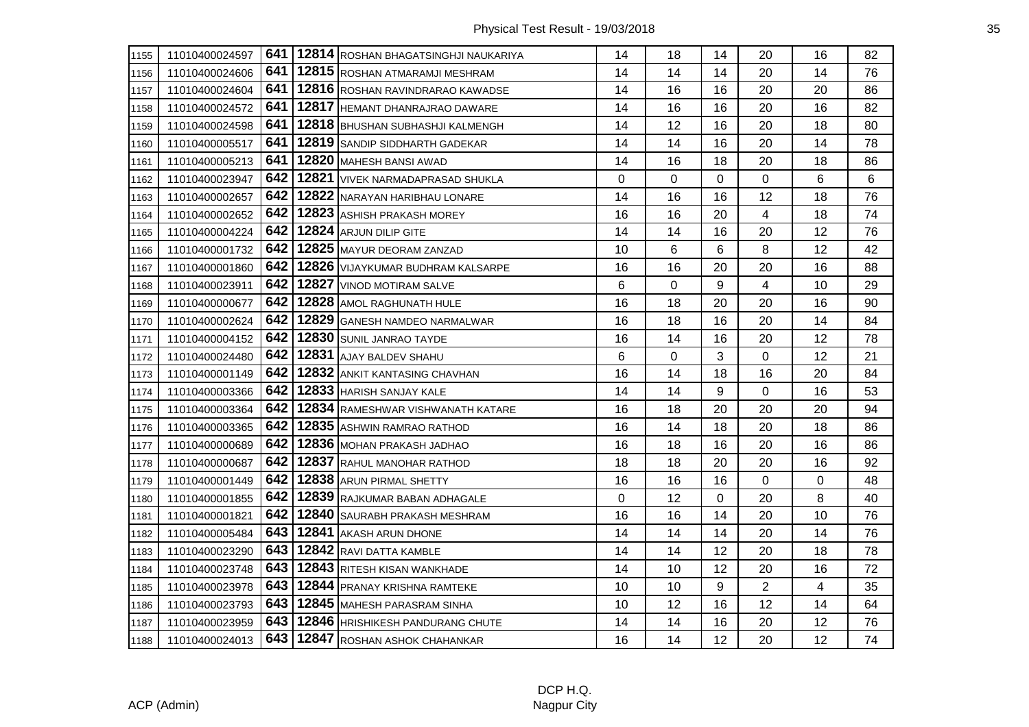| | | | | | | | | | | |
|---|---|---|---|---|---|---|---|---|---|---|
| 1155 | 11010400024597 | 641 | 12814 | ROSHAN BHAGATSINGHJI NAUKARIYA | 14 | 18 | 14 | 20 | 16 | 82 |
| 1156 | 11010400024606 | 641 | 12815 | ROSHAN ATMARAMJI MESHRAM | 14 | 14 | 14 | 20 | 14 | 76 |
| 1157 | 11010400024604 | 641 | 12816 | ROSHAN RAVINDRARAO KAWADSE | 14 | 16 | 16 | 20 | 20 | 86 |
| 1158 | 11010400024572 | 641 | 12817 | HEMANT DHANRAJRAO DAWARE | 14 | 16 | 16 | 20 | 16 | 82 |
| 1159 | 11010400024598 | 641 | 12818 | BHUSHAN SUBHASHJI KALMENGH | 14 | 12 | 16 | 20 | 18 | 80 |
| 1160 | 11010400005517 | 641 | 12819 | SANDIP SIDDHARTH GADEKAR | 14 | 14 | 16 | 20 | 14 | 78 |
| 1161 | 11010400005213 | 641 | 12820 | MAHESH BANSI AWAD | 14 | 16 | 18 | 20 | 18 | 86 |
| 1162 | 11010400023947 | 642 | 12821 | VIVEK NARMADAPRASAD SHUKLA | 0 | 0 | 0 | 0 | 6 | 6 |
| 1163 | 11010400002657 | 642 | 12822 | NARAYAN HARIBHAU LONARE | 14 | 16 | 16 | 12 | 18 | 76 |
| 1164 | 11010400002652 | 642 | 12823 | ASHISH PRAKASH MOREY | 16 | 16 | 20 | 4 | 18 | 74 |
| 1165 | 11010400004224 | 642 | 12824 | ARJUN DILIP GITE | 14 | 14 | 16 | 20 | 12 | 76 |
| 1166 | 11010400001732 | 642 | 12825 | MAYUR DEORAM ZANZAD | 10 | 6 | 6 | 8 | 12 | 42 |
| 1167 | 11010400001860 | 642 | 12826 | VIJAYKUMAR BUDHRAM KALSARPE | 16 | 16 | 20 | 20 | 16 | 88 |
| 1168 | 11010400023911 | 642 | 12827 | VINOD MOTIRAM SALVE | 6 | 0 | 9 | 4 | 10 | 29 |
| 1169 | 11010400000677 | 642 | 12828 | AMOL RAGHUNATH HULE | 16 | 18 | 20 | 20 | 16 | 90 |
| 1170 | 11010400002624 | 642 | 12829 | GANESH NAMDEO NARMALWAR | 16 | 18 | 16 | 20 | 14 | 84 |
| 1171 | 11010400004152 | 642 | 12830 | SUNIL JANRAO TAYDE | 16 | 14 | 16 | 20 | 12 | 78 |
| 1172 | 11010400024480 | 642 | 12831 | AJAY BALDEV SHAHU | 6 | 0 | 3 | 0 | 12 | 21 |
| 1173 | 11010400001149 | 642 | 12832 | ANKIT KANTASING CHAVHAN | 16 | 14 | 18 | 16 | 20 | 84 |
| 1174 | 11010400003366 | 642 | 12833 | HARISH SANJAY KALE | 14 | 14 | 9 | 0 | 16 | 53 |
| 1175 | 11010400003364 | 642 | 12834 | RAMESHWAR VISHWANATH KATARE | 16 | 18 | 20 | 20 | 20 | 94 |
| 1176 | 11010400003365 | 642 | 12835 | ASHWIN RAMRAO RATHOD | 16 | 14 | 18 | 20 | 18 | 86 |
| 1177 | 11010400000689 | 642 | 12836 | MOHAN PRAKASH JADHAO | 16 | 18 | 16 | 20 | 16 | 86 |
| 1178 | 11010400000687 | 642 | 12837 | RAHUL MANOHAR RATHOD | 18 | 18 | 20 | 20 | 16 | 92 |
| 1179 | 11010400001449 | 642 | 12838 | ARUN PIRMAL SHETTY | 16 | 16 | 16 | 0 | 0 | 48 |
| 1180 | 11010400001855 | 642 | 12839 | RAJKUMAR BABAN ADHAGALE | 0 | 12 | 0 | 20 | 8 | 40 |
| 1181 | 11010400001821 | 642 | 12840 | SAURABH PRAKASH MESHRAM | 16 | 16 | 14 | 20 | 10 | 76 |
| 1182 | 11010400005484 | 643 | 12841 | AKASH ARUN DHONE | 14 | 14 | 14 | 20 | 14 | 76 |
| 1183 | 11010400023290 | 643 | 12842 | RAVI DATTA KAMBLE | 14 | 14 | 12 | 20 | 18 | 78 |
| 1184 | 11010400023748 | 643 | 12843 | RITESH KISAN WANKHADE | 14 | 10 | 12 | 20 | 16 | 72 |
| 1185 | 11010400023978 | 643 | 12844 | PRANAY KRISHNA RAMTEKE | 10 | 10 | 9 | 2 | 4 | 35 |
| 1186 | 11010400023793 | 643 | 12845 | MAHESH PARASRAM SINHA | 10 | 12 | 16 | 12 | 14 | 64 |
| 1187 | 11010400023959 | 643 | 12846 | HRISHIKESH PANDURANG CHUTE | 14 | 14 | 16 | 20 | 12 | 76 |
| 1188 | 11010400024013 | 643 | 12847 | ROSHAN ASHOK CHAHANKAR | 16 | 14 | 12 | 20 | 12 | 74 |

ACP (Admin)

DCP H.Q.
Nagpur City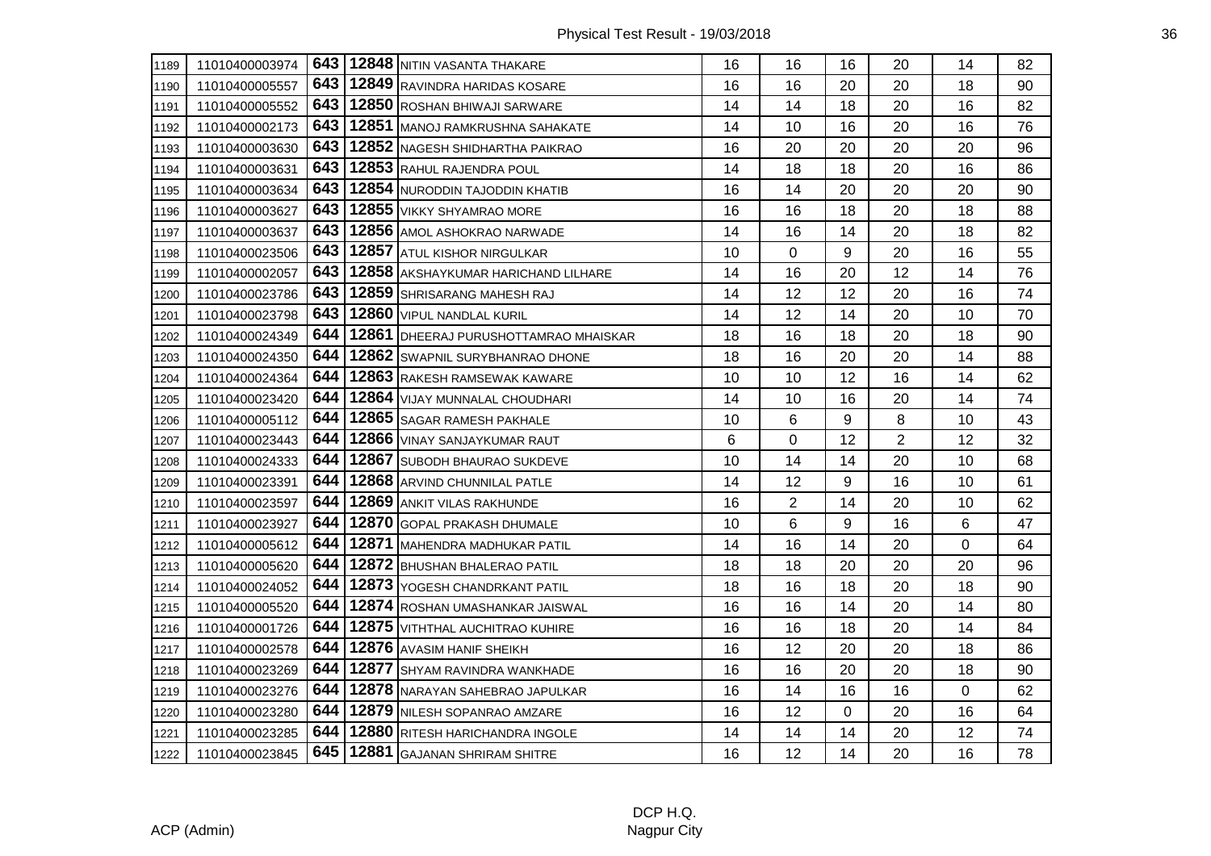| | | | | | | | | | | |
|---|---|---|---|---|---|---|---|---|---|---|
| 1189 | 11010400003974 | 643 | 12848 | NITIN VASANTA THAKARE | 16 | 16 | 16 | 20 | 14 | 82 |
| 1190 | 11010400005557 | 643 | 12849 | RAVINDRA HARIDAS KOSARE | 16 | 16 | 20 | 20 | 18 | 90 |
| 1191 | 11010400005552 | 643 | 12850 | ROSHAN BHIWAJI SARWARE | 14 | 14 | 18 | 20 | 16 | 82 |
| 1192 | 11010400002173 | 643 | 12851 | MANOJ RAMKRUSHNA SAHAKATE | 14 | 10 | 16 | 20 | 16 | 76 |
| 1193 | 11010400003630 | 643 | 12852 | NAGESH SHIDHARTHA PAIKRAO | 16 | 20 | 20 | 20 | 20 | 96 |
| 1194 | 11010400003631 | 643 | 12853 | RAHUL RAJENDRA POUL | 14 | 18 | 18 | 20 | 16 | 86 |
| 1195 | 11010400003634 | 643 | 12854 | NURODDIN TAJODDIN KHATIB | 16 | 14 | 20 | 20 | 20 | 90 |
| 1196 | 11010400003627 | 643 | 12855 | VIKKY SHYAMRAO MORE | 16 | 16 | 18 | 20 | 18 | 88 |
| 1197 | 11010400003637 | 643 | 12856 | AMOL ASHOKRAO NARWADE | 14 | 16 | 14 | 20 | 18 | 82 |
| 1198 | 11010400023506 | 643 | 12857 | ATUL KISHOR NIRGULKAR | 10 | 0 | 9 | 20 | 16 | 55 |
| 1199 | 11010400002057 | 643 | 12858 | AKSHAYKUMAR HARICHAND LILHARE | 14 | 16 | 20 | 12 | 14 | 76 |
| 1200 | 11010400023786 | 643 | 12859 | SHRISARANG MAHESH RAJ | 14 | 12 | 12 | 20 | 16 | 74 |
| 1201 | 11010400023798 | 643 | 12860 | VIPUL NANDLAL KURIL | 14 | 12 | 14 | 20 | 10 | 70 |
| 1202 | 11010400024349 | 644 | 12861 | DHEERAJ PURUSHOTTAMRAO MHAISKAR | 18 | 16 | 18 | 20 | 18 | 90 |
| 1203 | 11010400024350 | 644 | 12862 | SWAPNIL SURYBHANRAO DHONE | 18 | 16 | 20 | 20 | 14 | 88 |
| 1204 | 11010400024364 | 644 | 12863 | RAKESH RAMSEWAK KAWARE | 10 | 10 | 12 | 16 | 14 | 62 |
| 1205 | 11010400023420 | 644 | 12864 | VIJAY MUNNALAL CHOUDHARI | 14 | 10 | 16 | 20 | 14 | 74 |
| 1206 | 11010400005112 | 644 | 12865 | SAGAR RAMESH PAKHALE | 10 | 6 | 9 | 8 | 10 | 43 |
| 1207 | 11010400023443 | 644 | 12866 | VINAY SANJAYKUMAR RAUT | 6 | 0 | 12 | 2 | 12 | 32 |
| 1208 | 11010400024333 | 644 | 12867 | SUBODH BHAURAO SUKDEVE | 10 | 14 | 14 | 20 | 10 | 68 |
| 1209 | 11010400023391 | 644 | 12868 | ARVIND CHUNNILAL PATLE | 14 | 12 | 9 | 16 | 10 | 61 |
| 1210 | 11010400023597 | 644 | 12869 | ANKIT VILAS RAKHUNDE | 16 | 2 | 14 | 20 | 10 | 62 |
| 1211 | 11010400023927 | 644 | 12870 | GOPAL PRAKASH DHUMALE | 10 | 6 | 9 | 16 | 6 | 47 |
| 1212 | 11010400005612 | 644 | 12871 | MAHENDRA MADHUKAR PATIL | 14 | 16 | 14 | 20 | 0 | 64 |
| 1213 | 11010400005620 | 644 | 12872 | BHUSHAN BHALERAO PATIL | 18 | 18 | 20 | 20 | 20 | 96 |
| 1214 | 11010400024052 | 644 | 12873 | YOGESH CHANDRKANT PATIL | 18 | 16 | 18 | 20 | 18 | 90 |
| 1215 | 11010400005520 | 644 | 12874 | ROSHAN UMASHANKAR JAISWAL | 16 | 16 | 14 | 20 | 14 | 80 |
| 1216 | 11010400001726 | 644 | 12875 | VITHTHAL AUCHITRAO KUHIRE | 16 | 16 | 18 | 20 | 14 | 84 |
| 1217 | 11010400002578 | 644 | 12876 | AVASIM HANIF SHEIKH | 16 | 12 | 20 | 20 | 18 | 86 |
| 1218 | 11010400023269 | 644 | 12877 | SHYAM RAVINDRA WANKHADE | 16 | 16 | 20 | 20 | 18 | 90 |
| 1219 | 11010400023276 | 644 | 12878 | NARAYAN SAHEBRAO JAPULKAR | 16 | 14 | 16 | 16 | 0 | 62 |
| 1220 | 11010400023280 | 644 | 12879 | NILESH SOPANRAO AMZARE | 16 | 12 | 0 | 20 | 16 | 64 |
| 1221 | 11010400023285 | 644 | 12880 | RITESH HARICHANDRA INGOLE | 14 | 14 | 14 | 20 | 12 | 74 |
| 1222 | 11010400023845 | 645 | 12881 | GAJANAN SHRIRAM SHITRE | 16 | 12 | 14 | 20 | 16 | 78 |

ACP (Admin)

DCP H.Q.
Nagpur City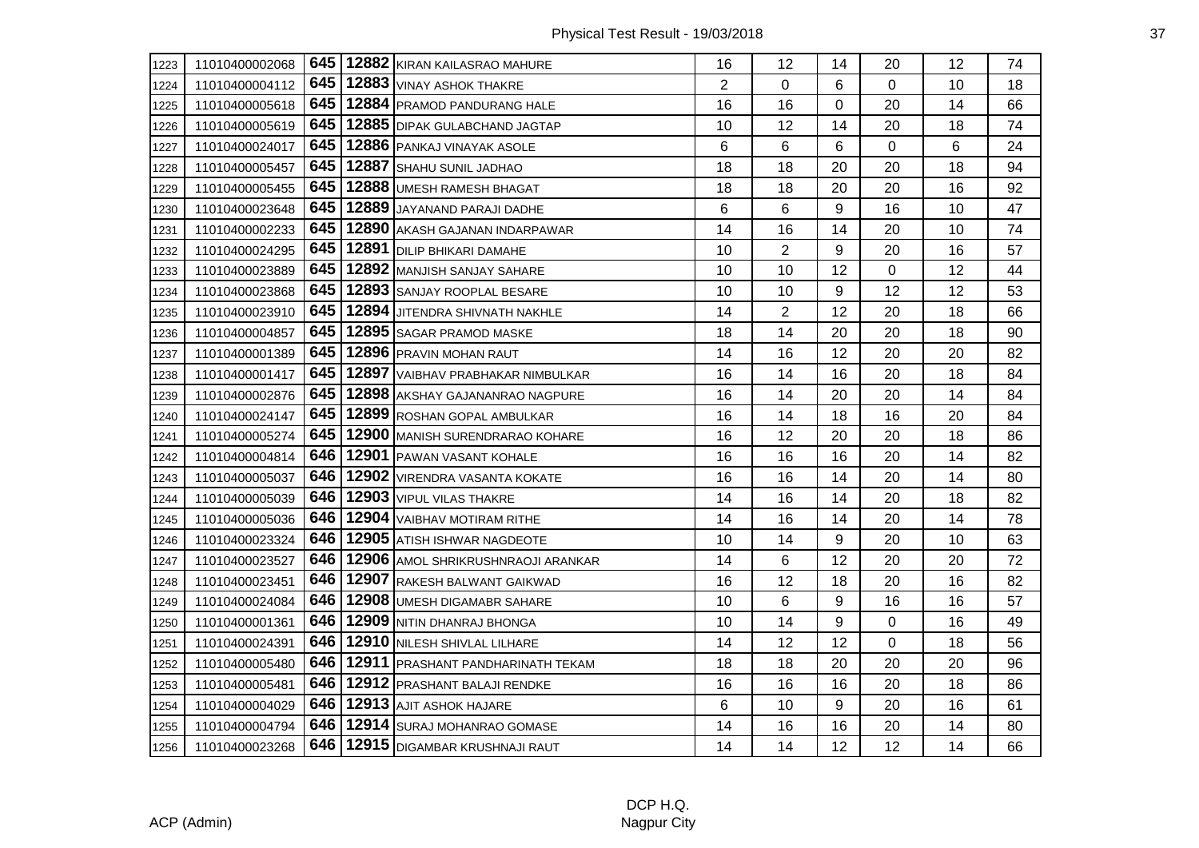| | | | | | | | | | | |
|---|---|---|---|---|---|---|---|---|---|---|
| 1223 | 11010400002068 | 645 | **12882** | KIRAN KAILASRAO MAHURE | 16 | 12 | 14 | 20 | 12 | 74 |
| 1224 | 11010400004112 | 645 | **12883** | VINAY ASHOK THAKRE | 2 | 0 | 6 | 0 | 10 | 18 |
| 1225 | 11010400005618 | 645 | **12884** | PRAMOD PANDURANG HALE | 16 | 16 | 0 | 20 | 14 | 66 |
| 1226 | 11010400005619 | 645 | **12885** | DIPAK GULABCHAND JAGTAP | 10 | 12 | 14 | 20 | 18 | 74 |
| 1227 | 11010400024017 | 645 | **12886** | PANKAJ VINAYAK ASOLE | 6 | 6 | 6 | 0 | 6 | 24 |
| 1228 | 11010400005457 | 645 | **12887** | SHAHU SUNIL JADHAO | 18 | 18 | 20 | 20 | 18 | 94 |
| 1229 | 11010400005455 | 645 | **12888** | UMESH RAMESH BHAGAT | 18 | 18 | 20 | 20 | 16 | 92 |
| 1230 | 11010400023648 | 645 | **12889** | JAYANAND PARAJI DADHE | 6 | 6 | 9 | 16 | 10 | 47 |
| 1231 | 11010400002233 | 645 | **12890** | AKASH GAJANAN INDARPAWAR | 14 | 16 | 14 | 20 | 10 | 74 |
| 1232 | 11010400024295 | 645 | **12891** | DILIP BHIKARI DAMAHE | 10 | 2 | 9 | 20 | 16 | 57 |
| 1233 | 11010400023889 | 645 | **12892** | MANJISH SANJAY SAHARE | 10 | 10 | 12 | 0 | 12 | 44 |
| 1234 | 11010400023868 | 645 | **12893** | SANJAY ROOPLAL BESARE | 10 | 10 | 9 | 12 | 12 | 53 |
| 1235 | 11010400023910 | 645 | **12894** | JITENDRA SHIVNATH NAKHLE | 14 | 2 | 12 | 20 | 18 | 66 |
| 1236 | 11010400004857 | 645 | **12895** | SAGAR PRAMOD MASKE | 18 | 14 | 20 | 20 | 18 | 90 |
| 1237 | 11010400001389 | 645 | **12896** | PRAVIN MOHAN RAUT | 14 | 16 | 12 | 20 | 20 | 82 |
| 1238 | 11010400001417 | 645 | **12897** | VAIBHAV PRABHAKAR NIMBULKAR | 16 | 14 | 16 | 20 | 18 | 84 |
| 1239 | 11010400002876 | 645 | **12898** | AKSHAY GAJANANRAO NAGPURE | 16 | 14 | 20 | 20 | 14 | 84 |
| 1240 | 11010400024147 | 645 | **12899** | ROSHAN GOPAL AMBULKAR | 16 | 14 | 18 | 16 | 20 | 84 |
| 1241 | 11010400005274 | 645 | **12900** | MANISH SURENDRARAO KOHARE | 16 | 12 | 20 | 20 | 18 | 86 |
| 1242 | 11010400004814 | 646 | **12901** | PAWAN VASANT KOHALE | 16 | 16 | 16 | 20 | 14 | 82 |
| 1243 | 11010400005037 | 646 | **12902** | VIRENDRA VASANTA KOKATE | 16 | 16 | 14 | 20 | 14 | 80 |
| 1244 | 11010400005039 | 646 | **12903** | VIPUL VILAS THAKRE | 14 | 16 | 14 | 20 | 18 | 82 |
| 1245 | 11010400005036 | 646 | **12904** | VAIBHAV MOTIRAM RITHE | 14 | 16 | 14 | 20 | 14 | 78 |
| 1246 | 11010400023324 | 646 | **12905** | ATISH ISHWAR NAGDEOTE | 10 | 14 | 9 | 20 | 10 | 63 |
| 1247 | 11010400023527 | 646 | **12906** | AMOL SHRIKRUSHNRAOJI ARANKAR | 14 | 6 | 12 | 20 | 20 | 72 |
| 1248 | 11010400023451 | 646 | **12907** | RAKESH BALWANT GAIKWAD | 16 | 12 | 18 | 20 | 16 | 82 |
| 1249 | 11010400024084 | 646 | **12908** | UMESH DIGAMABR SAHARE | 10 | 6 | 9 | 16 | 16 | 57 |
| 1250 | 11010400001361 | 646 | **12909** | NITIN DHANRAJ BHONGA | 10 | 14 | 9 | 0 | 16 | 49 |
| 1251 | 11010400024391 | 646 | **12910** | NILESH SHIVLAL LILHARE | 14 | 12 | 12 | 0 | 18 | 56 |
| 1252 | 11010400005480 | 646 | **12911** | PRASHANT PANDHARINATH TEKAM | 18 | 18 | 20 | 20 | 20 | 96 |
| 1253 | 11010400005481 | 646 | **12912** | PRASHANT BALAJI RENDKE | 16 | 16 | 16 | 20 | 18 | 86 |
| 1254 | 11010400004029 | 646 | **12913** | AJIT ASHOK HAJARE | 6 | 10 | 9 | 20 | 16 | 61 |
| 1255 | 11010400004794 | 646 | **12914** | SURAJ MOHANRAO GOMASE | 14 | 16 | 16 | 20 | 14 | 80 |
| 1256 | 11010400023268 | 646 | **12915** | DIGAMBAR KRUSHNAJI RAUT | 14 | 14 | 12 | 12 | 14 | 66 |

ACP (Admin)

DCP H.Q.
Nagpur City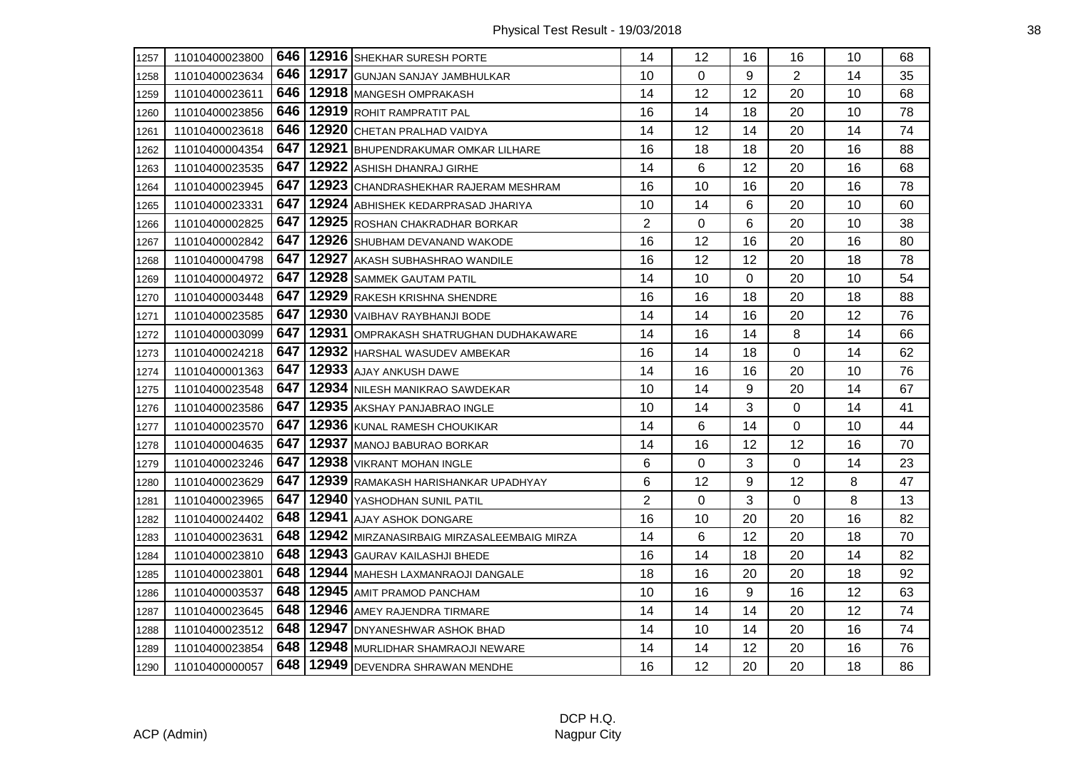| | | | | | | | | | | |
|---|---|---|---|---|---|---|---|---|---|---|
| 1257 | 11010400023800 | 646 | 12916 | SHEKHAR SURESH PORTE | 14 | 12 | 16 | 16 | 10 | 68 |
| 1258 | 11010400023634 | 646 | 12917 | GUNJAN SANJAY JAMBHULKAR | 10 | 0 | 9 | 2 | 14 | 35 |
| 1259 | 11010400023611 | 646 | 12918 | MANGESH OMPRAKASH | 14 | 12 | 12 | 20 | 10 | 68 |
| 1260 | 11010400023856 | 646 | 12919 | ROHIT RAMPRATIT PAL | 16 | 14 | 18 | 20 | 10 | 78 |
| 1261 | 11010400023618 | 646 | 12920 | CHETAN PRALHAD VAIDYA | 14 | 12 | 14 | 20 | 14 | 74 |
| 1262 | 11010400004354 | 647 | 12921 | BHUPENDRAKUMAR OMKAR LILHARE | 16 | 18 | 18 | 20 | 16 | 88 |
| 1263 | 11010400023535 | 647 | 12922 | ASHISH DHANRAJ GIRHE | 14 | 6 | 12 | 20 | 16 | 68 |
| 1264 | 11010400023945 | 647 | 12923 | CHANDRASHEKHAR RAJERAM MESHRAM | 16 | 10 | 16 | 20 | 16 | 78 |
| 1265 | 11010400023331 | 647 | 12924 | ABHISHEK KEDARPRASAD JHARIYA | 10 | 14 | 6 | 20 | 10 | 60 |
| 1266 | 11010400002825 | 647 | 12925 | ROSHAN CHAKRADHAR BORKAR | 2 | 0 | 6 | 20 | 10 | 38 |
| 1267 | 11010400002842 | 647 | 12926 | SHUBHAM DEVANAND WAKODE | 16 | 12 | 16 | 20 | 16 | 80 |
| 1268 | 11010400004798 | 647 | 12927 | AKASH SUBHASHRAO WANDILE | 16 | 12 | 12 | 20 | 18 | 78 |
| 1269 | 11010400004972 | 647 | 12928 | SAMMEK GAUTAM PATIL | 14 | 10 | 0 | 20 | 10 | 54 |
| 1270 | 11010400003448 | 647 | 12929 | RAKESH KRISHNA SHENDRE | 16 | 16 | 18 | 20 | 18 | 88 |
| 1271 | 11010400023585 | 647 | 12930 | VAIBHAV RAYBHANJI BODE | 14 | 14 | 16 | 20 | 12 | 76 |
| 1272 | 11010400003099 | 647 | 12931 | OMPRAKASH SHATRUGHAN DUDHAKAWARE | 14 | 16 | 14 | 8 | 14 | 66 |
| 1273 | 11010400024218 | 647 | 12932 | HARSHAL WASUDEV AMBEKAR | 16 | 14 | 18 | 0 | 14 | 62 |
| 1274 | 11010400001363 | 647 | 12933 | AJAY ANKUSH DAWE | 14 | 16 | 16 | 20 | 10 | 76 |
| 1275 | 11010400023548 | 647 | 12934 | NILESH MANIKRAO SAWDEKAR | 10 | 14 | 9 | 20 | 14 | 67 |
| 1276 | 11010400023586 | 647 | 12935 | AKSHAY PANJABRAO INGLE | 10 | 14 | 3 | 0 | 14 | 41 |
| 1277 | 11010400023570 | 647 | 12936 | KUNAL RAMESH CHOUKIKAR | 14 | 6 | 14 | 0 | 10 | 44 |
| 1278 | 11010400004635 | 647 | 12937 | MANOJ BABURAO BORKAR | 14 | 16 | 12 | 12 | 16 | 70 |
| 1279 | 11010400023246 | 647 | 12938 | VIKRANT MOHAN INGLE | 6 | 0 | 3 | 0 | 14 | 23 |
| 1280 | 11010400023629 | 647 | 12939 | RAMAKASH HARISHANKAR UPADHYAY | 6 | 12 | 9 | 12 | 8 | 47 |
| 1281 | 11010400023965 | 647 | 12940 | YASHODHAN SUNIL PATIL | 2 | 0 | 3 | 0 | 8 | 13 |
| 1282 | 11010400024402 | 648 | 12941 | AJAY ASHOK DONGARE | 16 | 10 | 20 | 20 | 16 | 82 |
| 1283 | 11010400023631 | 648 | 12942 | MIRZANASIRBAIG MIRZASALEEMBAIG MIRZA | 14 | 6 | 12 | 20 | 18 | 70 |
| 1284 | 11010400023810 | 648 | 12943 | GAURAV KAILASHJI BHEDE | 16 | 14 | 18 | 20 | 14 | 82 |
| 1285 | 11010400023801 | 648 | 12944 | MAHESH LAXMANRAOJI DANGALE | 18 | 16 | 20 | 20 | 18 | 92 |
| 1286 | 11010400003537 | 648 | 12945 | AMIT PRAMOD PANCHAM | 10 | 16 | 9 | 16 | 12 | 63 |
| 1287 | 11010400023645 | 648 | 12946 | AMEY RAJENDRA TIRMARE | 14 | 14 | 14 | 20 | 12 | 74 |
| 1288 | 11010400023512 | 648 | 12947 | DNYANESHWAR ASHOK BHAD | 14 | 10 | 14 | 20 | 16 | 74 |
| 1289 | 11010400023854 | 648 | 12948 | MURLIDHAR SHAMRAOJI NEWARE | 14 | 14 | 12 | 20 | 16 | 76 |
| 1290 | 11010400000057 | 648 | 12949 | DEVENDRA SHRAWAN MENDHE | 16 | 12 | 20 | 20 | 18 | 86 |

ACP (Admin)

DCP H.Q.
Nagpur City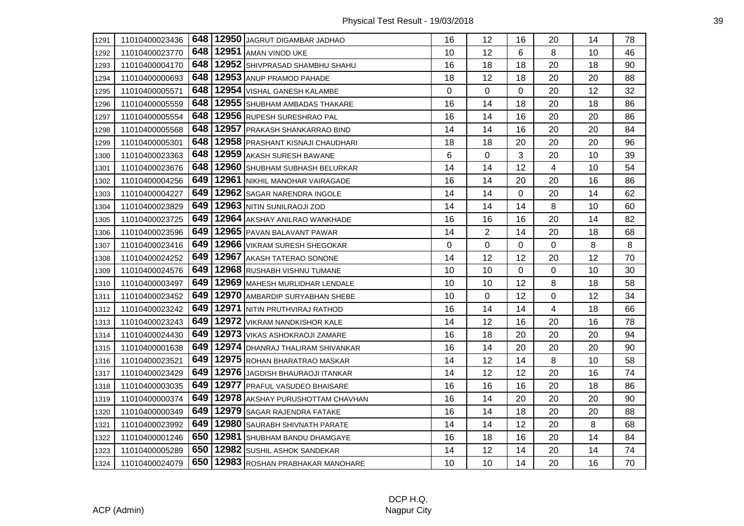| | | | | | | | | | | |
|---|---|---|---|---|---|---|---|---|---|---|
| 1291 | 11010400023436 | 648 | 12950 | JAGRUT DIGAMBAR JADHAO | 16 | 12 | 16 | 20 | 14 | 78 |
| 1292 | 11010400023770 | 648 | 12951 | AMAN VINOD UKE | 10 | 12 | 6 | 8 | 10 | 46 |
| 1293 | 11010400004170 | 648 | 12952 | SHIVPRASAD SHAMBHU SHAHU | 16 | 18 | 18 | 20 | 18 | 90 |
| 1294 | 11010400000693 | 648 | 12953 | ANUP PRAMOD PAHADE | 18 | 12 | 18 | 20 | 20 | 88 |
| 1295 | 11010400005571 | 648 | 12954 | VISHAL GANESH KALAMBE | 0 | 0 | 0 | 20 | 12 | 32 |
| 1296 | 11010400005559 | 648 | 12955 | SHUBHAM AMBADAS THAKARE | 16 | 14 | 18 | 20 | 18 | 86 |
| 1297 | 11010400005554 | 648 | 12956 | RUPESH SURESHRAO PAL | 16 | 14 | 16 | 20 | 20 | 86 |
| 1298 | 11010400005568 | 648 | 12957 | PRAKASH SHANKARRAO BIND | 14 | 14 | 16 | 20 | 20 | 84 |
| 1299 | 11010400005301 | 648 | 12958 | PRASHANT KISNAJI CHAUDHARI | 18 | 18 | 20 | 20 | 20 | 96 |
| 1300 | 11010400023363 | 648 | 12959 | AKASH SURESH BAWANE | 6 | 0 | 3 | 20 | 10 | 39 |
| 1301 | 11010400023676 | 648 | 12960 | SHUBHAM SUBHASH BELURKAR | 14 | 14 | 12 | 4 | 10 | 54 |
| 1302 | 11010400004256 | 649 | 12961 | NIKHIL MANOHAR VAIRAGADE | 16 | 14 | 20 | 20 | 16 | 86 |
| 1303 | 11010400004227 | 649 | 12962 | SAGAR NARENDRA INGOLE | 14 | 14 | 0 | 20 | 14 | 62 |
| 1304 | 11010400023829 | 649 | 12963 | NITIN SUNILRAOJI ZOD | 14 | 14 | 14 | 8 | 10 | 60 |
| 1305 | 11010400023725 | 649 | 12964 | AKSHAY ANILRAO WANKHADE | 16 | 16 | 16 | 20 | 14 | 82 |
| 1306 | 11010400023596 | 649 | 12965 | PAVAN BALAVANT PAWAR | 14 | 2 | 14 | 20 | 18 | 68 |
| 1307 | 11010400023416 | 649 | 12966 | VIKRAM SURESH SHEGOKAR | 0 | 0 | 0 | 0 | 8 | 8 |
| 1308 | 11010400024252 | 649 | 12967 | AKASH TATERAO SONONE | 14 | 12 | 12 | 20 | 12 | 70 |
| 1309 | 11010400024576 | 649 | 12968 | RUSHABH VISHNU TUMANE | 10 | 10 | 0 | 0 | 10 | 30 |
| 1310 | 11010400003497 | 649 | 12969 | MAHESH MURLIDHAR LENDALE | 10 | 10 | 12 | 8 | 18 | 58 |
| 1311 | 11010400023452 | 649 | 12970 | AMBARDIP SURYABHAN SHEBE | 10 | 0 | 12 | 0 | 12 | 34 |
| 1312 | 11010400023242 | 649 | 12971 | NITIN PRUTHVIRAJ RATHOD | 16 | 14 | 14 | 4 | 18 | 66 |
| 1313 | 11010400023243 | 649 | 12972 | VIKRAM NANDKISHOR KALE | 14 | 12 | 16 | 20 | 16 | 78 |
| 1314 | 11010400024430 | 649 | 12973 | VIKAS ASHOKRAOJI ZAMARE | 16 | 18 | 20 | 20 | 20 | 94 |
| 1315 | 11010400001638 | 649 | 12974 | DHANRAJ THALIRAM SHIVANKAR | 16 | 14 | 20 | 20 | 20 | 90 |
| 1316 | 11010400023521 | 649 | 12975 | ROHAN BHARATRAO MASKAR | 14 | 12 | 14 | 8 | 10 | 58 |
| 1317 | 11010400023429 | 649 | 12976 | JAGDISH BHAURAOJI ITANKAR | 14 | 12 | 12 | 20 | 16 | 74 |
| 1318 | 11010400003035 | 649 | 12977 | PRAFUL VASUDEO BHAISARE | 16 | 16 | 16 | 20 | 18 | 86 |
| 1319 | 11010400000374 | 649 | 12978 | AKSHAY PURUSHOTTAM CHAVHAN | 16 | 14 | 20 | 20 | 20 | 90 |
| 1320 | 11010400000349 | 649 | 12979 | SAGAR RAJENDRA FATAKE | 16 | 14 | 18 | 20 | 20 | 88 |
| 1321 | 11010400023992 | 649 | 12980 | SAURABH SHIVNATH PARATE | 14 | 14 | 12 | 20 | 8 | 68 |
| 1322 | 11010400001246 | 650 | 12981 | SHUBHAM BANDU DHAMGAYE | 16 | 18 | 16 | 20 | 14 | 84 |
| 1323 | 11010400005289 | 650 | 12982 | SUSHIL ASHOK SANDEKAR | 14 | 12 | 14 | 20 | 14 | 74 |
| 1324 | 11010400024079 | 650 | 12983 | ROSHAN PRABHAKAR MANOHARE | 10 | 10 | 14 | 20 | 16 | 70 |

ACP (Admin)

DCP H.Q.
Nagpur City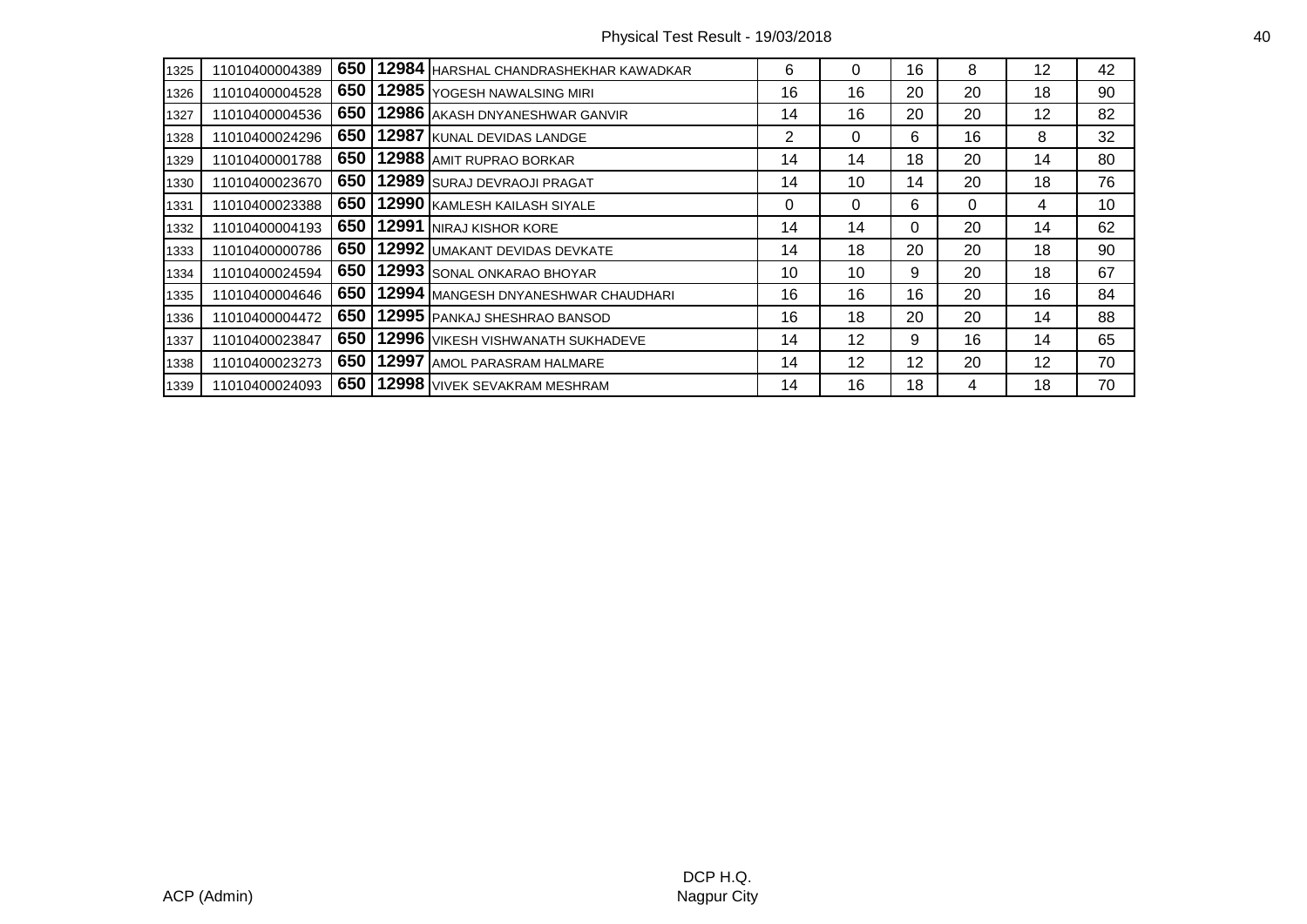| | | | | | | | | | | |
|---|---|---|---|---|---|---|---|---|---|---|
| 1325 | 11010400004389 | **650** | **12984** | HARSHAL CHANDRASHEKHAR KAWADKAR | 6 | 0 | 16 | 8 | 12 | 42 |
| 1326 | 11010400004528 | **650** | **12985** | YOGESH NAWALSING MIRI | 16 | 16 | 20 | 20 | 18 | 90 |
| 1327 | 11010400004536 | **650** | **12986** | AKASH DNYANESHWAR GANVIR | 14 | 16 | 20 | 20 | 12 | 82 |
| 1328 | 11010400024296 | **650** | **12987** | KUNAL DEVIDAS LANDGE | 2 | 0 | 6 | 16 | 8 | 32 |
| 1329 | 11010400001788 | **650** | **12988** | AMIT RUPRAO BORKAR | 14 | 14 | 18 | 20 | 14 | 80 |
| 1330 | 11010400023670 | **650** | **12989** | SURAJ DEVRAOJI PRAGAT | 14 | 10 | 14 | 20 | 18 | 76 |
| 1331 | 11010400023388 | **650** | **12990** | KAMLESH KAILASH SIYALE | 0 | 0 | 6 | 0 | 4 | 10 |
| 1332 | 11010400004193 | **650** | **12991** | NIRAJ KISHOR KORE | 14 | 14 | 0 | 20 | 14 | 62 |
| 1333 | 11010400000786 | **650** | **12992** | UMAKANT DEVIDAS DEVKATE | 14 | 18 | 20 | 20 | 18 | 90 |
| 1334 | 11010400024594 | **650** | **12993** | SONAL ONKARAO BHOYAR | 10 | 10 | 9 | 20 | 18 | 67 |
| 1335 | 11010400004646 | **650** | **12994** | MANGESH DNYANESHWAR CHAUDHARI | 16 | 16 | 16 | 20 | 16 | 84 |
| 1336 | 11010400004472 | **650** | **12995** | PANKAJ SHESHRAO BANSOD | 16 | 18 | 20 | 20 | 14 | 88 |
| 1337 | 11010400023847 | **650** | **12996** | VIKESH VISHWANATH SUKHADEVE | 14 | 12 | 9 | 16 | 14 | 65 |
| 1338 | 11010400023273 | **650** | **12997** | AMOL PARASRAM HALMARE | 14 | 12 | 12 | 20 | 12 | 70 |
| 1339 | 11010400024093 | **650** | **12998** | VIVEK SEVAKRAM MESHRAM | 14 | 16 | 18 | 4 | 18 | 70 |

ACP (Admin)

DCP H.Q.
Nagpur City